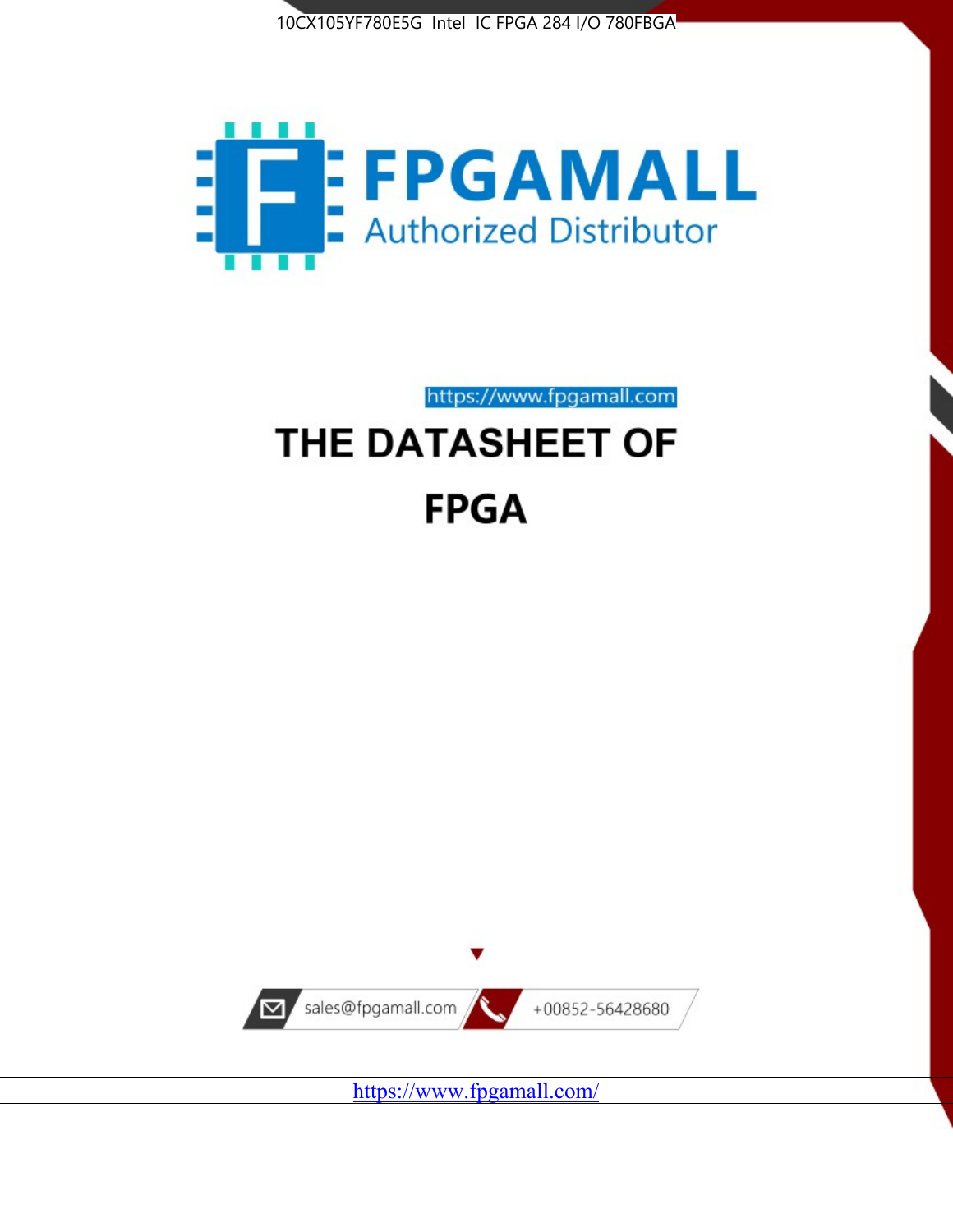10CX105YF780E5G Intel IC FPGA 284 I/O 780FBGA

FPGAMALL

Authorized Distributor

https://www.fpgamall.com

# THE DATASHEET OF

# FPGA

sales@fpgamall.com

+00852-56428680

https://www.fpgamall.com/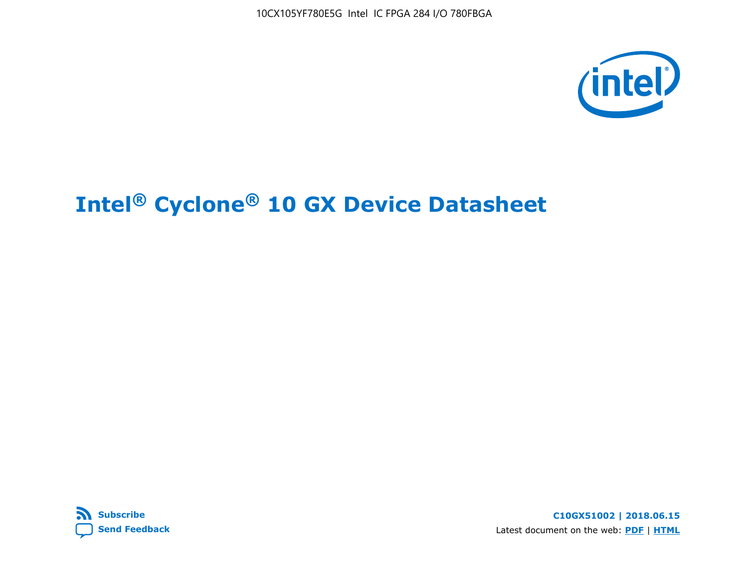# Intel® Cyclone® 10 GX Device Datasheet

Subscribe

Send Feedback

**C10GX51002 | 2018.06.15**

Latest document on the web: **PDF** | **HTML**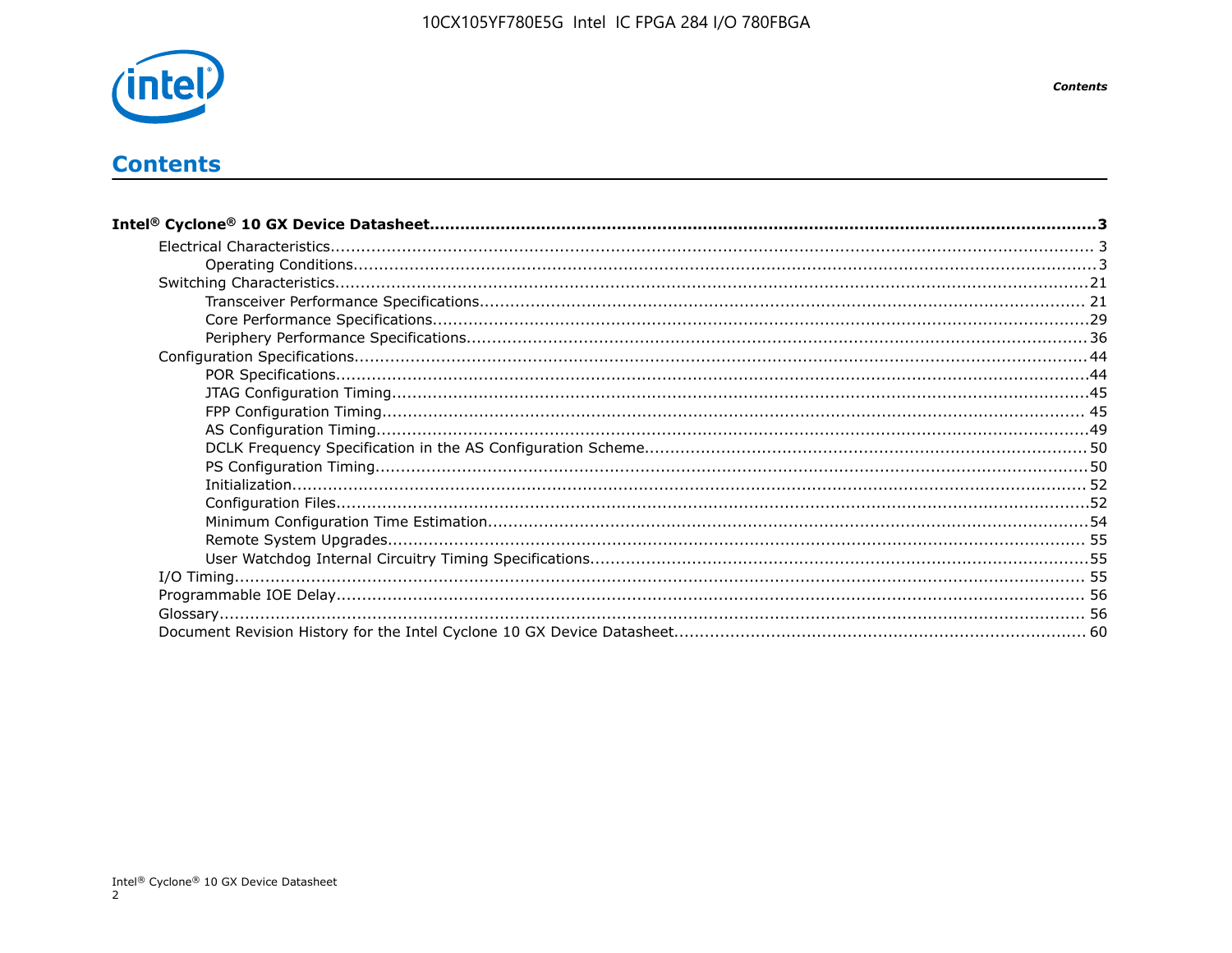# Contents

**Intel® Cyclone® 10 GX Device Datasheet....3**

- Electrical Characteristics....3
  - Operating Conditions....3
- Switching Characteristics....21
  - Transceiver Performance Specifications....21
  - Core Performance Specifications....29
  - Periphery Performance Specifications....36
- Configuration Specifications....44
  - POR Specifications....44
  - JTAG Configuration Timing....45
  - FPP Configuration Timing....45
  - AS Configuration Timing....49
  - DCLK Frequency Specification in the AS Configuration Scheme....50
  - PS Configuration Timing....50
  - Initialization....52
  - Configuration Files....52
  - Minimum Configuration Time Estimation....54
  - Remote System Upgrades....55
  - User Watchdog Internal Circuitry Timing Specifications....55
- I/O Timing....55
- Programmable IOE Delay....56
- Glossary....56
- Document Revision History for the Intel Cyclone 10 GX Device Datasheet....60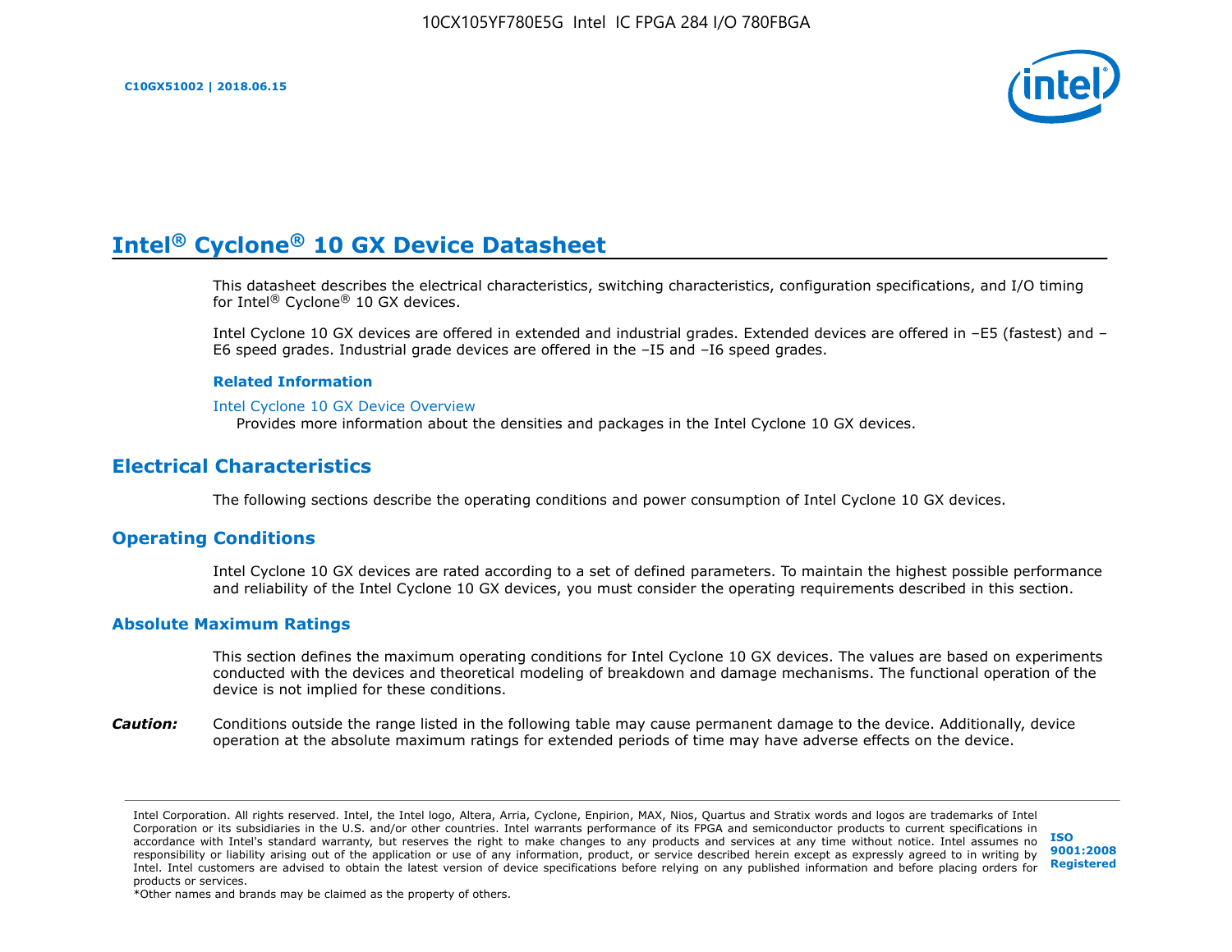# Intel® Cyclone® 10 GX Device Datasheet

This datasheet describes the electrical characteristics, switching characteristics, configuration specifications, and I/O timing for Intel® Cyclone® 10 GX devices.

Intel Cyclone 10 GX devices are offered in extended and industrial grades. Extended devices are offered in –E5 (fastest) and –E6 speed grades. Industrial grade devices are offered in the –I5 and –I6 speed grades.

**Related Information**

Intel Cyclone 10 GX Device Overview
Provides more information about the densities and packages in the Intel Cyclone 10 GX devices.

## Electrical Characteristics

The following sections describe the operating conditions and power consumption of Intel Cyclone 10 GX devices.

## Operating Conditions

Intel Cyclone 10 GX devices are rated according to a set of defined parameters. To maintain the highest possible performance and reliability of the Intel Cyclone 10 GX devices, you must consider the operating requirements described in this section.

### Absolute Maximum Ratings

This section defines the maximum operating conditions for Intel Cyclone 10 GX devices. The values are based on experiments conducted with the devices and theoretical modeling of breakdown and damage mechanisms. The functional operation of the device is not implied for these conditions.

***Caution:*** Conditions outside the range listed in the following table may cause permanent damage to the device. Additionally, device operation at the absolute maximum ratings for extended periods of time may have adverse effects on the device.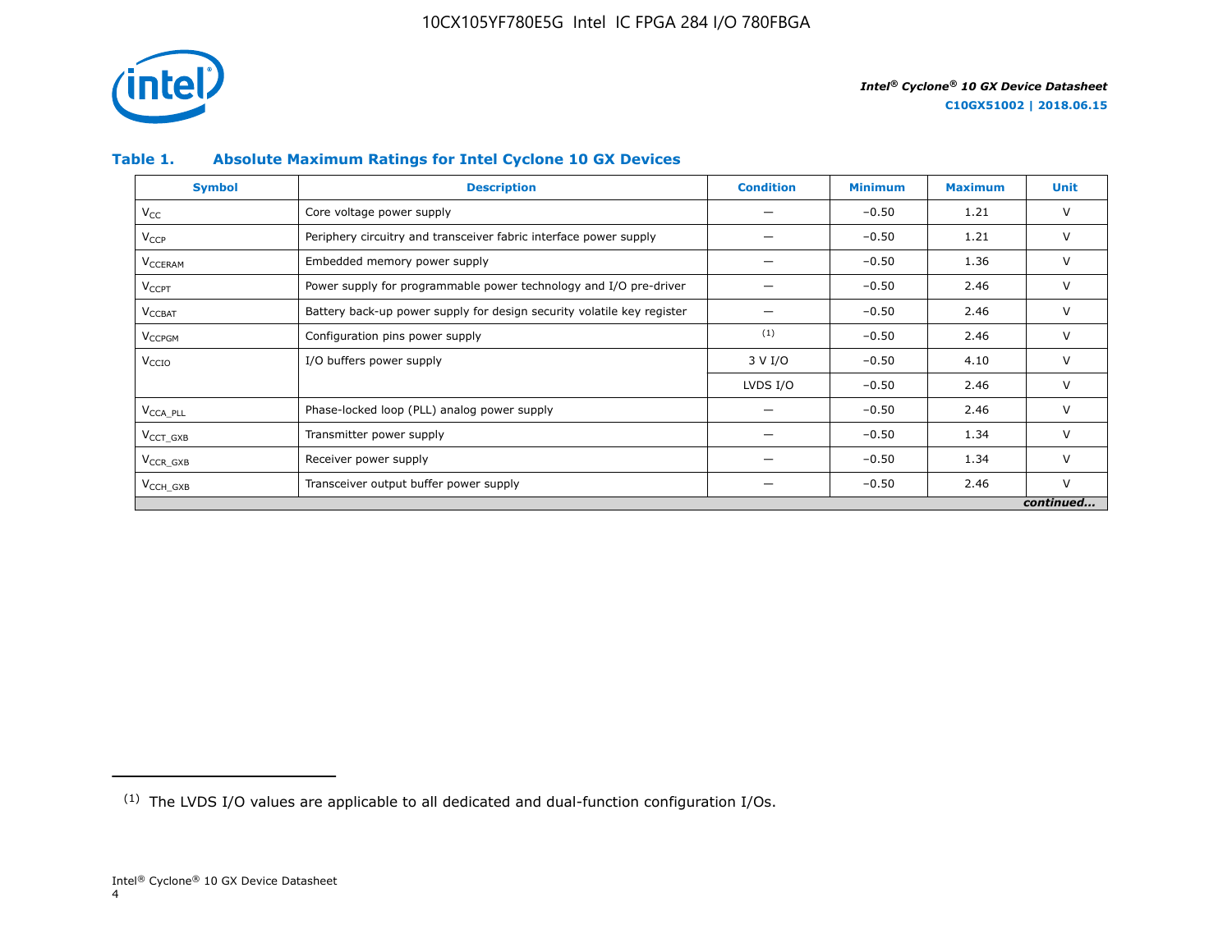## Table 1. Absolute Maximum Ratings for Intel Cyclone 10 GX Devices

| Symbol | Description | Condition | Minimum | Maximum | Unit |
|---|---|---|---|---|---|
| $V_{CC}$ | Core voltage power supply | — | −0.50 | 1.21 | V |
| $V_{CCP}$ | Periphery circuitry and transceiver fabric interface power supply | — | −0.50 | 1.21 | V |
| $V_{CCERAM}$ | Embedded memory power supply | — | −0.50 | 1.36 | V |
| $V_{CCPT}$ | Power supply for programmable power technology and I/O pre-driver | — | −0.50 | 2.46 | V |
| $V_{CCBAT}$ | Battery back-up power supply for design security volatile key register | — | −0.50 | 2.46 | V |
| $V_{CCPGM}$ | Configuration pins power supply | [1] | −0.50 | 2.46 | V |
| $V_{CCIO}$ | I/O buffers power supply | 3 V I/O | −0.50 | 4.10 | V |
| | | LVDS I/O | −0.50 | 2.46 | V |
| $V_{CCA\_PLL}$ | Phase-locked loop (PLL) analog power supply | — | −0.50 | 2.46 | V |
| $V_{CCT\_GXB}$ | Transmitter power supply | — | −0.50 | 1.34 | V |
| $V_{CCR\_GXB}$ | Receiver power supply | — | −0.50 | 1.34 | V |
| $V_{CCH\_GXB}$ | Transceiver output buffer power supply | — | −0.50 | 2.46 | V |

*continued...*

[1] The LVDS I/O values are applicable to all dedicated and dual-function configuration I/Os.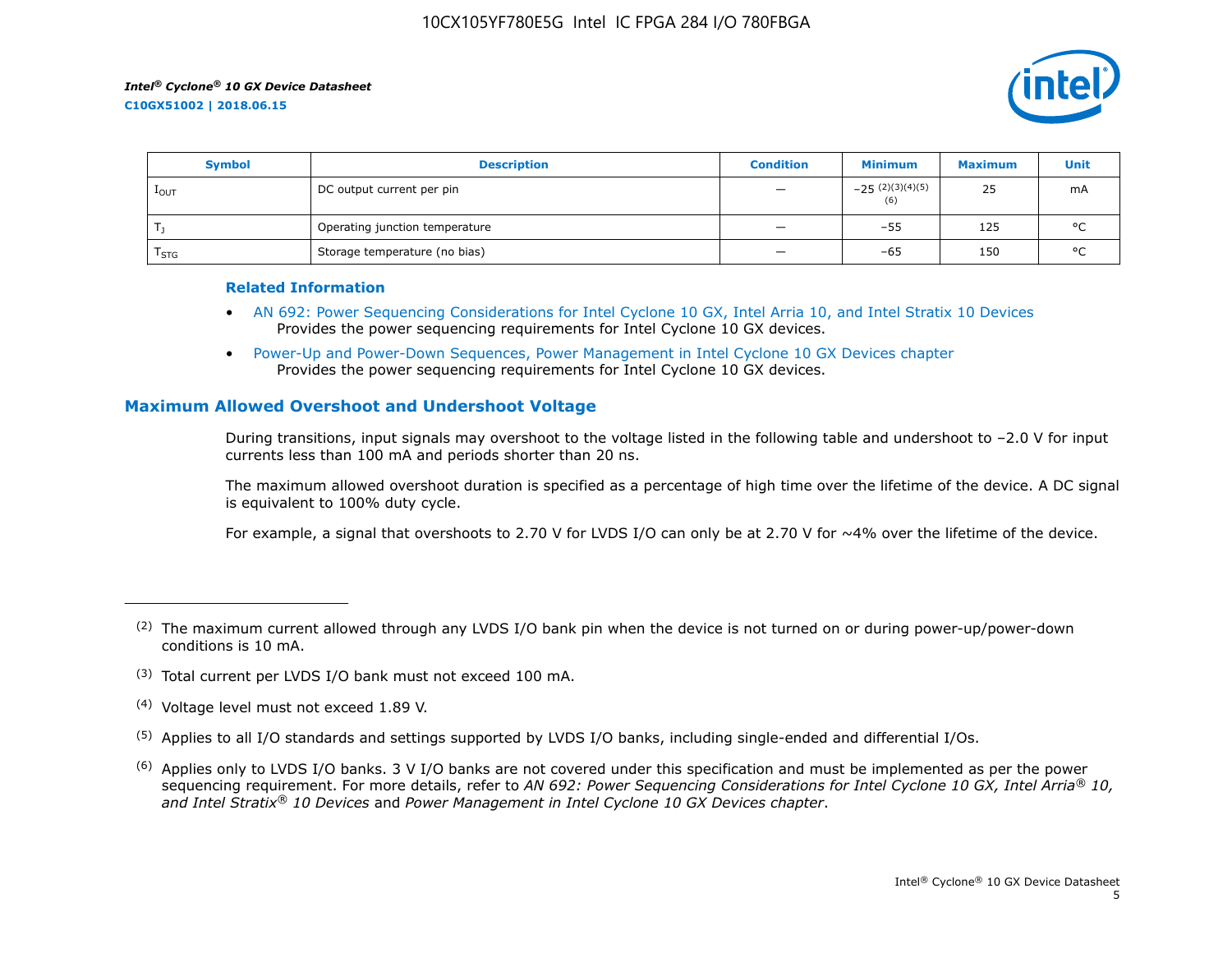| Symbol | Description | Condition | Minimum | Maximum | Unit |
|---|---|---|---|---|---|
| $I_{OUT}$ | DC output current per pin | — | −25 [(2)(3)(4)(5)(6)] | 25 | mA |
| $T_J$ | Operating junction temperature | — | −55 | 125 | °C |
| $T_{STG}$ | Storage temperature (no bias) | — | −65 | 150 | °C |

**Related Information**

- AN 692: Power Sequencing Considerations for Intel Cyclone 10 GX, Intel Arria 10, and Intel Stratix 10 Devices
  Provides the power sequencing requirements for Intel Cyclone 10 GX devices.
- Power-Up and Power-Down Sequences, Power Management in Intel Cyclone 10 GX Devices chapter
  Provides the power sequencing requirements for Intel Cyclone 10 GX devices.

## Maximum Allowed Overshoot and Undershoot Voltage

During transitions, input signals may overshoot to the voltage listed in the following table and undershoot to –2.0 V for input currents less than 100 mA and periods shorter than 20 ns.

The maximum allowed overshoot duration is specified as a percentage of high time over the lifetime of the device. A DC signal is equivalent to 100% duty cycle.

For example, a signal that overshoots to 2.70 V for LVDS I/O can only be at 2.70 V for ~4% over the lifetime of the device.

---

(2) The maximum current allowed through any LVDS I/O bank pin when the device is not turned on or during power-up/power-down conditions is 10 mA.

(3) Total current per LVDS I/O bank must not exceed 100 mA.

(4) Voltage level must not exceed 1.89 V.

(5) Applies to all I/O standards and settings supported by LVDS I/O banks, including single-ended and differential I/Os.

(6) Applies only to LVDS I/O banks. 3 V I/O banks are not covered under this specification and must be implemented as per the power sequencing requirement. For more details, refer to *AN 692: Power Sequencing Considerations for Intel Cyclone 10 GX, Intel Arria® 10, and Intel Stratix® 10 Devices* and *Power Management in Intel Cyclone 10 GX Devices chapter*.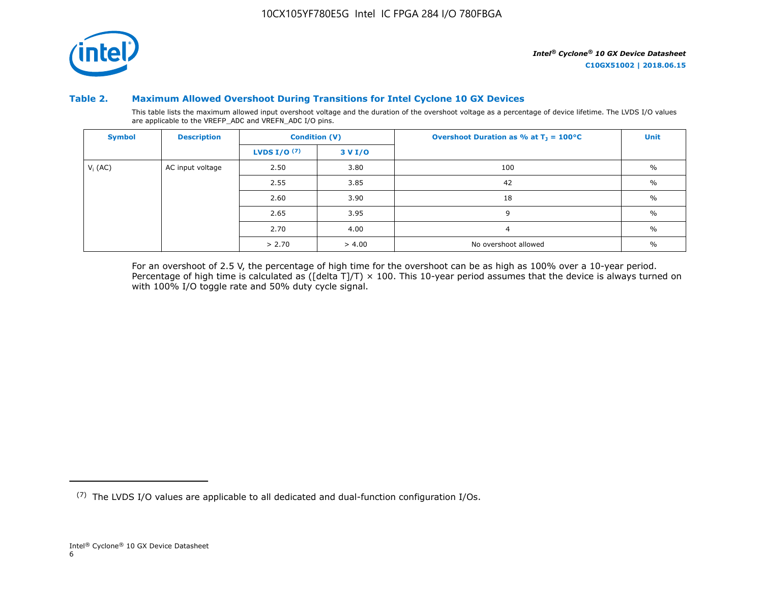#### Table 2. Maximum Allowed Overshoot During Transitions for Intel Cyclone 10 GX Devices

This table lists the maximum allowed input overshoot voltage and the duration of the overshoot voltage as a percentage of device lifetime. The LVDS I/O values are applicable to the VREFP_ADC and VREFN_ADC I/O pins.

| Symbol | Description | Condition (V) | | Overshoot Duration as % at $T_J$ = 100°C | Unit |
|---|---|---|---|---|---|
| | | LVDS I/O [7] | 3 V I/O | | |
| $V_I$ (AC) | AC input voltage | 2.50 | 3.80 | 100 | % |
| | | 2.55 | 3.85 | 42 | % |
| | | 2.60 | 3.90 | 18 | % |
| | | 2.65 | 3.95 | 9 | % |
| | | 2.70 | 4.00 | 4 | % |
| | | > 2.70 | > 4.00 | No overshoot allowed | % |

For an overshoot of 2.5 V, the percentage of high time for the overshoot can be as high as 100% over a 10-year period. Percentage of high time is calculated as ([delta T]/T) × 100. This 10-year period assumes that the device is always turned on with 100% I/O toggle rate and 50% duty cycle signal.

---

[7] The LVDS I/O values are applicable to all dedicated and dual-function configuration I/Os.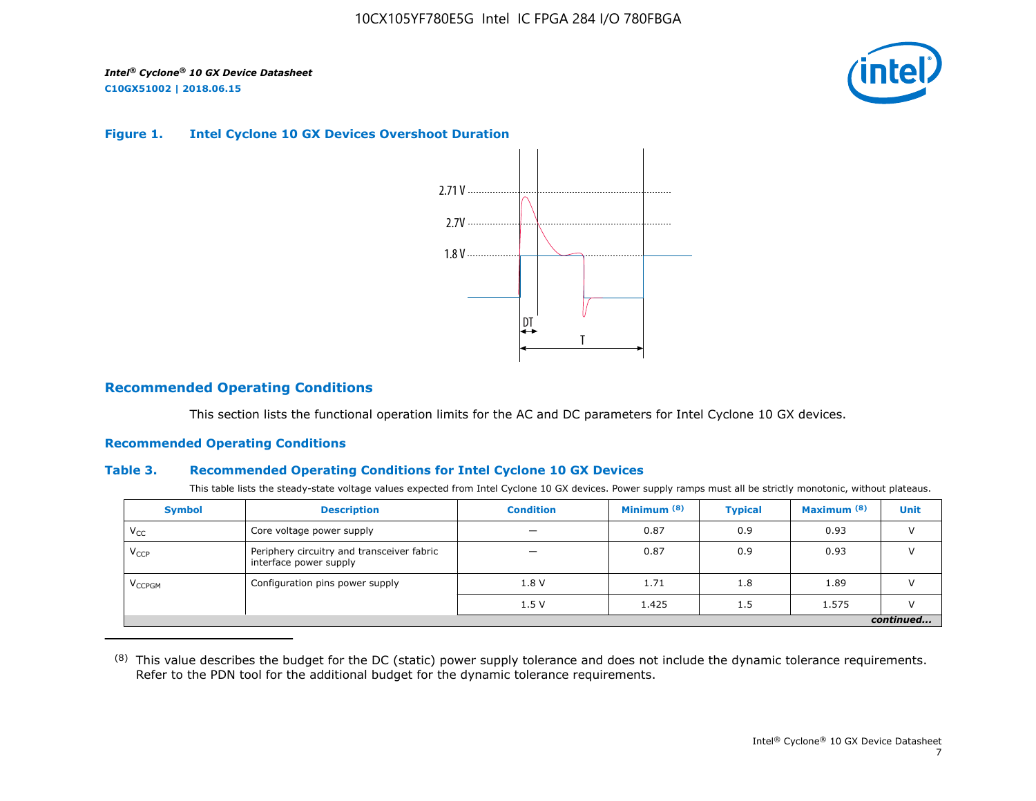**Figure 1. Intel Cyclone 10 GX Devices Overshoot Duration**

2.71 V
2.7V
1.8 V
DT
T

## Recommended Operating Conditions

This section lists the functional operation limits for the AC and DC parameters for Intel Cyclone 10 GX devices.

### Recommended Operating Conditions

**Table 3. Recommended Operating Conditions for Intel Cyclone 10 GX Devices**

This table lists the steady-state voltage values expected from Intel Cyclone 10 GX devices. Power supply ramps must all be strictly monotonic, without plateaus.

| Symbol | Description | Condition | Minimum [8] | Typical | Maximum [8] | Unit |
|---|---|---|---|---|---|---|
| $V_{CC}$ | Core voltage power supply | — | 0.87 | 0.9 | 0.93 | V |
| $V_{CCP}$ | Periphery circuitry and transceiver fabric interface power supply | — | 0.87 | 0.9 | 0.93 | V |
| $V_{CCPGM}$ | Configuration pins power supply | 1.8 V | 1.71 | 1.8 | 1.89 | V |
| | | 1.5 V | 1.425 | 1.5 | 1.575 | V |

*continued...*

(8) This value describes the budget for the DC (static) power supply tolerance and does not include the dynamic tolerance requirements. Refer to the PDN tool for the additional budget for the dynamic tolerance requirements.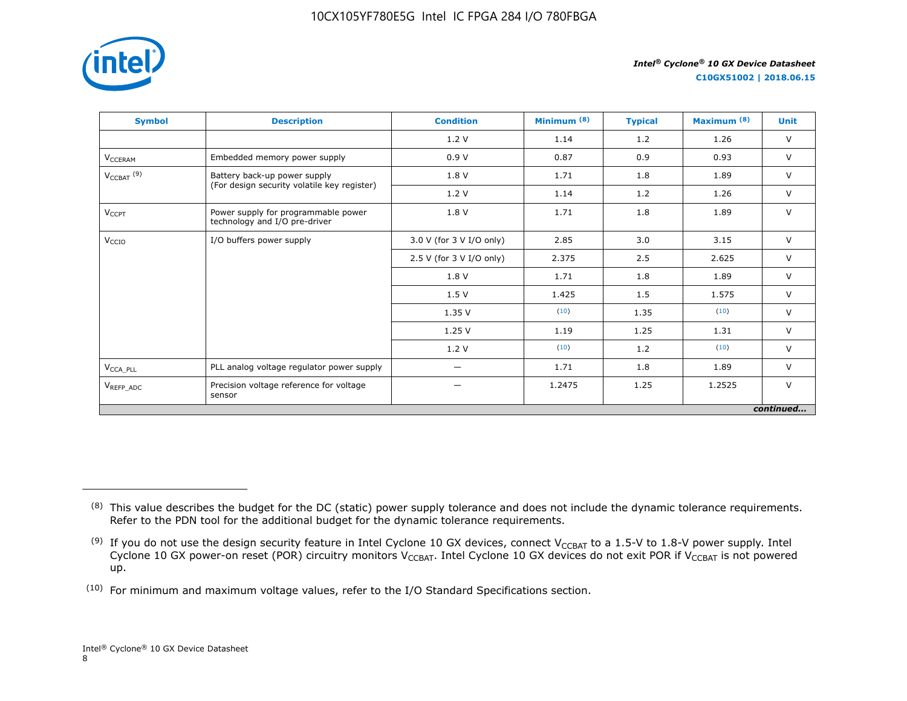| Symbol | Description | Condition | Minimum [(8)] | Typical | Maximum [(8)] | Unit |
|---|---|---|---|---|---|---|
| | | 1.2 V | 1.14 | 1.2 | 1.26 | V |
| $V_{CCERAM}$ | Embedded memory power supply | 0.9 V | 0.87 | 0.9 | 0.93 | V |
| $V_{CCBAT}$ [(9)] | Battery back-up power supply (For design security volatile key register) | 1.8 V | 1.71 | 1.8 | 1.89 | V |
| | | 1.2 V | 1.14 | 1.2 | 1.26 | V |
| $V_{CCPT}$ | Power supply for programmable power technology and I/O pre-driver | 1.8 V | 1.71 | 1.8 | 1.89 | V |
| $V_{CCIO}$ | I/O buffers power supply | 3.0 V (for 3 V I/O only) | 2.85 | 3.0 | 3.15 | V |
| | | 2.5 V (for 3 V I/O only) | 2.375 | 2.5 | 2.625 | V |
| | | 1.8 V | 1.71 | 1.8 | 1.89 | V |
| | | 1.5 V | 1.425 | 1.5 | 1.575 | V |
| | | 1.35 V | [(10)] | 1.35 | [(10)] | V |
| | | 1.25 V | 1.19 | 1.25 | 1.31 | V |
| | | 1.2 V | [(10)] | 1.2 | [(10)] | V |
| $V_{CCA\_PLL}$ | PLL analog voltage regulator power supply | — | 1.71 | 1.8 | 1.89 | V |
| $V_{REFP\_ADC}$ | Precision voltage reference for voltage sensor | — | 1.2475 | 1.25 | 1.2525 | V |

*continued...*

(8) This value describes the budget for the DC (static) power supply tolerance and does not include the dynamic tolerance requirements. Refer to the PDN tool for the additional budget for the dynamic tolerance requirements.

(9) If you do not use the design security feature in Intel Cyclone 10 GX devices, connect $V_{CCBAT}$ to a 1.5-V to 1.8-V power supply. Intel Cyclone 10 GX power-on reset (POR) circuitry monitors $V_{CCBAT}$. Intel Cyclone 10 GX devices do not exit POR if $V_{CCBAT}$ is not powered up.

(10) For minimum and maximum voltage values, refer to the I/O Standard Specifications section.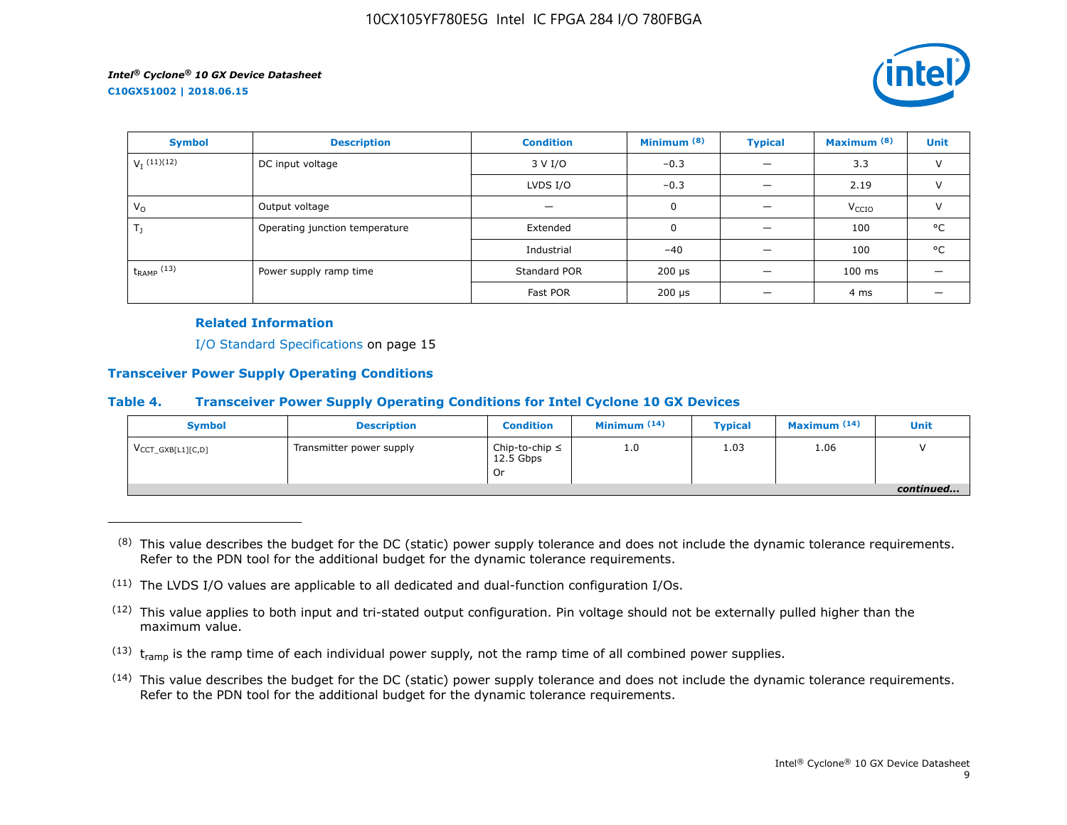| Symbol | Description | Condition | Minimum (8) | Typical | Maximum (8) | Unit |
|---|---|---|---|---|---|---|
| $V_I$ (11)(12) | DC input voltage | 3 V I/O | –0.3 | — | 3.3 | V |
| | | LVDS I/O | –0.3 | — | 2.19 | V |
| $V_O$ | Output voltage | — | 0 | — | $V_{CCIO}$ | V |
| $T_J$ | Operating junction temperature | Extended | 0 | — | 100 | °C |
| | | Industrial | –40 | — | 100 | °C |
| $t_{RAMP}$ (13) | Power supply ramp time | Standard POR | 200 µs | — | 100 ms | — |
| | | Fast POR | 200 µs | — | 4 ms | — |

#### Related Information

I/O Standard Specifications on page 15

### Transceiver Power Supply Operating Conditions

#### Table 4. Transceiver Power Supply Operating Conditions for Intel Cyclone 10 GX Devices

| Symbol | Description | Condition | Minimum (14) | Typical | Maximum (14) | Unit |
|---|---|---|---|---|---|---|
| $V_{CCT\_GXB[L1][C,D]}$ | Transmitter power supply | Chip-to-chip ≤ 12.5 Gbps<br>Or | 1.0 | 1.03 | 1.06 | V |

*continued...*

(8) This value describes the budget for the DC (static) power supply tolerance and does not include the dynamic tolerance requirements. Refer to the PDN tool for the additional budget for the dynamic tolerance requirements.

(11) The LVDS I/O values are applicable to all dedicated and dual-function configuration I/Os.

(12) This value applies to both input and tri-stated output configuration. Pin voltage should not be externally pulled higher than the maximum value.

(13) $t_{ramp}$ is the ramp time of each individual power supply, not the ramp time of all combined power supplies.

(14) This value describes the budget for the DC (static) power supply tolerance and does not include the dynamic tolerance requirements. Refer to the PDN tool for the additional budget for the dynamic tolerance requirements.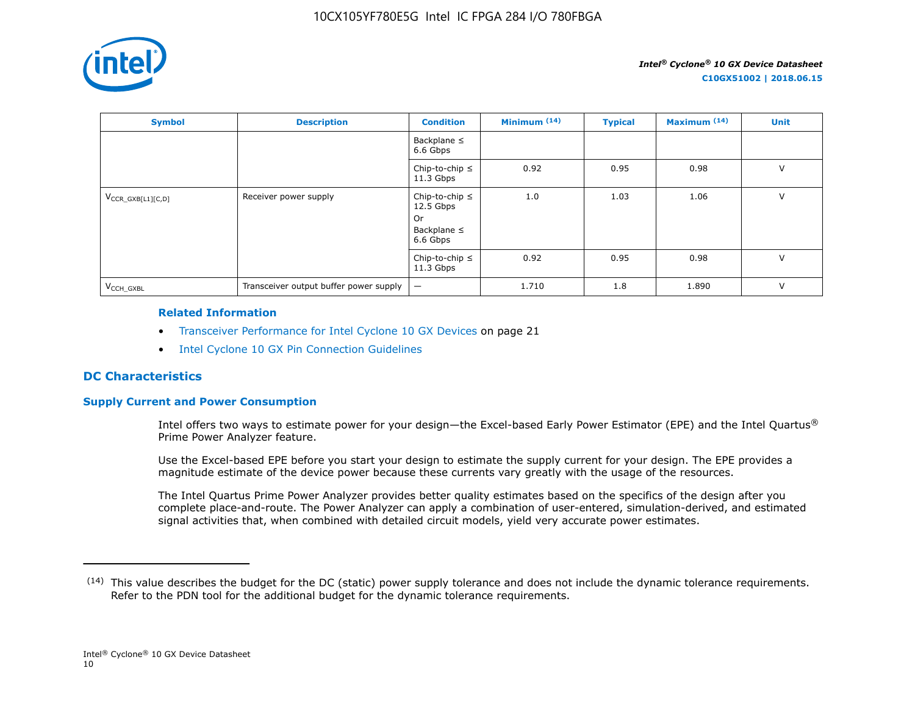| Symbol | Description | Condition | Minimum (14) | Typical | Maximum (14) | Unit |
|---|---|---|---|---|---|---|
| | | Backplane ≤ 6.6 Gbps | | | | |
| | | Chip-to-chip ≤ 11.3 Gbps | 0.92 | 0.95 | 0.98 | V |
| $V_{CCR\_GXB[L1][C,D]}$ | Receiver power supply | Chip-to-chip ≤ 12.5 Gbps Or Backplane ≤ 6.6 Gbps | 1.0 | 1.03 | 1.06 | V |
| | | Chip-to-chip ≤ 11.3 Gbps | 0.92 | 0.95 | 0.98 | V |
| $V_{CCH\_GXBL}$ | Transceiver output buffer power supply | — | 1.710 | 1.8 | 1.890 | V |

**Related Information**

- Transceiver Performance for Intel Cyclone 10 GX Devices on page 21
- Intel Cyclone 10 GX Pin Connection Guidelines

## DC Characteristics

### Supply Current and Power Consumption

Intel offers two ways to estimate power for your design—the Excel-based Early Power Estimator (EPE) and the Intel Quartus® Prime Power Analyzer feature.

Use the Excel-based EPE before you start your design to estimate the supply current for your design. The EPE provides a magnitude estimate of the device power because these currents vary greatly with the usage of the resources.

The Intel Quartus Prime Power Analyzer provides better quality estimates based on the specifics of the design after you complete place-and-route. The Power Analyzer can apply a combination of user-entered, simulation-derived, and estimated signal activities that, when combined with detailed circuit models, yield very accurate power estimates.

(14) This value describes the budget for the DC (static) power supply tolerance and does not include the dynamic tolerance requirements. Refer to the PDN tool for the additional budget for the dynamic tolerance requirements.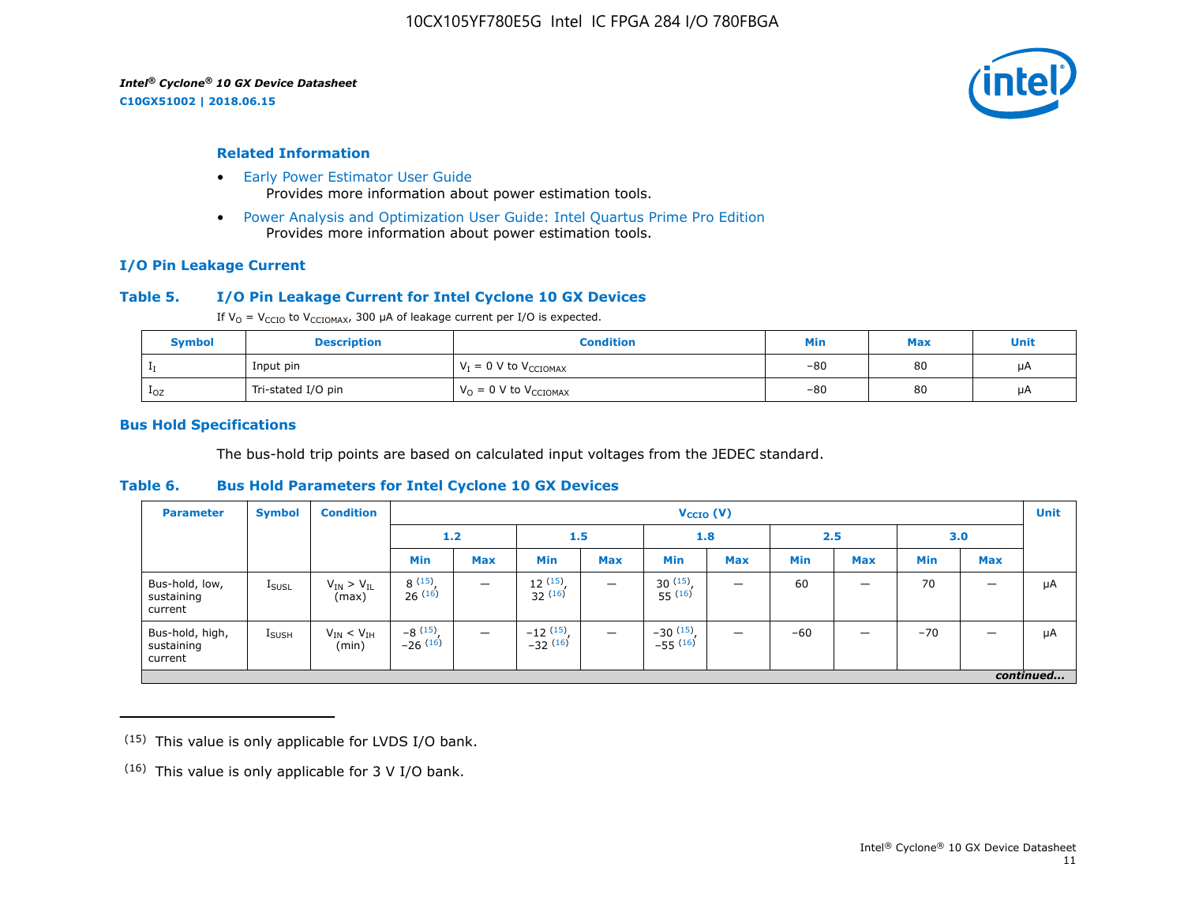## Related Information

- Early Power Estimator User Guide
  Provides more information about power estimation tools.
- Power Analysis and Optimization User Guide: Intel Quartus Prime Pro Edition
  Provides more information about power estimation tools.

## I/O Pin Leakage Current

### Table 5. I/O Pin Leakage Current for Intel Cyclone 10 GX Devices

If $V_O$ = $V_{CCIO}$ to $V_{CCIOMAX}$, 300 µA of leakage current per I/O is expected.

| Symbol | Description | Condition | Min | Max | Unit |
|---|---|---|---|---|---|
| $I_I$ | Input pin | $V_I$ = 0 V to $V_{CCIOMAX}$ | –80 | 80 | µA |
| $I_{OZ}$ | Tri-stated I/O pin | $V_O$ = 0 V to $V_{CCIOMAX}$ | –80 | 80 | µA |

## Bus Hold Specifications

The bus-hold trip points are based on calculated input voltages from the JEDEC standard.

### Table 6. Bus Hold Parameters for Intel Cyclone 10 GX Devices

| Parameter | Symbol | Condition | $V_{CCIO}$ (V) | | | | | | | | | | Unit |
|---|---|---|---|---|---|---|---|---|---|---|---|---|---|
| | | | 1.2 | | 1.5 | | 1.8 | | 2.5 | | 3.0 | | |
| | | | Min | Max | Min | Max | Min | Max | Min | Max | Min | Max | |
| Bus-hold, low, sustaining current | $I_{SUSL}$ | $V_{IN}$ > $V_{IL}$ (max) | 8 (15), 26 (16) | — | 12 (15), 32 (16) | — | 30 (15), 55 (16) | — | 60 | — | 70 | — | µA |
| Bus-hold, high, sustaining current | $I_{SUSH}$ | $V_{IN}$ < $V_{IH}$ (min) | –8 (15), –26 (16) | — | –12 (15), –32 (16) | — | –30 (15), –55 (16) | — | –60 | — | –70 | — | µA |

*continued...*

(15) This value is only applicable for LVDS I/O bank.

(16) This value is only applicable for 3 V I/O bank.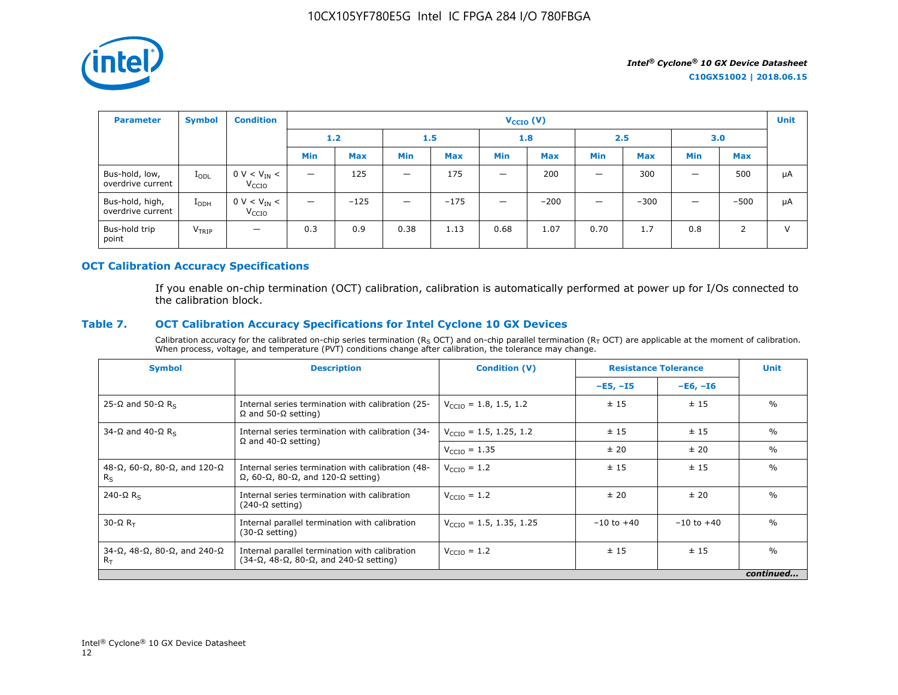| Parameter | Symbol | Condition | $V_{CCIO}$ (V) | | | | | | | | | | Unit |
|---|---|---|---|---|---|---|---|---|---|---|---|---|---|
| | | | 1.2 | | 1.5 | | 1.8 | | 2.5 | | 3.0 | | |
| | | | Min | Max | Min | Max | Min | Max | Min | Max | Min | Max | |
| Bus-hold, low, overdrive current | $I_{ODL}$ | 0 V < $V_{IN}$ < $V_{CCIO}$ | — | 125 | — | 175 | — | 200 | — | 300 | — | 500 | µA |
| Bus-hold, high, overdrive current | $I_{ODH}$ | 0 V < $V_{IN}$ < $V_{CCIO}$ | — | −125 | — | −175 | — | −200 | — | −300 | — | −500 | µA |
| Bus-hold trip point | $V_{TRIP}$ | — | 0.3 | 0.9 | 0.38 | 1.13 | 0.68 | 1.07 | 0.70 | 1.7 | 0.8 | 2 | V |

## OCT Calibration Accuracy Specifications

If you enable on-chip termination (OCT) calibration, calibration is automatically performed at power up for I/Os connected to the calibration block.

### Table 7. OCT Calibration Accuracy Specifications for Intel Cyclone 10 GX Devices

Calibration accuracy for the calibrated on-chip series termination ($R_S$ OCT) and on-chip parallel termination ($R_T$ OCT) are applicable at the moment of calibration. When process, voltage, and temperature (PVT) conditions change after calibration, the tolerance may change.

| Symbol | Description | Condition (V) | Resistance Tolerance | | Unit |
|---|---|---|---|---|---|
| | | | –E5, –I5 | –E6, –I6 | |
| 25-Ω and 50-Ω $R_S$ | Internal series termination with calibration (25-Ω and 50-Ω setting) | $V_{CCIO}$ = 1.8, 1.5, 1.2 | ± 15 | ± 15 | % |
| 34-Ω and 40-Ω $R_S$ | Internal series termination with calibration (34-Ω and 40-Ω setting) | $V_{CCIO}$ = 1.5, 1.25, 1.2 | ± 15 | ± 15 | % |
| | | $V_{CCIO}$ = 1.35 | ± 20 | ± 20 | % |
| 48-Ω, 60-Ω, 80-Ω, and 120-Ω $R_S$ | Internal series termination with calibration (48-Ω, 60-Ω, 80-Ω, and 120-Ω setting) | $V_{CCIO}$ = 1.2 | ± 15 | ± 15 | % |
| 240-Ω $R_S$ | Internal series termination with calibration (240-Ω setting) | $V_{CCIO}$ = 1.2 | ± 20 | ± 20 | % |
| 30-Ω $R_T$ | Internal parallel termination with calibration (30-Ω setting) | $V_{CCIO}$ = 1.5, 1.35, 1.25 | −10 to +40 | −10 to +40 | % |
| 34-Ω, 48-Ω, 80-Ω, and 240-Ω $R_T$ | Internal parallel termination with calibration (34-Ω, 48-Ω, 80-Ω, and 240-Ω setting) | $V_{CCIO}$ = 1.2 | ± 15 | ± 15 | % |

*continued...*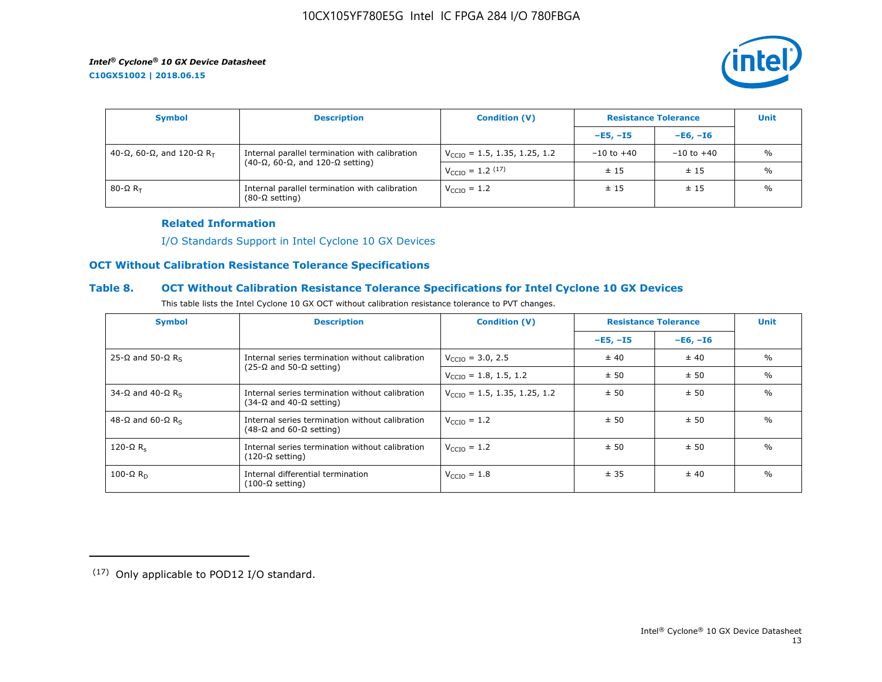| Symbol | Description | Condition (V) | Resistance Tolerance | | Unit |
|---|---|---|---|---|---|
| | | | –E5, –I5 | –E6, –I6 | |
| 40-Ω, 60-Ω, and 120-Ω $R_T$ | Internal parallel termination with calibration (40-Ω, 60-Ω, and 120-Ω setting) | $V_{CCIO}$ = 1.5, 1.35, 1.25, 1.2 | –10 to +40 | –10 to +40 | % |
| | | $V_{CCIO}$ = 1.2 [17] | ± 15 | ± 15 | % |
| 80-Ω $R_T$ | Internal parallel termination with calibration (80-Ω setting) | $V_{CCIO}$ = 1.2 | ± 15 | ± 15 | % |

**Related Information**

I/O Standards Support in Intel Cyclone 10 GX Devices

## OCT Without Calibration Resistance Tolerance Specifications

### Table 8. OCT Without Calibration Resistance Tolerance Specifications for Intel Cyclone 10 GX Devices

This table lists the Intel Cyclone 10 GX OCT without calibration resistance tolerance to PVT changes.

| Symbol | Description | Condition (V) | Resistance Tolerance | | Unit |
|---|---|---|---|---|---|
| | | | –E5, –I5 | –E6, –I6 | |
| 25-Ω and 50-Ω $R_S$ | Internal series termination without calibration (25-Ω and 50-Ω setting) | $V_{CCIO}$ = 3.0, 2.5 | ± 40 | ± 40 | % |
| | | $V_{CCIO}$ = 1.8, 1.5, 1.2 | ± 50 | ± 50 | % |
| 34-Ω and 40-Ω $R_S$ | Internal series termination without calibration (34-Ω and 40-Ω setting) | $V_{CCIO}$ = 1.5, 1.35, 1.25, 1.2 | ± 50 | ± 50 | % |
| 48-Ω and 60-Ω $R_S$ | Internal series termination without calibration (48-Ω and 60-Ω setting) | $V_{CCIO}$ = 1.2 | ± 50 | ± 50 | % |
| 120-Ω $R_s$ | Internal series termination without calibration (120-Ω setting) | $V_{CCIO}$ = 1.2 | ± 50 | ± 50 | % |
| 100-Ω $R_D$ | Internal differential termination (100-Ω setting) | $V_{CCIO}$ = 1.8 | ± 35 | ± 40 | % |

[17] Only applicable to POD12 I/O standard.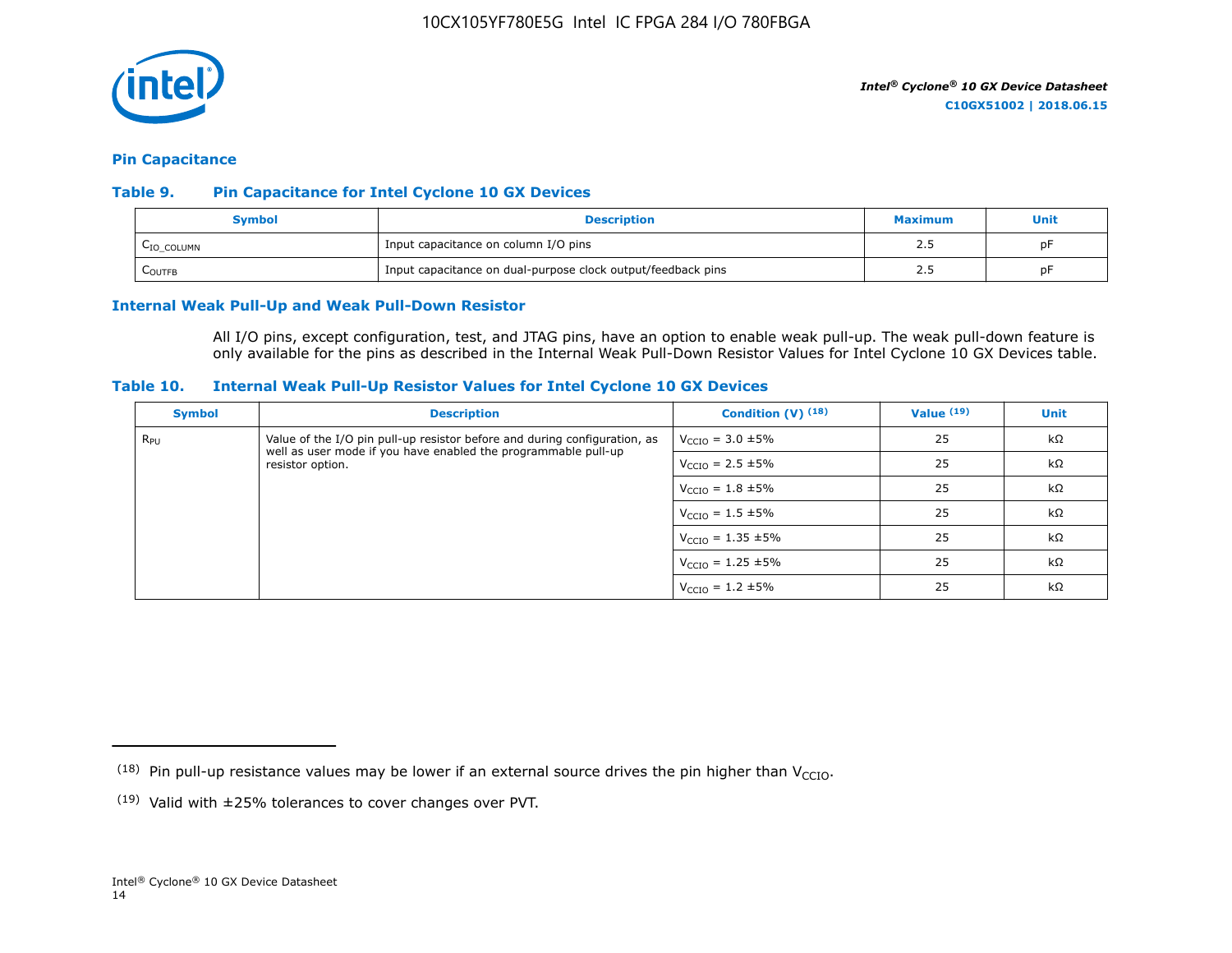## Pin Capacitance

### Table 9. Pin Capacitance for Intel Cyclone 10 GX Devices

| Symbol | Description | Maximum | Unit |
|---|---|---|---|
| $C_{IO\_COLUMN}$ | Input capacitance on column I/O pins | 2.5 | pF |
| $C_{OUTFB}$ | Input capacitance on dual-purpose clock output/feedback pins | 2.5 | pF |

## Internal Weak Pull-Up and Weak Pull-Down Resistor

All I/O pins, except configuration, test, and JTAG pins, have an option to enable weak pull-up. The weak pull-down feature is only available for the pins as described in the Internal Weak Pull-Down Resistor Values for Intel Cyclone 10 GX Devices table.

### Table 10. Internal Weak Pull-Up Resistor Values for Intel Cyclone 10 GX Devices

| Symbol | Description | Condition (V) [18] | Value [19] | Unit |
|---|---|---|---|---|
| $R_{PU}$ | Value of the I/O pin pull-up resistor before and during configuration, as well as user mode if you have enabled the programmable pull-up resistor option. | $V_{CCIO}$ = 3.0 ±5% | 25 | kΩ |
| | | $V_{CCIO}$ = 2.5 ±5% | 25 | kΩ |
| | | $V_{CCIO}$ = 1.8 ±5% | 25 | kΩ |
| | | $V_{CCIO}$ = 1.5 ±5% | 25 | kΩ |
| | | $V_{CCIO}$ = 1.35 ±5% | 25 | kΩ |
| | | $V_{CCIO}$ = 1.25 ±5% | 25 | kΩ |
| | | $V_{CCIO}$ = 1.2 ±5% | 25 | kΩ |

(18) Pin pull-up resistance values may be lower if an external source drives the pin higher than $V_{CCIO}$.

(19) Valid with ±25% tolerances to cover changes over PVT.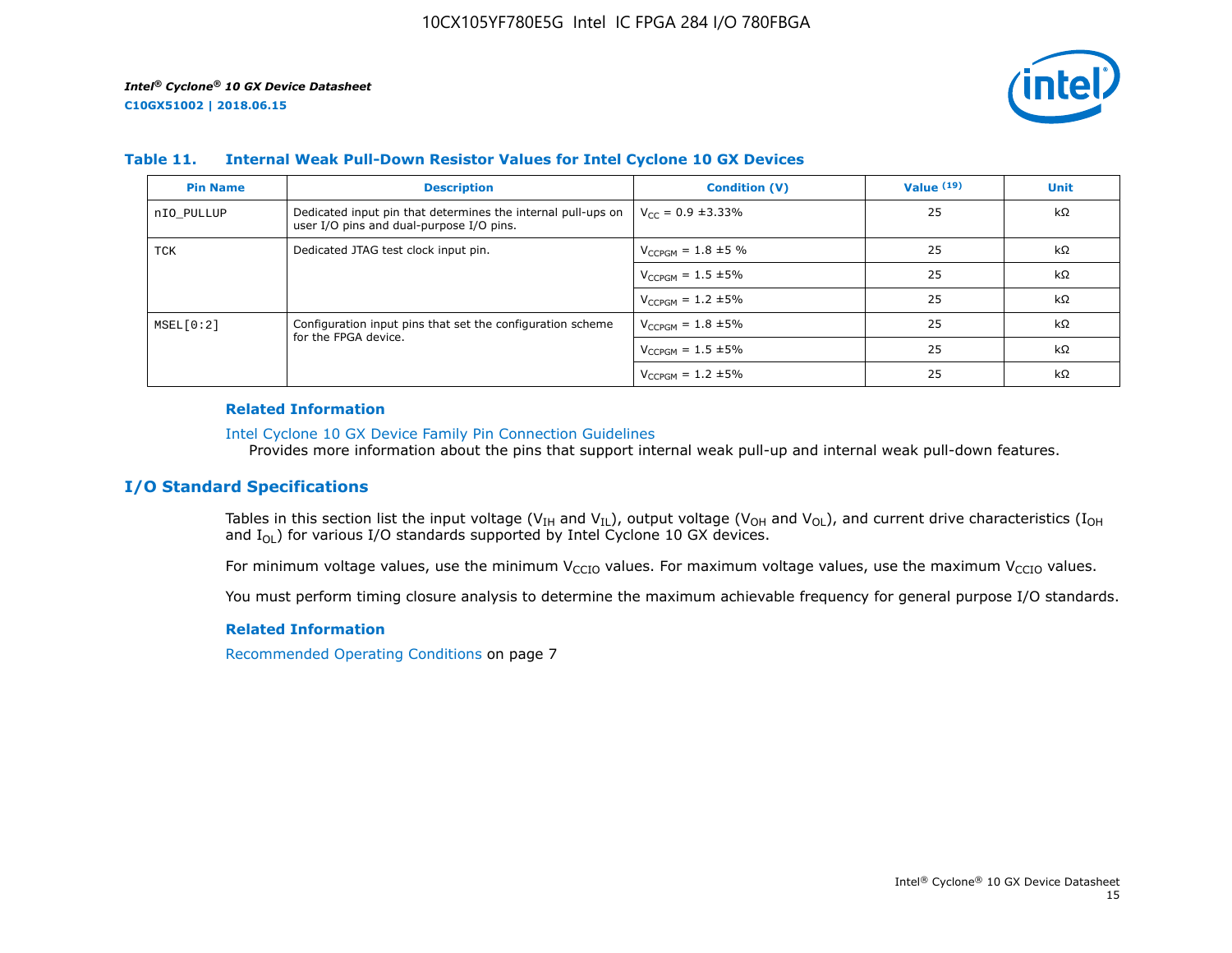### Table 11. Internal Weak Pull-Down Resistor Values for Intel Cyclone 10 GX Devices

| Pin Name | Description | Condition (V) | Value [19] | Unit |
|---|---|---|---|---|
| nIO_PULLUP | Dedicated input pin that determines the internal pull-ups on user I/O pins and dual-purpose I/O pins. | $V_{CC}$ = 0.9 ±3.33% | 25 | kΩ |
| TCK | Dedicated JTAG test clock input pin. | $V_{CCPGM}$ = 1.8 ±5 % | 25 | kΩ |
| | | $V_{CCPGM}$ = 1.5 ±5% | 25 | kΩ |
| | | $V_{CCPGM}$ = 1.2 ±5% | 25 | kΩ |
| MSEL[0:2] | Configuration input pins that set the configuration scheme for the FPGA device. | $V_{CCPGM}$ = 1.8 ±5% | 25 | kΩ |
| | | $V_{CCPGM}$ = 1.5 ±5% | 25 | kΩ |
| | | $V_{CCPGM}$ = 1.2 ±5% | 25 | kΩ |

**Related Information**

Intel Cyclone 10 GX Device Family Pin Connection Guidelines
Provides more information about the pins that support internal weak pull-up and internal weak pull-down features.

## I/O Standard Specifications

Tables in this section list the input voltage ($V_{IH}$ and $V_{IL}$), output voltage ($V_{OH}$ and $V_{OL}$), and current drive characteristics ($I_{OH}$ and $I_{OL}$) for various I/O standards supported by Intel Cyclone 10 GX devices.

For minimum voltage values, use the minimum $V_{CCIO}$ values. For maximum voltage values, use the maximum $V_{CCIO}$ values.

You must perform timing closure analysis to determine the maximum achievable frequency for general purpose I/O standards.

**Related Information**

Recommended Operating Conditions on page 7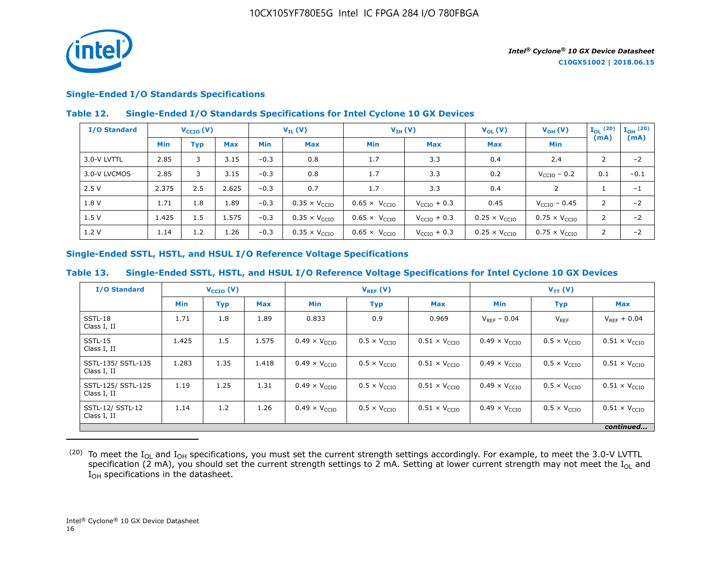## Single-Ended I/O Standards Specifications

### Table 12. Single-Ended I/O Standards Specifications for Intel Cyclone 10 GX Devices

| I/O Standard | $V_{CCIO}$ (V) | | | $V_{IL}$ (V) | | $V_{IH}$ (V) | | $V_{OL}$ (V) | $V_{OH}$ (V) | $I_{OL}$ [20] (mA) | $I_{OH}$ [20] (mA) |
|---|---|---|---|---|---|---|---|---|---|---|---|
| | Min | Typ | Max | Min | Max | Min | Max | Max | Min | | |
| 3.0-V LVTTL | 2.85 | 3 | 3.15 | –0.3 | 0.8 | 1.7 | 3.3 | 0.4 | 2.4 | 2 | –2 |
| 3.0-V LVCMOS | 2.85 | 3 | 3.15 | –0.3 | 0.8 | 1.7 | 3.3 | 0.2 | $V_{CCIO}$ – 0.2 | 0.1 | –0.1 |
| 2.5 V | 2.375 | 2.5 | 2.625 | –0.3 | 0.7 | 1.7 | 3.3 | 0.4 | 2 | 1 | –1 |
| 1.8 V | 1.71 | 1.8 | 1.89 | –0.3 | 0.35 × $V_{CCIO}$ | 0.65 × $V_{CCIO}$ | $V_{CCIO}$ + 0.3 | 0.45 | $V_{CCIO}$ – 0.45 | 2 | –2 |
| 1.5 V | 1.425 | 1.5 | 1.575 | –0.3 | 0.35 × $V_{CCIO}$ | 0.65 × $V_{CCIO}$ | $V_{CCIO}$ + 0.3 | 0.25 × $V_{CCIO}$ | 0.75 × $V_{CCIO}$ | 2 | –2 |
| 1.2 V | 1.14 | 1.2 | 1.26 | –0.3 | 0.35 × $V_{CCIO}$ | 0.65 × $V_{CCIO}$ | $V_{CCIO}$ + 0.3 | 0.25 × $V_{CCIO}$ | 0.75 × $V_{CCIO}$ | 2 | –2 |

## Single-Ended SSTL, HSTL, and HSUL I/O Reference Voltage Specifications

### Table 13. Single-Ended SSTL, HSTL, and HSUL I/O Reference Voltage Specifications for Intel Cyclone 10 GX Devices

| I/O Standard | $V_{CCIO}$ (V) | | | $V_{REF}$ (V) | | | $V_{TT}$ (V) | | |
|---|---|---|---|---|---|---|---|---|---|
| | Min | Typ | Max | Min | Typ | Max | Min | Typ | Max |
| SSTL-18 Class I, II | 1.71 | 1.8 | 1.89 | 0.833 | 0.9 | 0.969 | $V_{REF}$ – 0.04 | $V_{REF}$ | $V_{REF}$ + 0.04 |
| SSTL-15 Class I, II | 1.425 | 1.5 | 1.575 | 0.49 × $V_{CCIO}$ | 0.5 × $V_{CCIO}$ | 0.51 × $V_{CCIO}$ | 0.49 × $V_{CCIO}$ | 0.5 × $V_{CCIO}$ | 0.51 × $V_{CCIO}$ |
| SSTL-135/ SSTL-135 Class I, II | 1.283 | 1.35 | 1.418 | 0.49 × $V_{CCIO}$ | 0.5 × $V_{CCIO}$ | 0.51 × $V_{CCIO}$ | 0.49 × $V_{CCIO}$ | 0.5 × $V_{CCIO}$ | 0.51 × $V_{CCIO}$ |
| SSTL-125/ SSTL-125 Class I, II | 1.19 | 1.25 | 1.31 | 0.49 × $V_{CCIO}$ | 0.5 × $V_{CCIO}$ | 0.51 × $V_{CCIO}$ | 0.49 × $V_{CCIO}$ | 0.5 × $V_{CCIO}$ | 0.51 × $V_{CCIO}$ |
| SSTL-12/ SSTL-12 Class I, II | 1.14 | 1.2 | 1.26 | 0.49 × $V_{CCIO}$ | 0.5 × $V_{CCIO}$ | 0.51 × $V_{CCIO}$ | 0.49 × $V_{CCIO}$ | 0.5 × $V_{CCIO}$ | 0.51 × $V_{CCIO}$ |

*continued...*

[20] To meet the $I_{OL}$ and $I_{OH}$ specifications, you must set the current strength settings accordingly. For example, to meet the 3.0-V LVTTL specification (2 mA), you should set the current strength settings to 2 mA. Setting at lower current strength may not meet the $I_{OL}$ and $I_{OH}$ specifications in the datasheet.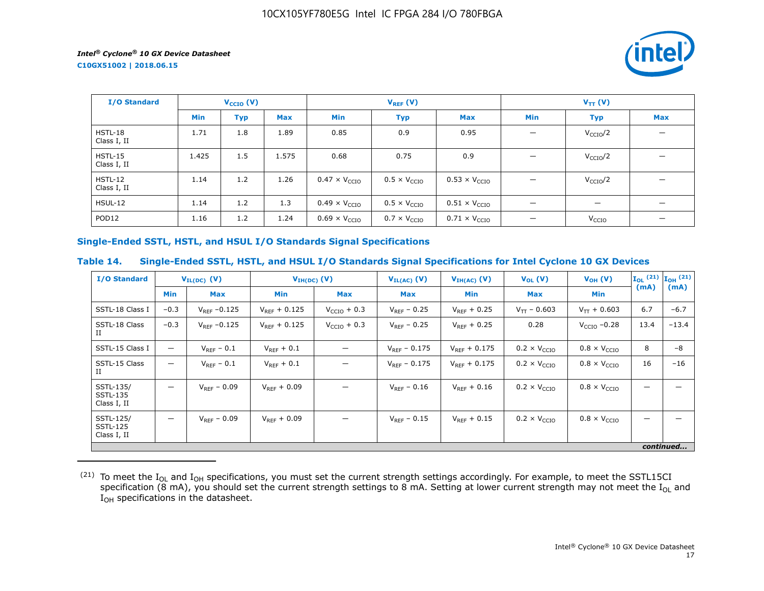| I/O Standard | $V_{CCIO}$ (V) | | | $V_{REF}$ (V) | | | $V_{TT}$ (V) | | |
|---|---|---|---|---|---|---|---|---|---|
| | Min | Typ | Max | Min | Typ | Max | Min | Typ | Max |
| HSTL-18 Class I, II | 1.71 | 1.8 | 1.89 | 0.85 | 0.9 | 0.95 | — | $V_{CCIO}/2$ | — |
| HSTL-15 Class I, II | 1.425 | 1.5 | 1.575 | 0.68 | 0.75 | 0.9 | — | $V_{CCIO}/2$ | — |
| HSTL-12 Class I, II | 1.14 | 1.2 | 1.26 | $0.47 \times V_{CCIO}$ | $0.5 \times V_{CCIO}$ | $0.53 \times V_{CCIO}$ | — | $V_{CCIO}/2$ | — |
| HSUL-12 | 1.14 | 1.2 | 1.3 | $0.49 \times V_{CCIO}$ | $0.5 \times V_{CCIO}$ | $0.51 \times V_{CCIO}$ | — | — | — |
| POD12 | 1.16 | 1.2 | 1.24 | $0.69 \times V_{CCIO}$ | $0.7 \times V_{CCIO}$ | $0.71 \times V_{CCIO}$ | — | $V_{CCIO}$ | — |

### Single-Ended SSTL, HSTL, and HSUL I/O Standards Signal Specifications

#### Table 14. Single-Ended SSTL, HSTL, and HSUL I/O Standards Signal Specifications for Intel Cyclone 10 GX Devices

| I/O Standard | $V_{IL(DC)}$ (V) | | $V_{IH(DC)}$ (V) | | $V_{IL(AC)}$ (V) | $V_{IH(AC)}$ (V) | $V_{OL}$ (V) | $V_{OH}$ (V) | $I_{OL}$ [(21)] (mA) | $I_{OH}$ [(21)] (mA) |
|---|---|---|---|---|---|---|---|---|---|---|
| | Min | Max | Min | Max | Max | Min | Max | Min | | |
| SSTL-18 Class I | –0.3 | $V_{REF}$ –0.125 | $V_{REF}$ + 0.125 | $V_{CCIO}$ + 0.3 | $V_{REF}$ – 0.25 | $V_{REF}$ + 0.25 | $V_{TT}$ – 0.603 | $V_{TT}$ + 0.603 | 6.7 | –6.7 |
| SSTL-18 Class II | –0.3 | $V_{REF}$ –0.125 | $V_{REF}$ + 0.125 | $V_{CCIO}$ + 0.3 | $V_{REF}$ – 0.25 | $V_{REF}$ + 0.25 | 0.28 | $V_{CCIO}$ –0.28 | 13.4 | –13.4 |
| SSTL-15 Class I | — | $V_{REF}$ – 0.1 | $V_{REF}$ + 0.1 | — | $V_{REF}$ – 0.175 | $V_{REF}$ + 0.175 | $0.2 \times V_{CCIO}$ | $0.8 \times V_{CCIO}$ | 8 | –8 |
| SSTL-15 Class II | — | $V_{REF}$ – 0.1 | $V_{REF}$ + 0.1 | — | $V_{REF}$ – 0.175 | $V_{REF}$ + 0.175 | $0.2 \times V_{CCIO}$ | $0.8 \times V_{CCIO}$ | 16 | –16 |
| SSTL-135/ SSTL-135 Class I, II | — | $V_{REF}$ – 0.09 | $V_{REF}$ + 0.09 | — | $V_{REF}$ – 0.16 | $V_{REF}$ + 0.16 | $0.2 \times V_{CCIO}$ | $0.8 \times V_{CCIO}$ | — | — |
| SSTL-125/ SSTL-125 Class I, II | — | $V_{REF}$ – 0.09 | $V_{REF}$ + 0.09 | — | $V_{REF}$ – 0.15 | $V_{REF}$ + 0.15 | $0.2 \times V_{CCIO}$ | $0.8 \times V_{CCIO}$ | — | — |

*continued...*

(21) To meet the $I_{OL}$ and $I_{OH}$ specifications, you must set the current strength settings accordingly. For example, to meet the SSTL15CI specification (8 mA), you should set the current strength settings to 8 mA. Setting at lower current strength may not meet the $I_{OL}$ and $I_{OH}$ specifications in the datasheet.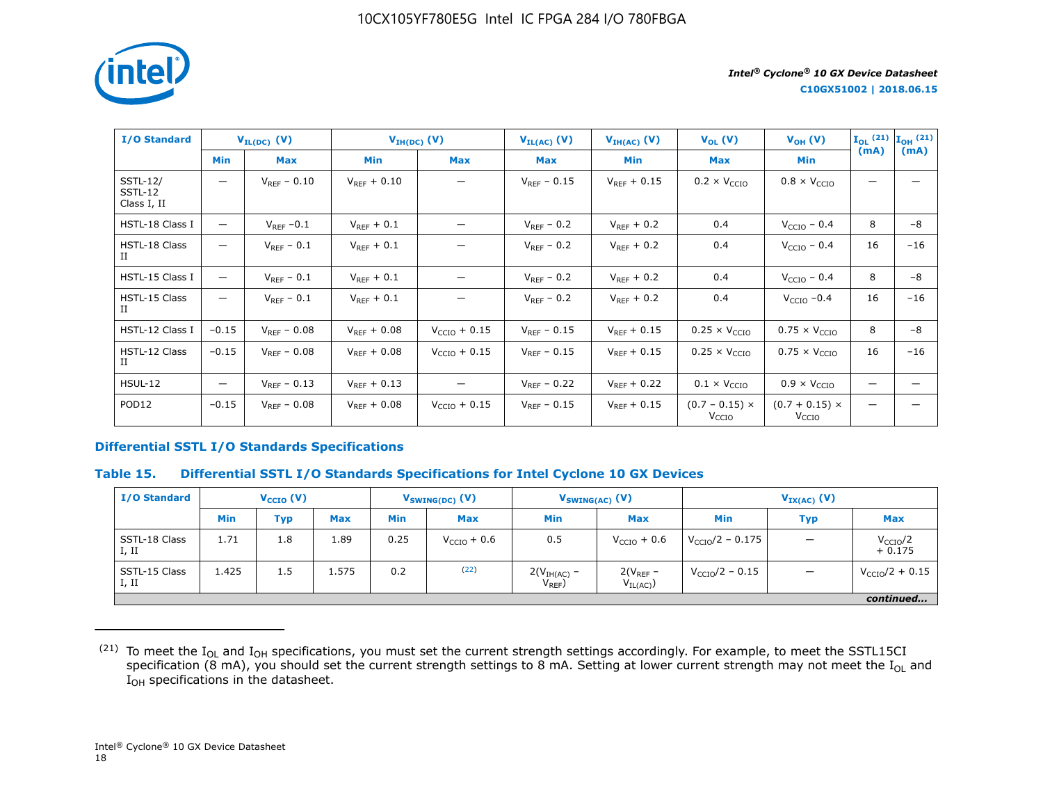| I/O Standard | $V_{IL(DC)}$ (V) | | $V_{IH(DC)}$ (V) | | $V_{IL(AC)}$ (V) | $V_{IH(AC)}$ (V) | $V_{OL}$ (V) | $V_{OH}$ (V) | $I_{OL}$ [21] (mA) | $I_{OH}$ [21] (mA) |
|---|---|---|---|---|---|---|---|---|---|---|
| | Min | Max | Min | Max | Max | Min | Max | Min | | |
| SSTL-12/ SSTL-12 Class I, II | — | $V_{REF}$ − 0.10 | $V_{REF}$ + 0.10 | — | $V_{REF}$ − 0.15 | $V_{REF}$ + 0.15 | 0.2 × $V_{CCIO}$ | 0.8 × $V_{CCIO}$ | — | — |
| HSTL-18 Class I | — | $V_{REF}$ −0.1 | $V_{REF}$ + 0.1 | — | $V_{REF}$ − 0.2 | $V_{REF}$ + 0.2 | 0.4 | $V_{CCIO}$ − 0.4 | 8 | −8 |
| HSTL-18 Class II | — | $V_{REF}$ − 0.1 | $V_{REF}$ + 0.1 | — | $V_{REF}$ − 0.2 | $V_{REF}$ + 0.2 | 0.4 | $V_{CCIO}$ − 0.4 | 16 | −16 |
| HSTL-15 Class I | — | $V_{REF}$ − 0.1 | $V_{REF}$ + 0.1 | — | $V_{REF}$ − 0.2 | $V_{REF}$ + 0.2 | 0.4 | $V_{CCIO}$ − 0.4 | 8 | −8 |
| HSTL-15 Class II | — | $V_{REF}$ − 0.1 | $V_{REF}$ + 0.1 | — | $V_{REF}$ − 0.2 | $V_{REF}$ + 0.2 | 0.4 | $V_{CCIO}$ −0.4 | 16 | −16 |
| HSTL-12 Class I | −0.15 | $V_{REF}$ − 0.08 | $V_{REF}$ + 0.08 | $V_{CCIO}$ + 0.15 | $V_{REF}$ − 0.15 | $V_{REF}$ + 0.15 | 0.25 × $V_{CCIO}$ | 0.75 × $V_{CCIO}$ | 8 | −8 |
| HSTL-12 Class II | −0.15 | $V_{REF}$ − 0.08 | $V_{REF}$ + 0.08 | $V_{CCIO}$ + 0.15 | $V_{REF}$ − 0.15 | $V_{REF}$ + 0.15 | 0.25 × $V_{CCIO}$ | 0.75 × $V_{CCIO}$ | 16 | −16 |
| HSUL-12 | — | $V_{REF}$ − 0.13 | $V_{REF}$ + 0.13 | — | $V_{REF}$ − 0.22 | $V_{REF}$ + 0.22 | 0.1 × $V_{CCIO}$ | 0.9 × $V_{CCIO}$ | — | — |
| POD12 | −0.15 | $V_{REF}$ − 0.08 | $V_{REF}$ + 0.08 | $V_{CCIO}$ + 0.15 | $V_{REF}$ − 0.15 | $V_{REF}$ + 0.15 | (0.7 − 0.15) × $V_{CCIO}$ | (0.7 + 0.15) × $V_{CCIO}$ | — | — |

## Differential SSTL I/O Standards Specifications

### Table 15. Differential SSTL I/O Standards Specifications for Intel Cyclone 10 GX Devices

| I/O Standard | $V_{CCIO}$ (V) | | | $V_{SWING(DC)}$ (V) | | $V_{SWING(AC)}$ (V) | | $V_{IX(AC)}$ (V) | | |
|---|---|---|---|---|---|---|---|---|---|---|
| | Min | Typ | Max | Min | Max | Min | Max | Min | Typ | Max |
| SSTL-18 Class I, II | 1.71 | 1.8 | 1.89 | 0.25 | $V_{CCIO}$ + 0.6 | 0.5 | $V_{CCIO}$ + 0.6 | $V_{CCIO}/2$ − 0.175 | — | $V_{CCIO}/2$ + 0.175 |
| SSTL-15 Class I, II | 1.425 | 1.5 | 1.575 | 0.2 | [22] | $2(V_{IH(AC)} - V_{REF})$ | $2(V_{REF} - V_{IL(AC)})$ | $V_{CCIO}/2$ − 0.15 | — | $V_{CCIO}/2$ + 0.15 |

*continued...*

(21) To meet the $I_{OL}$ and $I_{OH}$ specifications, you must set the current strength settings accordingly. For example, to meet the SSTL15CI specification (8 mA), you should set the current strength settings to 8 mA. Setting at lower current strength may not meet the $I_{OL}$ and $I_{OH}$ specifications in the datasheet.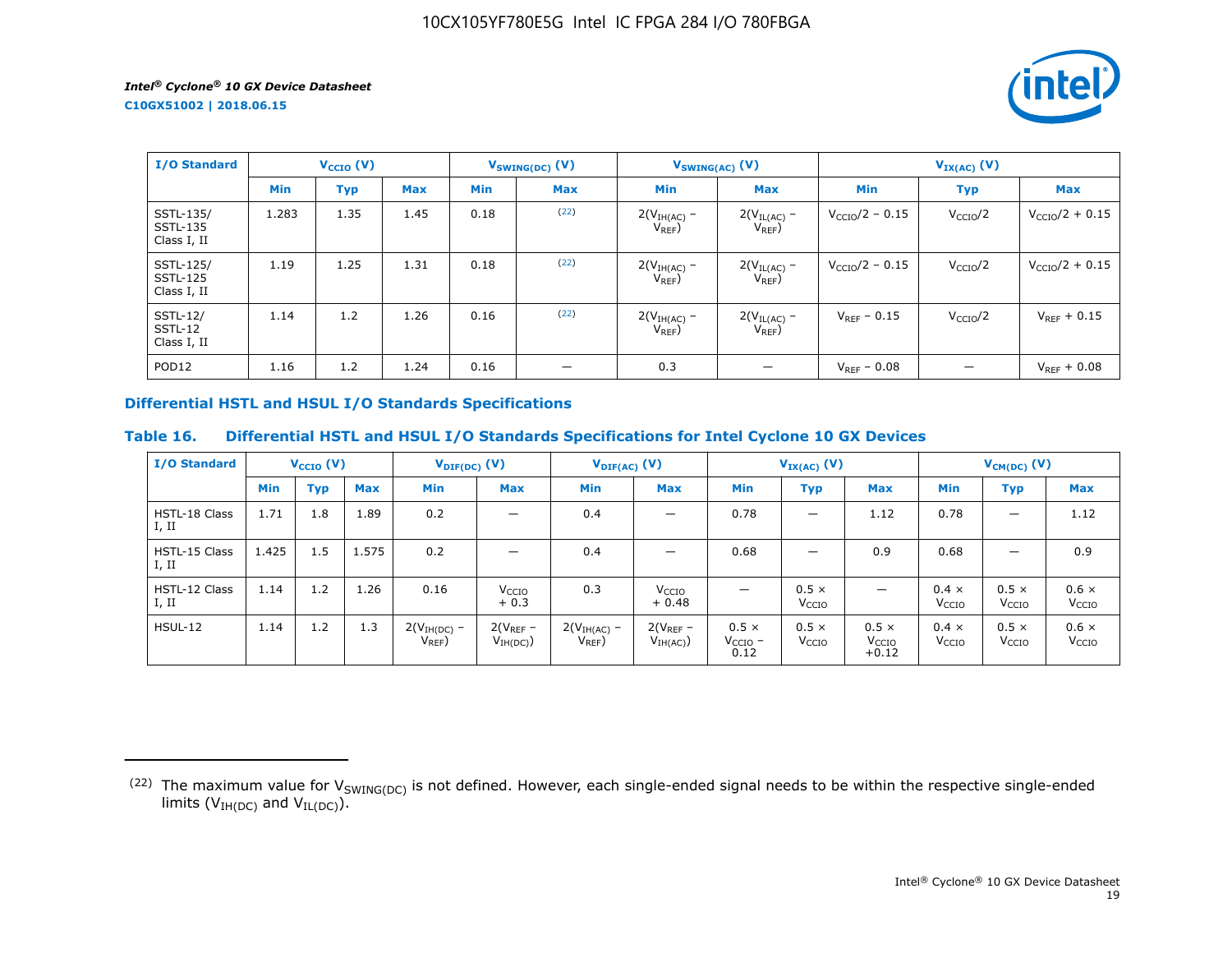| I/O Standard | $V_{CCIO}$ (V) | | | $V_{SWING(DC)}$ (V) | | $V_{SWING(AC)}$ (V) | | $V_{IX(AC)}$ (V) | | |
|---|---|---|---|---|---|---|---|---|---|---|
| | Min | Typ | Max | Min | Max | Min | Max | Min | Typ | Max |
| SSTL-135/ SSTL-135 Class I, II | 1.283 | 1.35 | 1.45 | 0.18 | [22] | $2(V_{IH(AC)} - V_{REF})$ | $2(V_{IL(AC)} - V_{REF})$ | $V_{CCIO}/2 - 0.15$ | $V_{CCIO}/2$ | $V_{CCIO}/2 + 0.15$ |
| SSTL-125/ SSTL-125 Class I, II | 1.19 | 1.25 | 1.31 | 0.18 | [22] | $2(V_{IH(AC)} - V_{REF})$ | $2(V_{IL(AC)} - V_{REF})$ | $V_{CCIO}/2 - 0.15$ | $V_{CCIO}/2$ | $V_{CCIO}/2 + 0.15$ |
| SSTL-12/ SSTL-12 Class I, II | 1.14 | 1.2 | 1.26 | 0.16 | [22] | $2(V_{IH(AC)} - V_{REF})$ | $2(V_{IL(AC)} - V_{REF})$ | $V_{REF} - 0.15$ | $V_{CCIO}/2$ | $V_{REF} + 0.15$ |
| POD12 | 1.16 | 1.2 | 1.24 | 0.16 | — | 0.3 | — | $V_{REF} - 0.08$ | — | $V_{REF} + 0.08$ |

## Differential HSTL and HSUL I/O Standards Specifications

### Table 16. Differential HSTL and HSUL I/O Standards Specifications for Intel Cyclone 10 GX Devices

| I/O Standard | $V_{CCIO}$ (V) | | | $V_{DIF(DC)}$ (V) | | $V_{DIF(AC)}$ (V) | | $V_{IX(AC)}$ (V) | | | $V_{CM(DC)}$ (V) | | |
|---|---|---|---|---|---|---|---|---|---|---|---|---|---|
| | Min | Typ | Max | Min | Max | Min | Max | Min | Typ | Max | Min | Typ | Max |
| HSTL-18 Class I, II | 1.71 | 1.8 | 1.89 | 0.2 | — | 0.4 | — | 0.78 | — | 1.12 | 0.78 | — | 1.12 |
| HSTL-15 Class I, II | 1.425 | 1.5 | 1.575 | 0.2 | — | 0.4 | — | 0.68 | — | 0.9 | 0.68 | — | 0.9 |
| HSTL-12 Class I, II | 1.14 | 1.2 | 1.26 | 0.16 | $V_{CCIO} + 0.3$ | 0.3 | $V_{CCIO} + 0.48$ | — | $0.5 \times V_{CCIO}$ | — | $0.4 \times V_{CCIO}$ | $0.5 \times V_{CCIO}$ | $0.6 \times V_{CCIO}$ |
| HSUL-12 | 1.14 | 1.2 | 1.3 | $2(V_{IH(DC)} - V_{REF})$ | $2(V_{REF} - V_{IH(DC)})$ | $2(V_{IH(AC)} - V_{REF})$ | $2(V_{REF} - V_{IH(AC)})$ | $0.5 \times V_{CCIO} - 0.12$ | $0.5 \times V_{CCIO}$ | $0.5 \times V_{CCIO} + 0.12$ | $0.4 \times V_{CCIO}$ | $0.5 \times V_{CCIO}$ | $0.6 \times V_{CCIO}$ |

---

[22] The maximum value for $V_{SWING(DC)}$ is not defined. However, each single-ended signal needs to be within the respective single-ended limits ($V_{IH(DC)}$ and $V_{IL(DC)}$).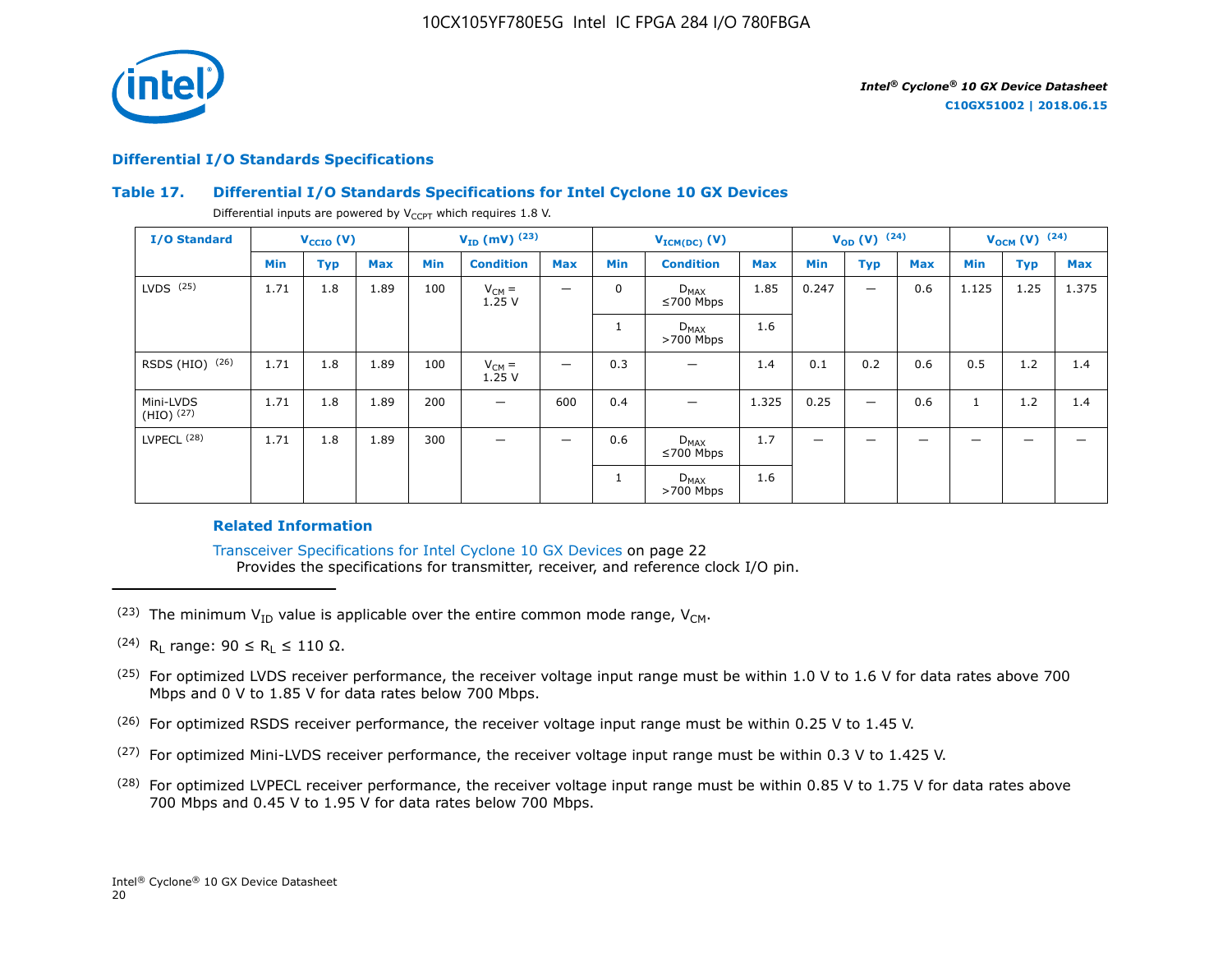## Differential I/O Standards Specifications

### Table 17. Differential I/O Standards Specifications for Intel Cyclone 10 GX Devices

Differential inputs are powered by $V_{CCPT}$ which requires 1.8 V.

| I/O Standard | $V_{CCIO}$ (V) | | | $V_{ID}$ (mV) [23] | | | $V_{ICM(DC)}$ (V) | | | $V_{OD}$ (V) [24] | | | $V_{OCM}$ (V) [24] | | |
|---|---|---|---|---|---|---|---|---|---|---|---|---|---|---|---|
| | Min | Typ | Max | Min | Condition | Max | Min | Condition | Max | Min | Typ | Max | Min | Typ | Max |
| LVDS [25] | 1.71 | 1.8 | 1.89 | 100 | $V_{CM}$ = 1.25 V | — | 0 | $D_{MAX}$ ≤700 Mbps | 1.85 | 0.247 | — | 0.6 | 1.125 | 1.25 | 1.375 |
| | | | | | | | 1 | $D_{MAX}$ >700 Mbps | 1.6 | | | | | | |
| RSDS (HIO) [26] | 1.71 | 1.8 | 1.89 | 100 | $V_{CM}$ = 1.25 V | — | 0.3 | — | 1.4 | 0.1 | 0.2 | 0.6 | 0.5 | 1.2 | 1.4 |
| Mini-LVDS (HIO) [27] | 1.71 | 1.8 | 1.89 | 200 | — | 600 | 0.4 | — | 1.325 | 0.25 | — | 0.6 | 1 | 1.2 | 1.4 |
| LVPECL [28] | 1.71 | 1.8 | 1.89 | 300 | — | — | 0.6 | $D_{MAX}$ ≤700 Mbps | 1.7 | — | — | — | — | — | — |
| | | | | | | | 1 | $D_{MAX}$ >700 Mbps | 1.6 | | | | | | |

#### Related Information

Transceiver Specifications for Intel Cyclone 10 GX Devices on page 22
Provides the specifications for transmitter, receiver, and reference clock I/O pin.

---

(23) The minimum $V_{ID}$ value is applicable over the entire common mode range, $V_{CM}$.

(24) $R_L$ range: $90 \leq R_L \leq 110\ \Omega$.

(25) For optimized LVDS receiver performance, the receiver voltage input range must be within 1.0 V to 1.6 V for data rates above 700 Mbps and 0 V to 1.85 V for data rates below 700 Mbps.

(26) For optimized RSDS receiver performance, the receiver voltage input range must be within 0.25 V to 1.45 V.

(27) For optimized Mini-LVDS receiver performance, the receiver voltage input range must be within 0.3 V to 1.425 V.

(28) For optimized LVPECL receiver performance, the receiver voltage input range must be within 0.85 V to 1.75 V for data rates above 700 Mbps and 0.45 V to 1.95 V for data rates below 700 Mbps.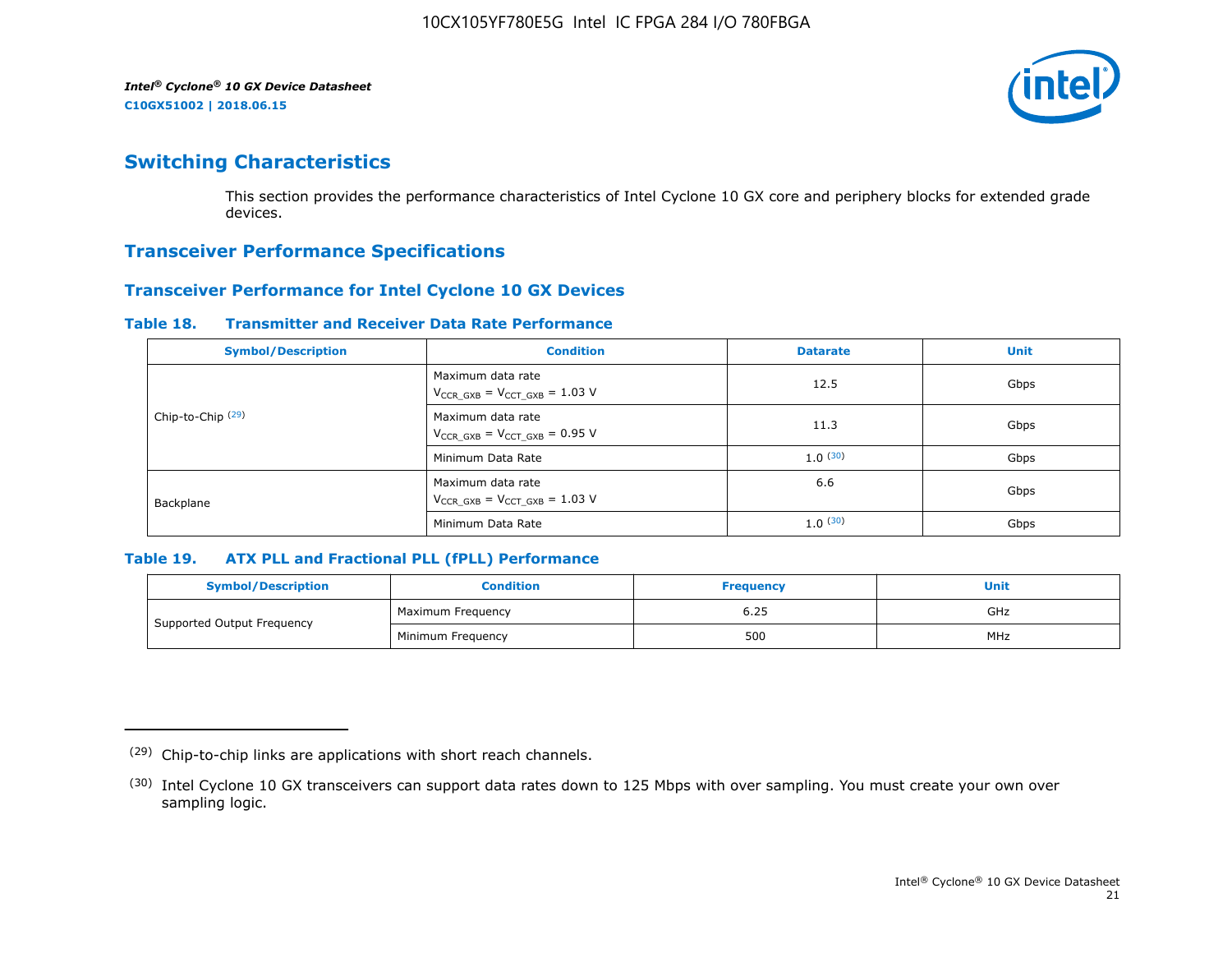## Switching Characteristics

This section provides the performance characteristics of Intel Cyclone 10 GX core and periphery blocks for extended grade devices.

## Transceiver Performance Specifications

### Transceiver Performance for Intel Cyclone 10 GX Devices

**Table 18. Transmitter and Receiver Data Rate Performance**

| Symbol/Description | Condition | Datarate | Unit |
|---|---|---|---|
| Chip-to-Chip [29] | Maximum data rate $V_{CCR\_GXB} = V_{CCT\_GXB} = 1.03$ V | 12.5 | Gbps |
| | Maximum data rate $V_{CCR\_GXB} = V_{CCT\_GXB} = 0.95$ V | 11.3 | Gbps |
| | Minimum Data Rate | 1.0 [30] | Gbps |
| Backplane | Maximum data rate $V_{CCR\_GXB} = V_{CCT\_GXB} = 1.03$ V | 6.6 | Gbps |
| | Minimum Data Rate | 1.0 [30] | Gbps |

**Table 19. ATX PLL and Fractional PLL (fPLL) Performance**

| Symbol/Description | Condition | Frequency | Unit |
|---|---|---|---|
| Supported Output Frequency | Maximum Frequency | 6.25 | GHz |
| | Minimum Frequency | 500 | MHz |

---

(29) Chip-to-chip links are applications with short reach channels.

(30) Intel Cyclone 10 GX transceivers can support data rates down to 125 Mbps with over sampling. You must create your own over sampling logic.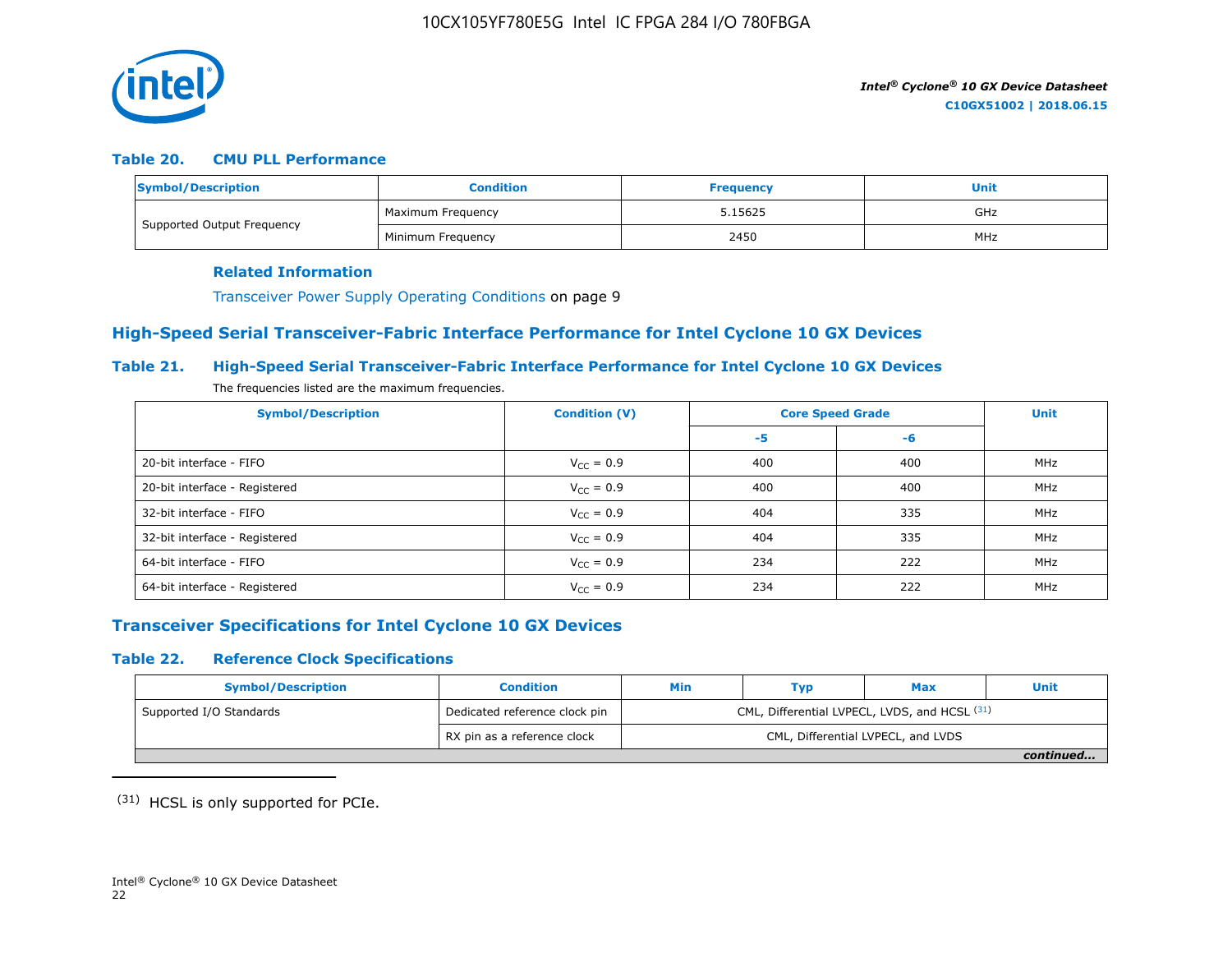#### Table 20. CMU PLL Performance

| Symbol/Description | Condition | Frequency | Unit |
|---|---|---|---|
| Supported Output Frequency | Maximum Frequency | 5.15625 | GHz |
| | Minimum Frequency | 2450 | MHz |

**Related Information**

Transceiver Power Supply Operating Conditions on page 9

## High-Speed Serial Transceiver-Fabric Interface Performance for Intel Cyclone 10 GX Devices

#### Table 21. High-Speed Serial Transceiver-Fabric Interface Performance for Intel Cyclone 10 GX Devices

The frequencies listed are the maximum frequencies.

| Symbol/Description | Condition (V) | Core Speed Grade | | Unit |
|---|---|---|---|---|
| | | -5 | -6 | |
| 20-bit interface - FIFO | $V_{CC}$ = 0.9 | 400 | 400 | MHz |
| 20-bit interface - Registered | $V_{CC}$ = 0.9 | 400 | 400 | MHz |
| 32-bit interface - FIFO | $V_{CC}$ = 0.9 | 404 | 335 | MHz |
| 32-bit interface - Registered | $V_{CC}$ = 0.9 | 404 | 335 | MHz |
| 64-bit interface - FIFO | $V_{CC}$ = 0.9 | 234 | 222 | MHz |
| 64-bit interface - Registered | $V_{CC}$ = 0.9 | 234 | 222 | MHz |

## Transceiver Specifications for Intel Cyclone 10 GX Devices

#### Table 22. Reference Clock Specifications

| Symbol/Description | Condition | Min | Typ | Max | Unit |
|---|---|---|---|---|---|
| Supported I/O Standards | Dedicated reference clock pin | CML, Differential LVPECL, LVDS, and HCSL [31] | | | |
| | RX pin as a reference clock | CML, Differential LVPECL, and LVDS | | | |

*continued...*

(31) HCSL is only supported for PCIe.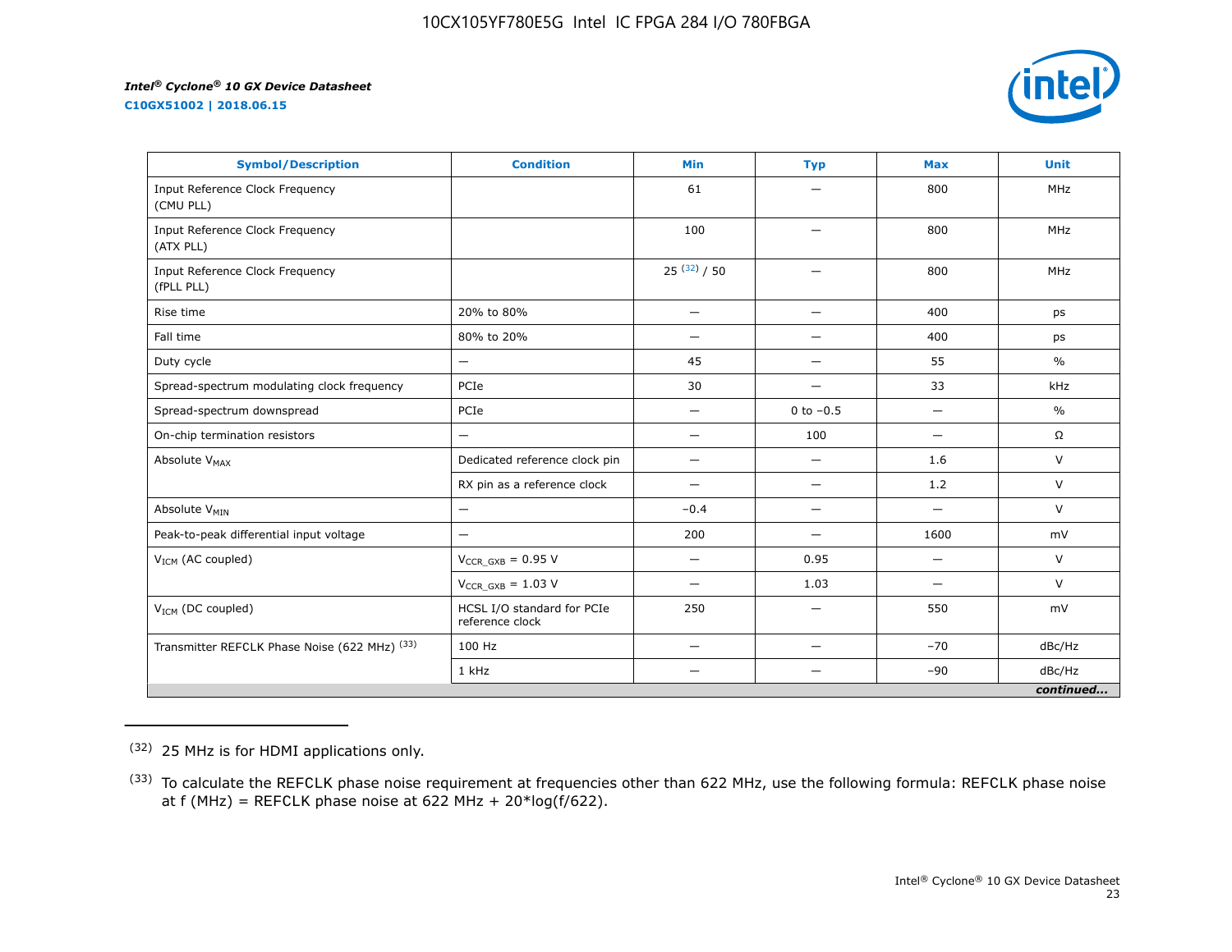| Symbol/Description | Condition | Min | Typ | Max | Unit |
|---|---|---|---|---|---|
| Input Reference Clock Frequency (CMU PLL) | | 61 | — | 800 | MHz |
| Input Reference Clock Frequency (ATX PLL) | | 100 | — | 800 | MHz |
| Input Reference Clock Frequency (fPLL PLL) | | 25 [32] / 50 | — | 800 | MHz |
| Rise time | 20% to 80% | — | — | 400 | ps |
| Fall time | 80% to 20% | — | — | 400 | ps |
| Duty cycle | — | 45 | — | 55 | % |
| Spread-spectrum modulating clock frequency | PCIe | 30 | — | 33 | kHz |
| Spread-spectrum downspread | PCIe | — | 0 to −0.5 | — | % |
| On-chip termination resistors | — | — | 100 | — | Ω |
| Absolute $V_{MAX}$ | Dedicated reference clock pin | — | — | 1.6 | V |
| | RX pin as a reference clock | — | — | 1.2 | V |
| Absolute $V_{MIN}$ | — | −0.4 | — | — | V |
| Peak-to-peak differential input voltage | — | 200 | — | 1600 | mV |
| $V_{ICM}$ (AC coupled) | $V_{CCR\_GXB}$ = 0.95 V | — | 0.95 | — | V |
| | $V_{CCR\_GXB}$ = 1.03 V | — | 1.03 | — | V |
| $V_{ICM}$ (DC coupled) | HCSL I/O standard for PCIe reference clock | 250 | — | 550 | mV |
| Transmitter REFCLK Phase Noise (622 MHz) [33] | 100 Hz | — | — | −70 | dBc/Hz |
| | 1 kHz | — | — | −90 | dBc/Hz |

*continued...*

(32) 25 MHz is for HDMI applications only.

(33) To calculate the REFCLK phase noise requirement at frequencies other than 622 MHz, use the following formula: REFCLK phase noise at f (MHz) = REFCLK phase noise at 622 MHz + 20*log(f/622).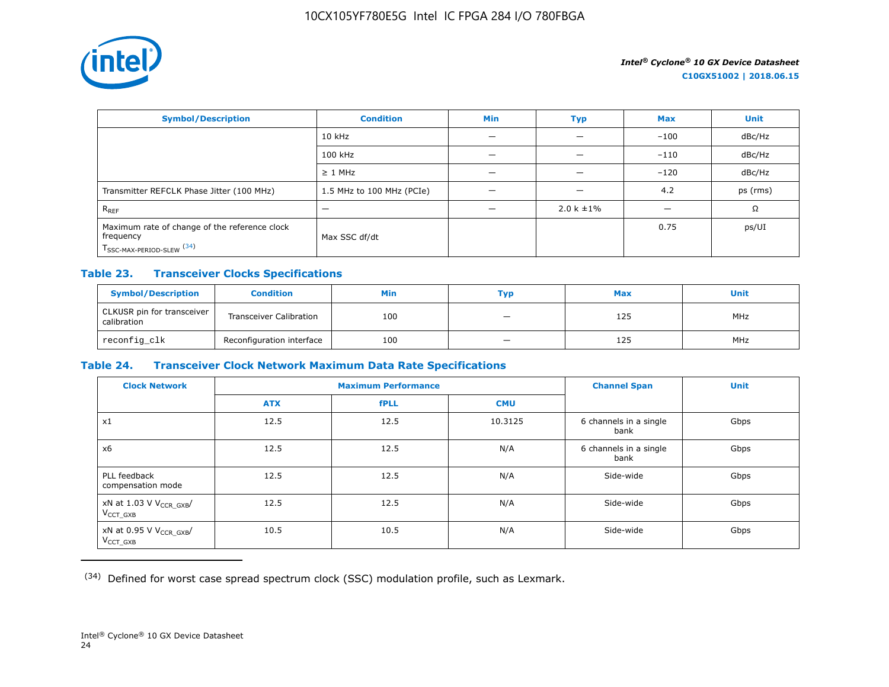| Symbol/Description | Condition | Min | Typ | Max | Unit |
|---|---|---|---|---|---|
| | 10 kHz | — | — | −100 | dBc/Hz |
| | 100 kHz | — | — | −110 | dBc/Hz |
| | ≥ 1 MHz | — | — | −120 | dBc/Hz |
| Transmitter REFCLK Phase Jitter (100 MHz) | 1.5 MHz to 100 MHz (PCIe) | — | — | 4.2 | ps (rms) |
| $R_{REF}$ | — | — | 2.0 k ±1% | — | Ω |
| Maximum rate of change of the reference clock frequency $T_{SSC-MAX-PERIOD-SLEW}$ (34) | Max SSC df/dt | | | 0.75 | ps/UI |

### Table 23. Transceiver Clocks Specifications

| Symbol/Description | Condition | Min | Typ | Max | Unit |
|---|---|---|---|---|---|
| CLKUSR pin for transceiver calibration | Transceiver Calibration | 100 | — | 125 | MHz |
| `reconfig_clk` | Reconfiguration interface | 100 | — | 125 | MHz |

### Table 24. Transceiver Clock Network Maximum Data Rate Specifications

| Clock Network | Maximum Performance | | | Channel Span | Unit |
|---|---|---|---|---|---|
| | ATX | fPLL | CMU | | |
| x1 | 12.5 | 12.5 | 10.3125 | 6 channels in a single bank | Gbps |
| x6 | 12.5 | 12.5 | N/A | 6 channels in a single bank | Gbps |
| PLL feedback compensation mode | 12.5 | 12.5 | N/A | Side-wide | Gbps |
| xN at 1.03 V $V_{CCR\_GXB}$/ $V_{CCT\_GXB}$ | 12.5 | 12.5 | N/A | Side-wide | Gbps |
| xN at 0.95 V $V_{CCR\_GXB}$/ $V_{CCT\_GXB}$ | 10.5 | 10.5 | N/A | Side-wide | Gbps |

(34) Defined for worst case spread spectrum clock (SSC) modulation profile, such as Lexmark.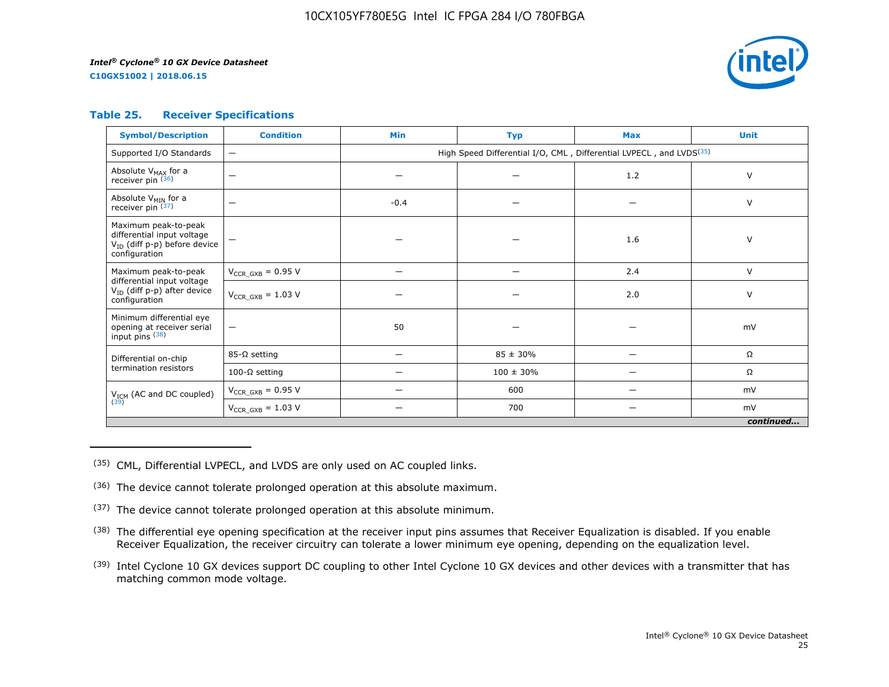#### Table 25. Receiver Specifications

| Symbol/Description | Condition | Min | Typ | Max | Unit |
|---|---|---|---|---|---|
| Supported I/O Standards | — | High Speed Differential I/O, CML , Differential LVPECL , and LVDS[35] | | | |
| Absolute $V_{MAX}$ for a receiver pin [36] | — | — | — | 1.2 | V |
| Absolute $V_{MIN}$ for a receiver pin [37] | — | -0.4 | — | — | V |
| Maximum peak-to-peak differential input voltage $V_{ID}$ (diff p-p) before device configuration | — | — | — | 1.6 | V |
| Maximum peak-to-peak differential input voltage $V_{ID}$ (diff p-p) after device configuration | $V_{CCR\_GXB}$ = 0.95 V | — | — | 2.4 | V |
| | $V_{CCR\_GXB}$ = 1.03 V | — | — | 2.0 | V |
| Minimum differential eye opening at receiver serial input pins [38] | — | 50 | — | — | mV |
| Differential on-chip termination resistors | 85-Ω setting | — | 85 ± 30% | — | Ω |
| | 100-Ω setting | — | 100 ± 30% | — | Ω |
| $V_{ICM}$ (AC and DC coupled) [39] | $V_{CCR\_GXB}$ = 0.95 V | — | 600 | — | mV |
| | $V_{CCR\_GXB}$ = 1.03 V | — | 700 | — | mV |

*continued...*

(35) CML, Differential LVPECL, and LVDS are only used on AC coupled links.

(36) The device cannot tolerate prolonged operation at this absolute maximum.

(37) The device cannot tolerate prolonged operation at this absolute minimum.

(38) The differential eye opening specification at the receiver input pins assumes that Receiver Equalization is disabled. If you enable Receiver Equalization, the receiver circuitry can tolerate a lower minimum eye opening, depending on the equalization level.

(39) Intel Cyclone 10 GX devices support DC coupling to other Intel Cyclone 10 GX devices and other devices with a transmitter that has matching common mode voltage.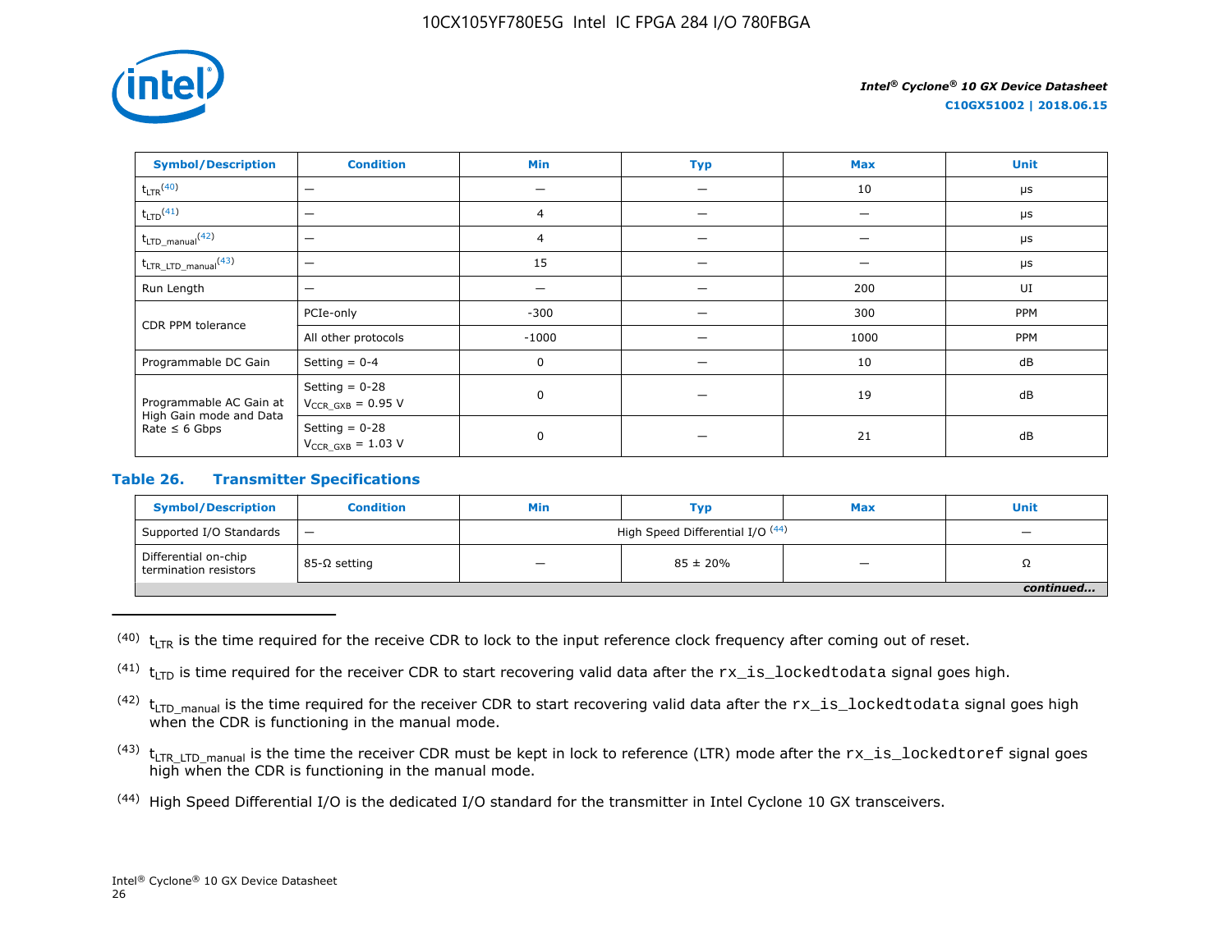| Symbol/Description | Condition | Min | Typ | Max | Unit |
| --- | --- | --- | --- | --- | --- |
| $t_{LTR}$ [40] | — | — | — | 10 | μs |
| $t_{LTD}$ [41] | — | 4 | — | — | μs |
| $t_{LTD\_manual}$ [42] | — | 4 | — | — | μs |
| $t_{LTR\_LTD\_manual}$ [43] | — | 15 | — | — | μs |
| Run Length | — | — | — | 200 | UI |
| CDR PPM tolerance | PCIe-only | -300 | — | 300 | PPM |
| | All other protocols | -1000 | — | 1000 | PPM |
| Programmable DC Gain | Setting = 0-4 | 0 | — | 10 | dB |
| Programmable AC Gain at High Gain mode and Data Rate ≤ 6 Gbps | Setting = 0-28 $V_{CCR\_GXB}$ = 0.95 V | 0 | — | 19 | dB |
| | Setting = 0-28 $V_{CCR\_GXB}$ = 1.03 V | 0 | — | 21 | dB |

### Table 26. Transmitter Specifications

| Symbol/Description | Condition | Min | Typ | Max | Unit |
| --- | --- | --- | --- | --- | --- |
| Supported I/O Standards | — | High Speed Differential I/O [44] | | | — |
| Differential on-chip termination resistors | 85-Ω setting | — | 85 ± 20% | — | Ω |

*continued...*

(40) $t_{LTR}$ is the time required for the receive CDR to lock to the input reference clock frequency after coming out of reset.

(41) $t_{LTD}$ is time required for the receiver CDR to start recovering valid data after the `rx_is_lockedtodata` signal goes high.

(42) $t_{LTD\_manual}$ is the time required for the receiver CDR to start recovering valid data after the `rx_is_lockedtodata` signal goes high when the CDR is functioning in the manual mode.

(43) $t_{LTR\_LTD\_manual}$ is the time the receiver CDR must be kept in lock to reference (LTR) mode after the `rx_is_lockedtoref` signal goes high when the CDR is functioning in the manual mode.

(44) High Speed Differential I/O is the dedicated I/O standard for the transmitter in Intel Cyclone 10 GX transceivers.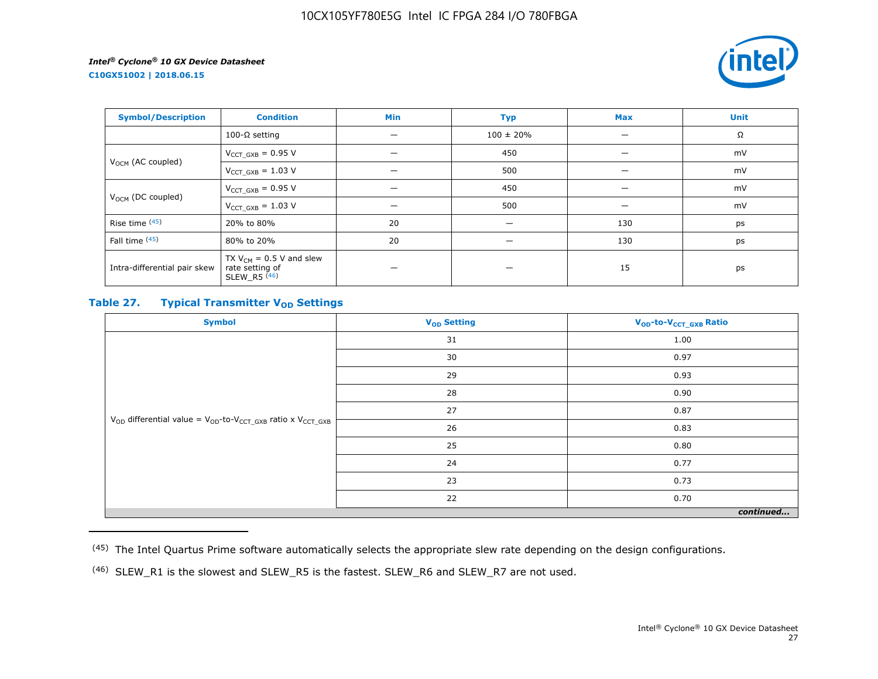| Symbol/Description | Condition | Min | Typ | Max | Unit |
|---|---|---|---|---|---|
| | 100-Ω setting | — | 100 ± 20% | — | Ω |
| $V_{OCM}$ (AC coupled) | $V_{CCT\_GXB}$ = 0.95 V | — | 450 | — | mV |
| | $V_{CCT\_GXB}$ = 1.03 V | — | 500 | — | mV |
| $V_{OCM}$ (DC coupled) | $V_{CCT\_GXB}$ = 0.95 V | — | 450 | — | mV |
| | $V_{CCT\_GXB}$ = 1.03 V | — | 500 | — | mV |
| Rise time [45] | 20% to 80% | 20 | — | 130 | ps |
| Fall time [45] | 80% to 20% | 20 | — | 130 | ps |
| Intra-differential pair skew | TX $V_{CM}$ = 0.5 V and slew rate setting of SLEW_R5 [46] | — | — | 15 | ps |

### Table 27. Typical Transmitter $V_{OD}$ Settings

| Symbol | $V_{OD}$ Setting | $V_{OD}$-to-$V_{CCT\_GXB}$ Ratio |
|---|---|---|
| $V_{OD}$ differential value = $V_{OD}$-to-$V_{CCT\_GXB}$ ratio x $V_{CCT\_GXB}$ | 31 | 1.00 |
| | 30 | 0.97 |
| | 29 | 0.93 |
| | 28 | 0.90 |
| | 27 | 0.87 |
| | 26 | 0.83 |
| | 25 | 0.80 |
| | 24 | 0.77 |
| | 23 | 0.73 |
| | 22 | 0.70 |

*continued...*

(45) The Intel Quartus Prime software automatically selects the appropriate slew rate depending on the design configurations.

(46) SLEW_R1 is the slowest and SLEW_R5 is the fastest. SLEW_R6 and SLEW_R7 are not used.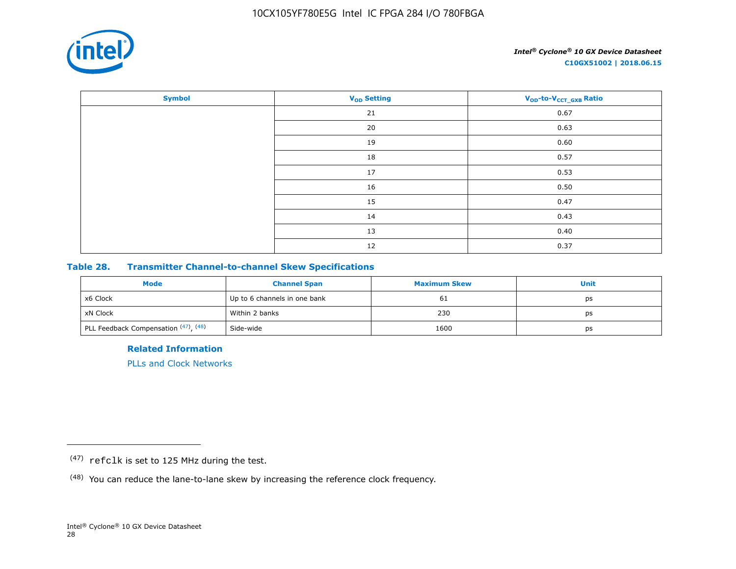| Symbol | $V_{OD}$ Setting | $V_{OD}$-to-$V_{CCT\_GXB}$ Ratio |
|---|---|---|
| | 21 | 0.67 |
| | 20 | 0.63 |
| | 19 | 0.60 |
| | 18 | 0.57 |
| | 17 | 0.53 |
| | 16 | 0.50 |
| | 15 | 0.47 |
| | 14 | 0.43 |
| | 13 | 0.40 |
| | 12 | 0.37 |

### Table 28. Transmitter Channel-to-channel Skew Specifications

| Mode | Channel Span | Maximum Skew | Unit |
|---|---|---|---|
| x6 Clock | Up to 6 channels in one bank | 61 | ps |
| xN Clock | Within 2 banks | 230 | ps |
| PLL Feedback Compensation [47], [48] | Side-wide | 1600 | ps |

**Related Information**

PLLs and Clock Networks

---

[47] `refclk` is set to 125 MHz during the test.

[48] You can reduce the lane-to-lane skew by increasing the reference clock frequency.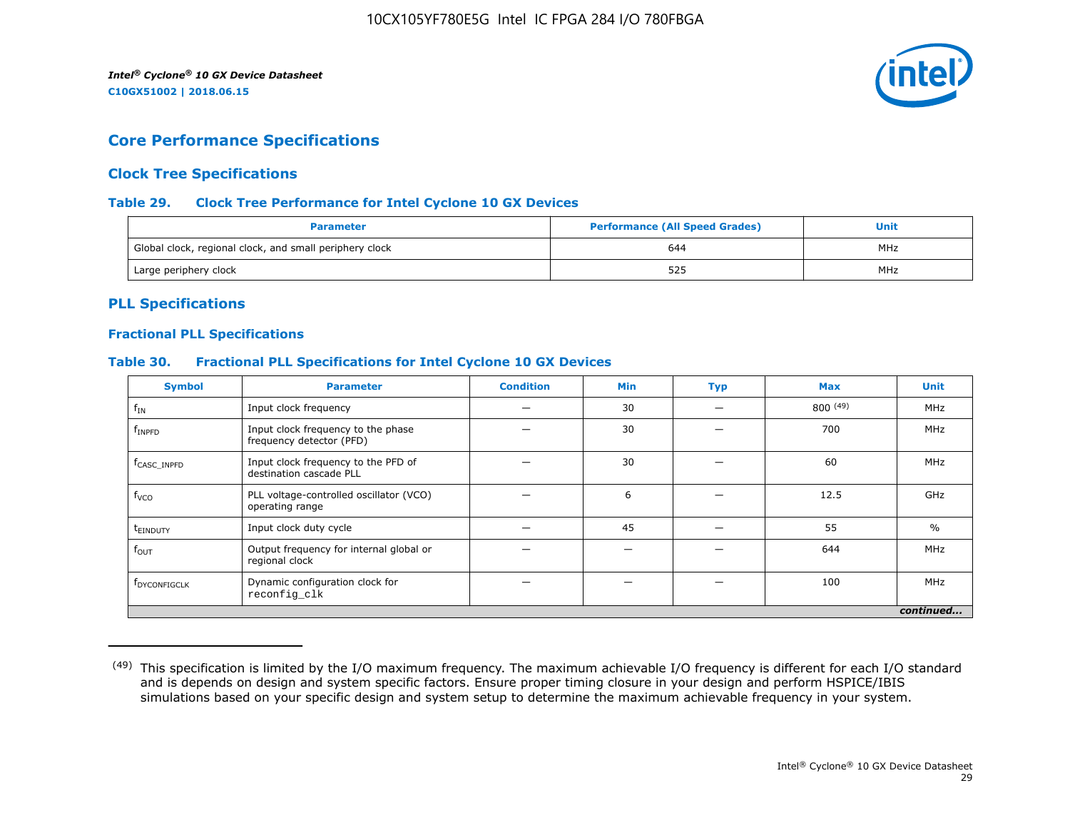## Core Performance Specifications

### Clock Tree Specifications

#### Table 29. Clock Tree Performance for Intel Cyclone 10 GX Devices

| Parameter | Performance (All Speed Grades) | Unit |
|---|---|---|
| Global clock, regional clock, and small periphery clock | 644 | MHz |
| Large periphery clock | 525 | MHz |

### PLL Specifications

#### Fractional PLL Specifications

#### Table 30. Fractional PLL Specifications for Intel Cyclone 10 GX Devices

| Symbol | Parameter | Condition | Min | Typ | Max | Unit |
|---|---|---|---|---|---|---|
| $f_{IN}$ | Input clock frequency | — | 30 | — | 800 (49) | MHz |
| $f_{INPFD}$ | Input clock frequency to the phase frequency detector (PFD) | — | 30 | — | 700 | MHz |
| $f_{CASC\_INPFD}$ | Input clock frequency to the PFD of destination cascade PLL | — | 30 | — | 60 | MHz |
| $f_{VCO}$ | PLL voltage-controlled oscillator (VCO) operating range | — | 6 | — | 12.5 | GHz |
| $t_{EINDUTY}$ | Input clock duty cycle | — | 45 | — | 55 | % |
| $f_{OUT}$ | Output frequency for internal global or regional clock | — | — | — | 644 | MHz |
| $f_{DYCONFIGCLK}$ | Dynamic configuration clock for `reconfig_clk` | — | — | — | 100 | MHz |

*continued...*

(49) This specification is limited by the I/O maximum frequency. The maximum achievable I/O frequency is different for each I/O standard and is depends on design and system specific factors. Ensure proper timing closure in your design and perform HSPICE/IBIS simulations based on your specific design and system setup to determine the maximum achievable frequency in your system.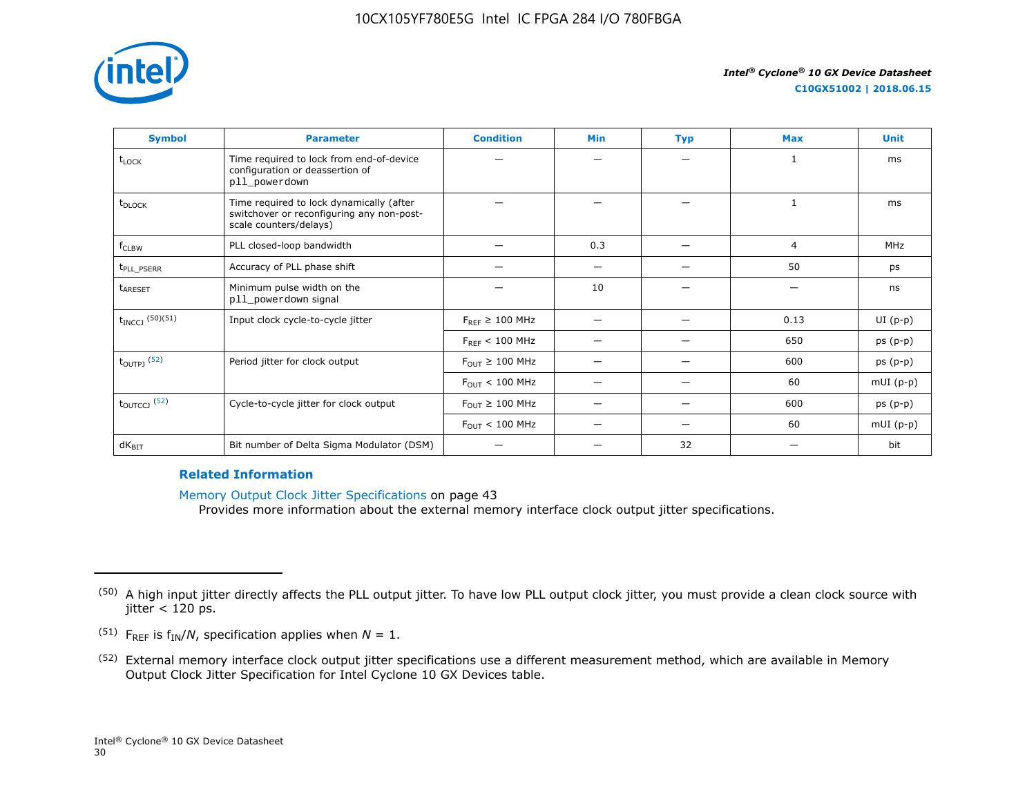| Symbol | Parameter | Condition | Min | Typ | Max | Unit |
| --- | --- | --- | --- | --- | --- | --- |
| $t_{LOCK}$ | Time required to lock from end-of-device configuration or deassertion of pll_powerdown | — | — | — | 1 | ms |
| $t_{DLOCK}$ | Time required to lock dynamically (after switchover or reconfiguring any non-post-scale counters/delays) | — | — | — | 1 | ms |
| $f_{CLBW}$ | PLL closed-loop bandwidth | — | 0.3 | — | 4 | MHz |
| $t_{PLL\_PSERR}$ | Accuracy of PLL phase shift | — | — | — | 50 | ps |
| $t_{ARESET}$ | Minimum pulse width on the pll_powerdown signal | — | 10 | — | — | ns |
| $t_{INCCJ}$ (50)(51) | Input clock cycle-to-cycle jitter | $F_{REF} \geq 100$ MHz | — | — | 0.13 | UI (p-p) |
| | | $F_{REF} < 100$ MHz | — | — | 650 | ps (p-p) |
| $t_{OUTPJ}$ (52) | Period jitter for clock output | $F_{OUT} \geq 100$ MHz | — | — | 600 | ps (p-p) |
| | | $F_{OUT} < 100$ MHz | — | — | 60 | mUI (p-p) |
| $t_{OUTCCJ}$ (52) | Cycle-to-cycle jitter for clock output | $F_{OUT} \geq 100$ MHz | — | — | 600 | ps (p-p) |
| | | $F_{OUT} < 100$ MHz | — | — | 60 | mUI (p-p) |
| $dK_{BIT}$ | Bit number of Delta Sigma Modulator (DSM) | — | — | 32 | — | bit |

**Related Information**

Memory Output Clock Jitter Specifications on page 43
Provides more information about the external memory interface clock output jitter specifications.

---

(50) A high input jitter directly affects the PLL output jitter. To have low PLL output clock jitter, you must provide a clean clock source with jitter < 120 ps.

(51) $F_{REF}$ is $f_{IN}/N$, specification applies when $N = 1$.

(52) External memory interface clock output jitter specifications use a different measurement method, which are available in Memory Output Clock Jitter Specification for Intel Cyclone 10 GX Devices table.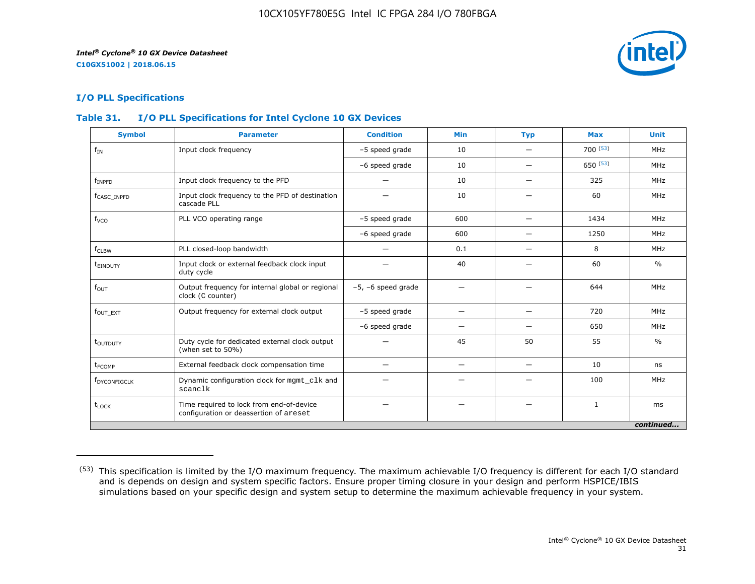## I/O PLL Specifications

### Table 31. I/O PLL Specifications for Intel Cyclone 10 GX Devices

| Symbol | Parameter | Condition | Min | Typ | Max | Unit |
|---|---|---|---|---|---|---|
| $f_{IN}$ | Input clock frequency | –5 speed grade | 10 | — | 700 [53] | MHz |
| | | –6 speed grade | 10 | — | 650 [53] | MHz |
| $f_{INPFD}$ | Input clock frequency to the PFD | — | 10 | — | 325 | MHz |
| $f_{CASC\_INPFD}$ | Input clock frequency to the PFD of destination cascade PLL | — | 10 | — | 60 | MHz |
| $f_{VCO}$ | PLL VCO operating range | –5 speed grade | 600 | — | 1434 | MHz |
| | | –6 speed grade | 600 | — | 1250 | MHz |
| $f_{CLBW}$ | PLL closed-loop bandwidth | — | 0.1 | — | 8 | MHz |
| $t_{EINDUTY}$ | Input clock or external feedback clock input duty cycle | — | 40 | — | 60 | % |
| $f_{OUT}$ | Output frequency for internal global or regional clock (C counter) | –5, –6 speed grade | — | — | 644 | MHz |
| $f_{OUT\_EXT}$ | Output frequency for external clock output | –5 speed grade | — | — | 720 | MHz |
| | | –6 speed grade | — | — | 650 | MHz |
| $t_{OUTDUTY}$ | Duty cycle for dedicated external clock output (when set to 50%) | — | 45 | 50 | 55 | % |
| $t_{FCOMP}$ | External feedback clock compensation time | — | — | — | 10 | ns |
| $f_{DYCONFIGCLK}$ | Dynamic configuration clock for `mgmt_clk` and `scanclk` | — | — | — | 100 | MHz |
| $t_{LOCK}$ | Time required to lock from end-of-device configuration or deassertion of `areset` | — | — | — | 1 | ms |

*continued...*

(53) This specification is limited by the I/O maximum frequency. The maximum achievable I/O frequency is different for each I/O standard and is depends on design and system specific factors. Ensure proper timing closure in your design and perform HSPICE/IBIS simulations based on your specific design and system setup to determine the maximum achievable frequency in your system.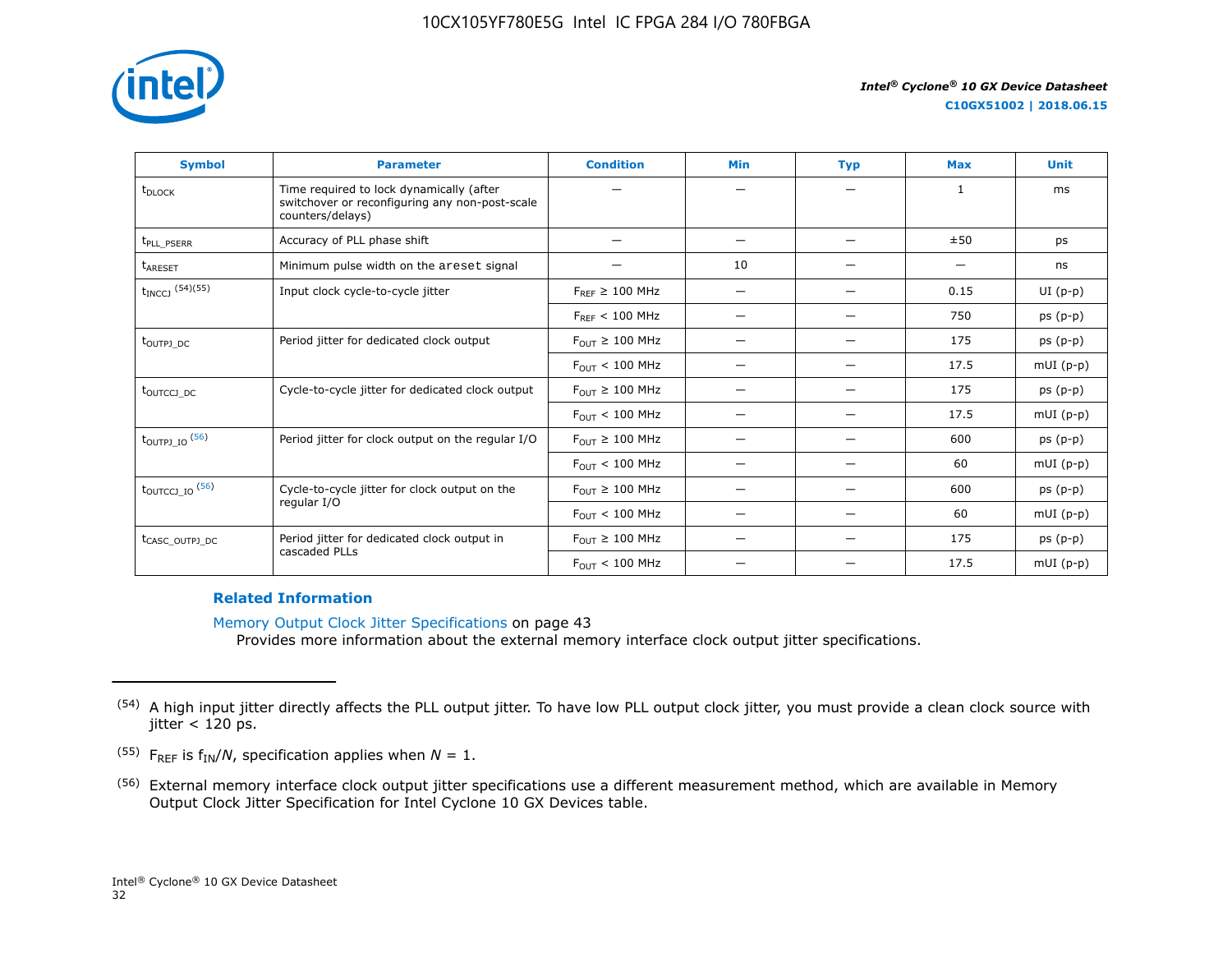| Symbol | Parameter | Condition | Min | Typ | Max | Unit |
|---|---|---|---|---|---|---|
| $t_{DLOCK}$ | Time required to lock dynamically (after switchover or reconfiguring any non-post-scale counters/delays) | — | — | — | 1 | ms |
| $t_{PLL\_PSERR}$ | Accuracy of PLL phase shift | — | — | — | ±50 | ps |
| $t_{ARESET}$ | Minimum pulse width on the areset signal | — | 10 | — | — | ns |
| $t_{INCCJ}$ (54)(55) | Input clock cycle-to-cycle jitter | $F_{REF} \geq 100$ MHz | — | — | 0.15 | UI (p-p) |
| | | $F_{REF} < 100$ MHz | — | — | 750 | ps (p-p) |
| $t_{OUTPJ\_DC}$ | Period jitter for dedicated clock output | $F_{OUT} \geq 100$ MHz | — | — | 175 | ps (p-p) |
| | | $F_{OUT} < 100$ MHz | — | — | 17.5 | mUI (p-p) |
| $t_{OUTCCJ\_DC}$ | Cycle-to-cycle jitter for dedicated clock output | $F_{OUT} \geq 100$ MHz | — | — | 175 | ps (p-p) |
| | | $F_{OUT} < 100$ MHz | — | — | 17.5 | mUI (p-p) |
| $t_{OUTPJ\_IO}$ (56) | Period jitter for clock output on the regular I/O | $F_{OUT} \geq 100$ MHz | — | — | 600 | ps (p-p) |
| | | $F_{OUT} < 100$ MHz | — | — | 60 | mUI (p-p) |
| $t_{OUTCCJ\_IO}$ (56) | Cycle-to-cycle jitter for clock output on the regular I/O | $F_{OUT} \geq 100$ MHz | — | — | 600 | ps (p-p) |
| | | $F_{OUT} < 100$ MHz | — | — | 60 | mUI (p-p) |
| $t_{CASC\_OUTPJ\_DC}$ | Period jitter for dedicated clock output in cascaded PLLs | $F_{OUT} \geq 100$ MHz | — | — | 175 | ps (p-p) |
| | | $F_{OUT} < 100$ MHz | — | — | 17.5 | mUI (p-p) |

**Related Information**

Memory Output Clock Jitter Specifications on page 43

Provides more information about the external memory interface clock output jitter specifications.

---

(54) A high input jitter directly affects the PLL output jitter. To have low PLL output clock jitter, you must provide a clean clock source with jitter < 120 ps.

(55) $F_{REF}$ is $f_{IN}/N$, specification applies when $N = 1$.

(56) External memory interface clock output jitter specifications use a different measurement method, which are available in Memory Output Clock Jitter Specification for Intel Cyclone 10 GX Devices table.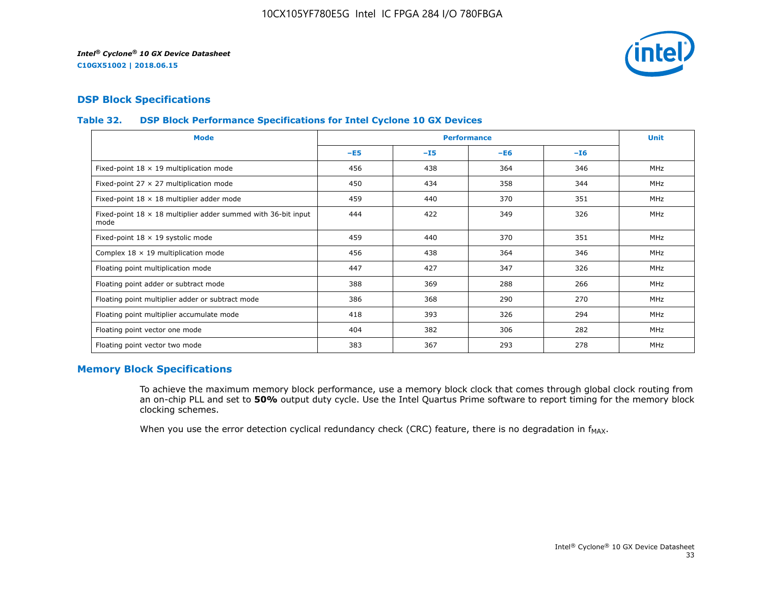## DSP Block Specifications

### Table 32. DSP Block Performance Specifications for Intel Cyclone 10 GX Devices

| Mode | Performance | | | | Unit |
|---|---|---|---|---|---|
| | –E5 | –I5 | –E6 | –I6 | |
| Fixed-point 18 × 19 multiplication mode | 456 | 438 | 364 | 346 | MHz |
| Fixed-point 27 × 27 multiplication mode | 450 | 434 | 358 | 344 | MHz |
| Fixed-point 18 × 18 multiplier adder mode | 459 | 440 | 370 | 351 | MHz |
| Fixed-point 18 × 18 multiplier adder summed with 36-bit input mode | 444 | 422 | 349 | 326 | MHz |
| Fixed-point 18 × 19 systolic mode | 459 | 440 | 370 | 351 | MHz |
| Complex 18 × 19 multiplication mode | 456 | 438 | 364 | 346 | MHz |
| Floating point multiplication mode | 447 | 427 | 347 | 326 | MHz |
| Floating point adder or subtract mode | 388 | 369 | 288 | 266 | MHz |
| Floating point multiplier adder or subtract mode | 386 | 368 | 290 | 270 | MHz |
| Floating point multiplier accumulate mode | 418 | 393 | 326 | 294 | MHz |
| Floating point vector one mode | 404 | 382 | 306 | 282 | MHz |
| Floating point vector two mode | 383 | 367 | 293 | 278 | MHz |

## Memory Block Specifications

To achieve the maximum memory block performance, use a memory block clock that comes through global clock routing from an on-chip PLL and set to **50%** output duty cycle. Use the Intel Quartus Prime software to report timing for the memory block clocking schemes.

When you use the error detection cyclical redundancy check (CRC) feature, there is no degradation in $f_{MAX}$.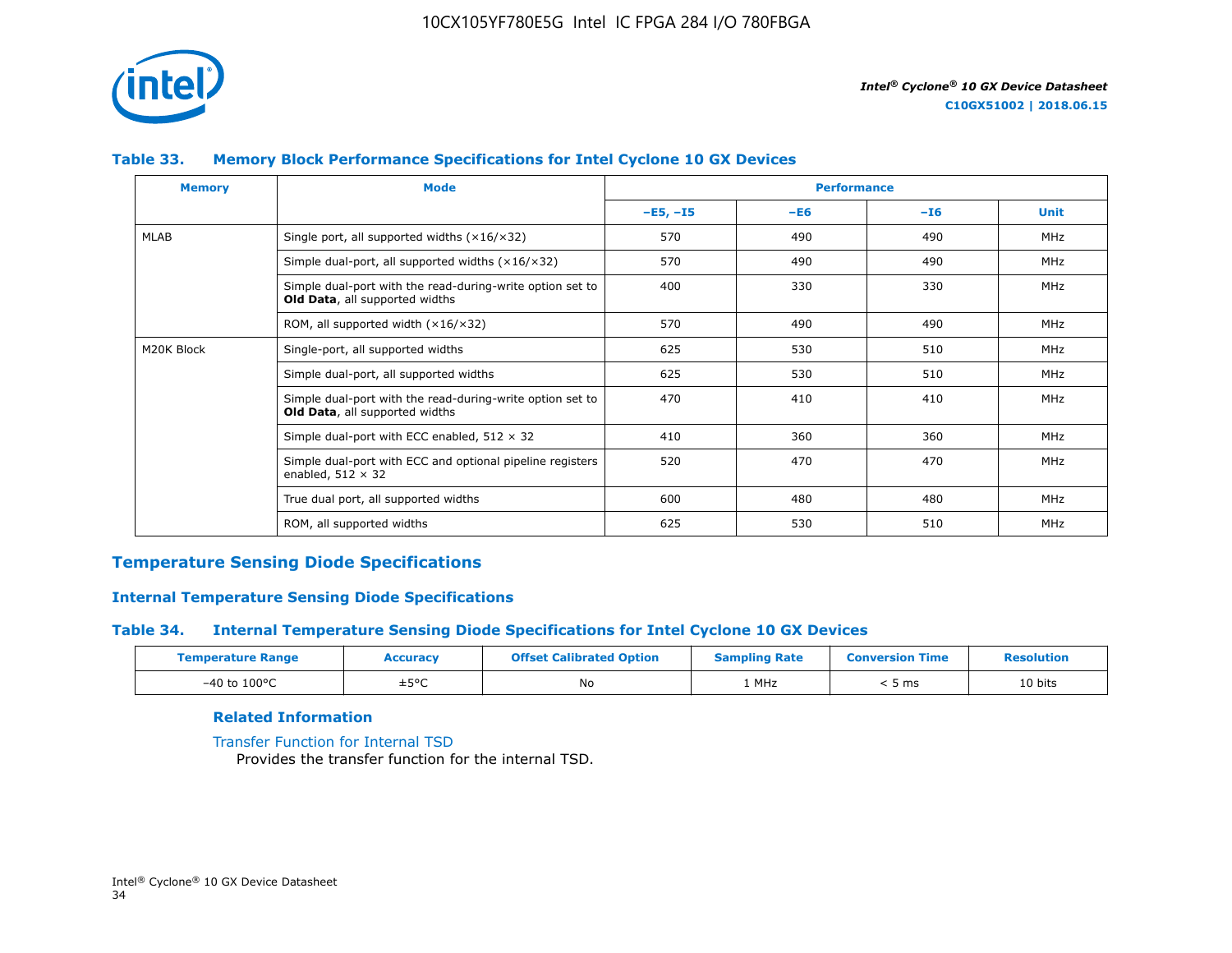### Table 33. Memory Block Performance Specifications for Intel Cyclone 10 GX Devices

| Memory | Mode | Performance | | | |
|---|---|---|---|---|---|
| | | –E5, –I5 | –E6 | –I6 | Unit |
| MLAB | Single port, all supported widths (×16/×32) | 570 | 490 | 490 | MHz |
| | Simple dual-port, all supported widths (×16/×32) | 570 | 490 | 490 | MHz |
| | Simple dual-port with the read-during-write option set to **Old Data**, all supported widths | 400 | 330 | 330 | MHz |
| | ROM, all supported width (×16/×32) | 570 | 490 | 490 | MHz |
| M20K Block | Single-port, all supported widths | 625 | 530 | 510 | MHz |
| | Simple dual-port, all supported widths | 625 | 530 | 510 | MHz |
| | Simple dual-port with the read-during-write option set to **Old Data**, all supported widths | 470 | 410 | 410 | MHz |
| | Simple dual-port with ECC enabled, 512 × 32 | 410 | 360 | 360 | MHz |
| | Simple dual-port with ECC and optional pipeline registers enabled, 512 × 32 | 520 | 470 | 470 | MHz |
| | True dual port, all supported widths | 600 | 480 | 480 | MHz |
| | ROM, all supported widths | 625 | 530 | 510 | MHz |

## Temperature Sensing Diode Specifications

### Internal Temperature Sensing Diode Specifications

### Table 34. Internal Temperature Sensing Diode Specifications for Intel Cyclone 10 GX Devices

| Temperature Range | Accuracy | Offset Calibrated Option | Sampling Rate | Conversion Time | Resolution |
|---|---|---|---|---|---|
| –40 to 100°C | ±5°C | No | 1 MHz | < 5 ms | 10 bits |

#### Related Information

Transfer Function for Internal TSD
Provides the transfer function for the internal TSD.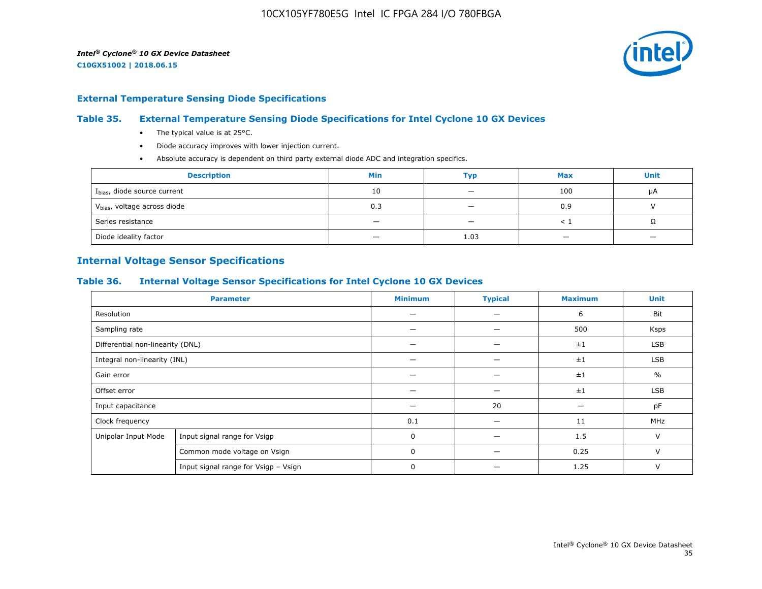## External Temperature Sensing Diode Specifications

### Table 35. External Temperature Sensing Diode Specifications for Intel Cyclone 10 GX Devices

- The typical value is at 25°C.
- Diode accuracy improves with lower injection current.
- Absolute accuracy is dependent on third party external diode ADC and integration specifics.

| Description | Min | Typ | Max | Unit |
|---|---|---|---|---|
| $I_{bias}$, diode source current | 10 | — | 100 | μA |
| $V_{bias}$, voltage across diode | 0.3 | — | 0.9 | V |
| Series resistance | — | — | < 1 | Ω |
| Diode ideality factor | — | 1.03 | — | — |

## Internal Voltage Sensor Specifications

### Table 36. Internal Voltage Sensor Specifications for Intel Cyclone 10 GX Devices

| Parameter | | Minimum | Typical | Maximum | Unit |
|---|---|---|---|---|---|
| Resolution | | — | — | 6 | Bit |
| Sampling rate | | — | — | 500 | Ksps |
| Differential non-linearity (DNL) | | — | — | ±1 | LSB |
| Integral non-linearity (INL) | | — | — | ±1 | LSB |
| Gain error | | — | — | ±1 | % |
| Offset error | | — | — | ±1 | LSB |
| Input capacitance | | — | 20 | — | pF |
| Clock frequency | | 0.1 | — | 11 | MHz |
| Unipolar Input Mode | Input signal range for Vsigp | 0 | — | 1.5 | V |
| | Common mode voltage on Vsign | 0 | — | 0.25 | V |
| | Input signal range for Vsigp – Vsign | 0 | — | 1.25 | V |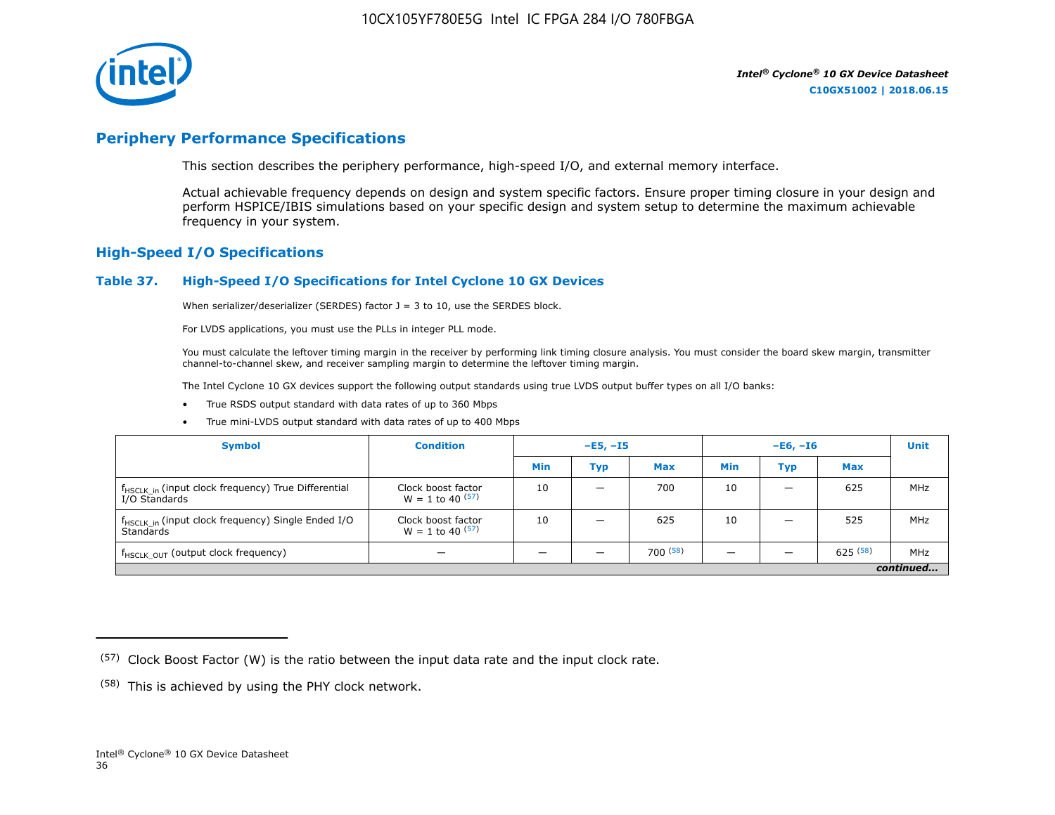## Periphery Performance Specifications

This section describes the periphery performance, high-speed I/O, and external memory interface.

Actual achievable frequency depends on design and system specific factors. Ensure proper timing closure in your design and perform HSPICE/IBIS simulations based on your specific design and system setup to determine the maximum achievable frequency in your system.

### High-Speed I/O Specifications

#### Table 37. High-Speed I/O Specifications for Intel Cyclone 10 GX Devices

When serializer/deserializer (SERDES) factor J = 3 to 10, use the SERDES block.

For LVDS applications, you must use the PLLs in integer PLL mode.

You must calculate the leftover timing margin in the receiver by performing link timing closure analysis. You must consider the board skew margin, transmitter channel-to-channel skew, and receiver sampling margin to determine the leftover timing margin.

The Intel Cyclone 10 GX devices support the following output standards using true LVDS output buffer types on all I/O banks:

- True RSDS output standard with data rates of up to 360 Mbps
- True mini-LVDS output standard with data rates of up to 400 Mbps

| Symbol | Condition | –E5, –I5 | | | –E6, –I6 | | | Unit |
|---|---|---|---|---|---|---|---|---|
| | | Min | Typ | Max | Min | Typ | Max | |
| $f_{HSCLK\_in}$ (input clock frequency) True Differential I/O Standards | Clock boost factor W = 1 to 40 [57] | 10 | — | 700 | 10 | — | 625 | MHz |
| $f_{HSCLK\_in}$ (input clock frequency) Single Ended I/O Standards | Clock boost factor W = 1 to 40 [57] | 10 | — | 625 | 10 | — | 525 | MHz |
| $f_{HSCLK\_OUT}$ (output clock frequency) | — | — | — | 700 [58] | — | — | 625 [58] | MHz |

*continued...*

(57) Clock Boost Factor (W) is the ratio between the input data rate and the input clock rate.

(58) This is achieved by using the PHY clock network.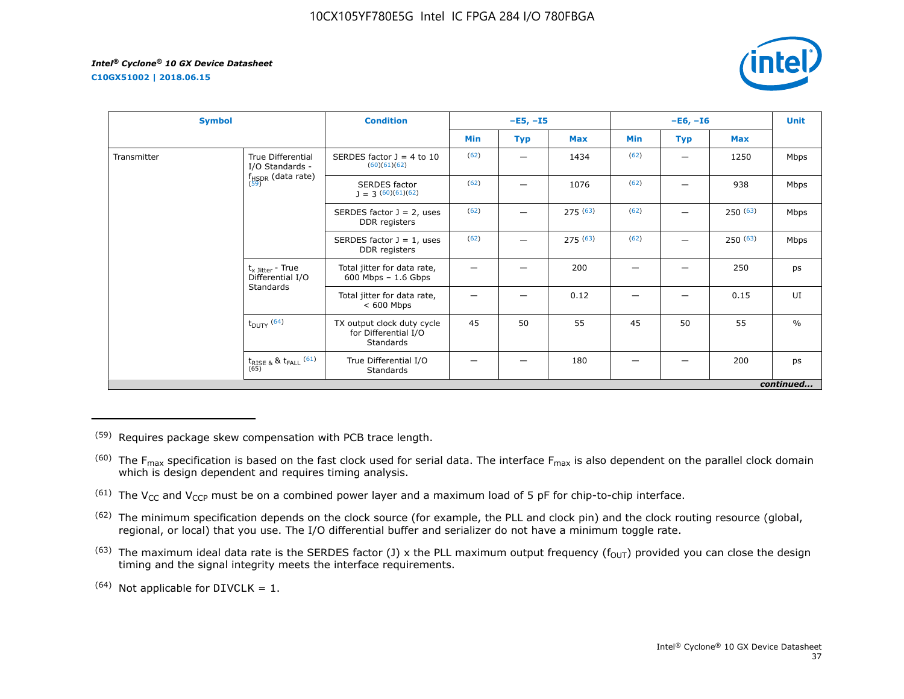| Symbol | | Condition | –E5, –I5 | | | –E6, –I6 | | | Unit |
|---|---|---|---|---|---|---|---|---|---|
| | | | Min | Typ | Max | Min | Typ | Max | |
| Transmitter | True Differential I/O Standards - $f_{HSDR}$ (data rate) [59] | SERDES factor J = 4 to 10 [60][61][62] | [62] | — | 1434 | [62] | — | 1250 | Mbps |
| | | SERDES factor J = 3 [60][61][62] | [62] | — | 1076 | [62] | — | 938 | Mbps |
| | | SERDES factor J = 2, uses DDR registers | [62] | — | 275 [63] | [62] | — | 250 [63] | Mbps |
| | | SERDES factor J = 1, uses DDR registers | [62] | — | 275 [63] | [62] | — | 250 [63] | Mbps |
| | $t_{x\ Jitter}$ - True Differential I/O Standards | Total jitter for data rate, 600 Mbps – 1.6 Gbps | — | — | 200 | — | — | 250 | ps |
| | | Total jitter for data rate, < 600 Mbps | — | — | 0.12 | — | — | 0.15 | UI |
| | $t_{DUTY}$ [64] | TX output clock duty cycle for Differential I/O Standards | 45 | 50 | 55 | 45 | 50 | 55 | % |
| | $t_{RISE\ \&}$ & $t_{FALL}$ [61][65] | True Differential I/O Standards | — | — | 180 | — | — | 200 | ps |

*continued...*

---

(59) Requires package skew compensation with PCB trace length.

(60) The $F_{max}$ specification is based on the fast clock used for serial data. The interface $F_{max}$ is also dependent on the parallel clock domain which is design dependent and requires timing analysis.

(61) The $V_{CC}$ and $V_{CCP}$ must be on a combined power layer and a maximum load of 5 pF for chip-to-chip interface.

(62) The minimum specification depends on the clock source (for example, the PLL and clock pin) and the clock routing resource (global, regional, or local) that you use. The I/O differential buffer and serializer do not have a minimum toggle rate.

(63) The maximum ideal data rate is the SERDES factor (J) x the PLL maximum output frequency ($f_{OUT}$) provided you can close the design timing and the signal integrity meets the interface requirements.

(64) Not applicable for DIVCLK = 1.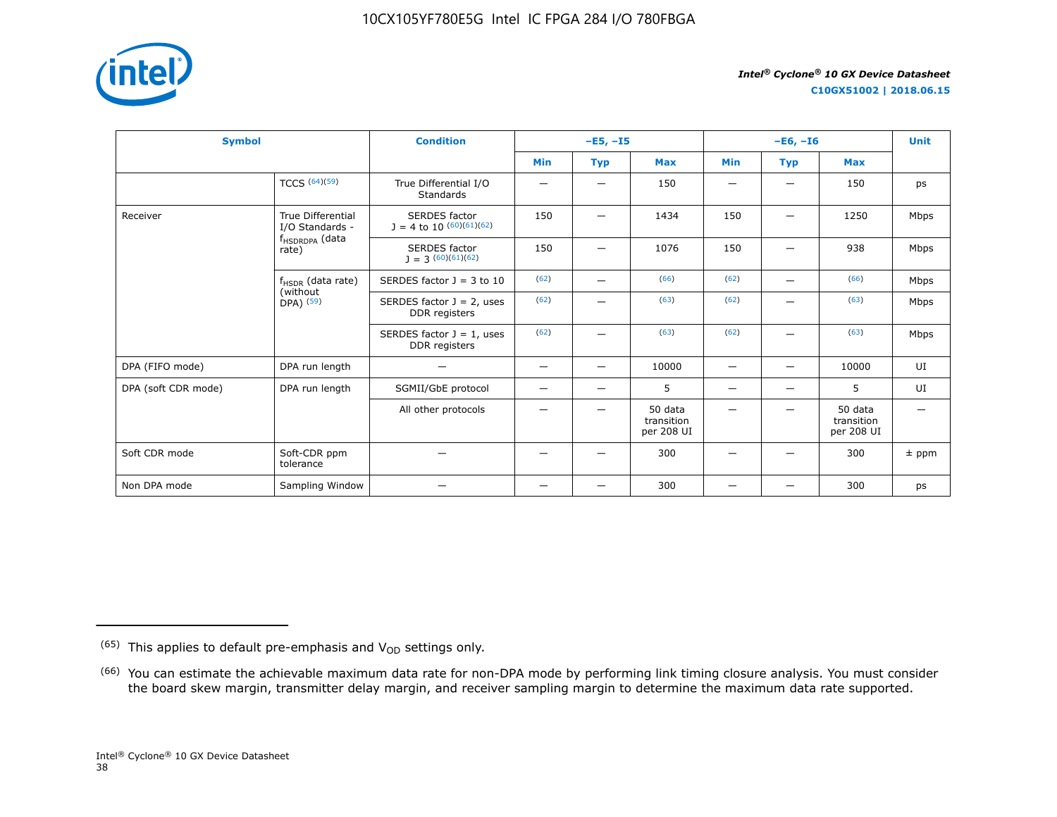| Symbol | | Condition | –E5, –I5 | | | –E6, –I6 | | | Unit |
|---|---|---|---|---|---|---|---|---|---|
| | | | Min | Typ | Max | Min | Typ | Max | |
| | TCCS [64][59] | True Differential I/O Standards | — | — | 150 | — | — | 150 | ps |
| Receiver | True Differential I/O Standards - $f_{HSDRDPA}$ (data rate) | SERDES factor J = 4 to 10 [60][61][62] | 150 | — | 1434 | 150 | — | 1250 | Mbps |
| | | SERDES factor J = 3 [60][61][62] | 150 | — | 1076 | 150 | — | 938 | Mbps |
| | $f_{HSDR}$ (data rate) (without DPA) [59] | SERDES factor J = 3 to 10 | [62] | — | [66] | [62] | — | [66] | Mbps |
| | | SERDES factor J = 2, uses DDR registers | [62] | — | [63] | [62] | — | [63] | Mbps |
| | | SERDES factor J = 1, uses DDR registers | [62] | — | [63] | [62] | — | [63] | Mbps |
| DPA (FIFO mode) | DPA run length | — | — | — | 10000 | — | — | 10000 | UI |
| DPA (soft CDR mode) | DPA run length | SGMII/GbE protocol | — | — | 5 | — | — | 5 | UI |
| | | All other protocols | — | — | 50 data transition per 208 UI | — | — | 50 data transition per 208 UI | — |
| Soft CDR mode | Soft-CDR ppm tolerance | — | — | — | 300 | — | — | 300 | ± ppm |
| Non DPA mode | Sampling Window | — | — | — | 300 | — | — | 300 | ps |

(65) This applies to default pre-emphasis and $V_{OD}$ settings only.

(66) You can estimate the achievable maximum data rate for non-DPA mode by performing link timing closure analysis. You must consider the board skew margin, transmitter delay margin, and receiver sampling margin to determine the maximum data rate supported.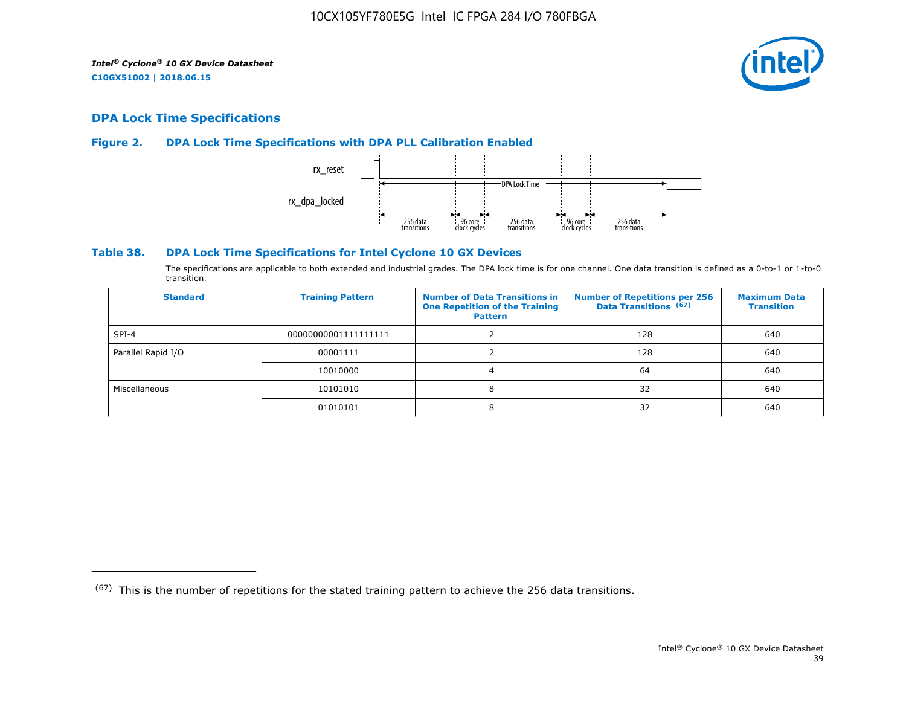## DPA Lock Time Specifications

### Figure 2. DPA Lock Time Specifications with DPA PLL Calibration Enabled

rx_reset

rx_dpa_locked

DPA Lock Time

256 data transitions | 96 core clock cycles | 256 data transitions | 96 core clock cycles | 256 data transitions

### Table 38. DPA Lock Time Specifications for Intel Cyclone 10 GX Devices

The specifications are applicable to both extended and industrial grades. The DPA lock time is for one channel. One data transition is defined as a 0-to-1 or 1-to-0 transition.

| Standard | Training Pattern | Number of Data Transitions in One Repetition of the Training Pattern | Number of Repetitions per 256 Data Transitions [67] | Maximum Data Transition |
|---|---|---|---|---|
| SPI-4 | 00000000001111111111 | 2 | 128 | 640 |
| Parallel Rapid I/O | 00001111 | 2 | 128 | 640 |
| | 10010000 | 4 | 64 | 640 |
| Miscellaneous | 10101010 | 8 | 32 | 640 |
| | 01010101 | 8 | 32 | 640 |

(67) This is the number of repetitions for the stated training pattern to achieve the 256 data transitions.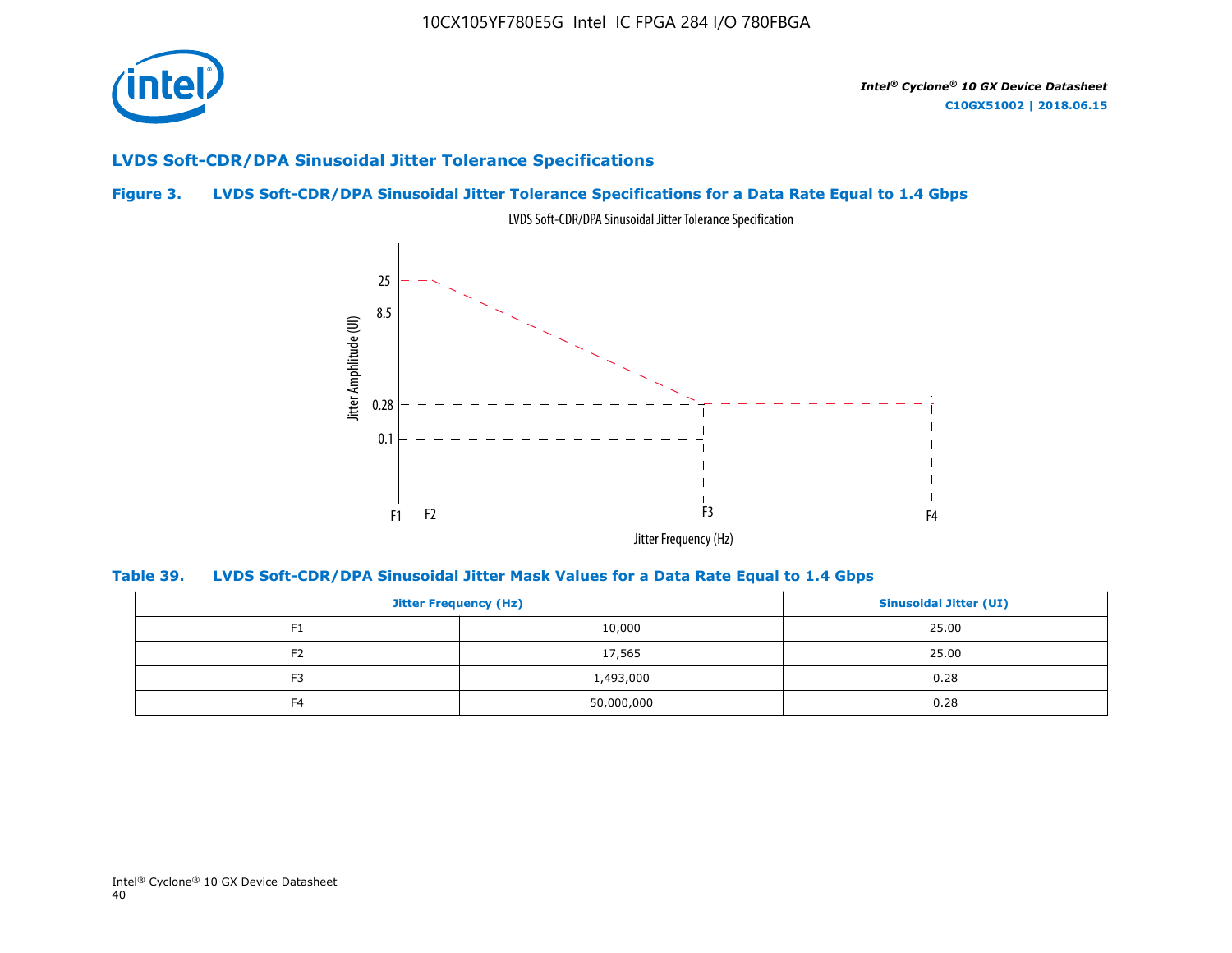## LVDS Soft-CDR/DPA Sinusoidal Jitter Tolerance Specifications

**Figure 3. LVDS Soft-CDR/DPA Sinusoidal Jitter Tolerance Specifications for a Data Rate Equal to 1.4 Gbps**

LVDS Soft-CDR/DPA Sinusoidal Jitter Tolerance Specification

**Table 39. LVDS Soft-CDR/DPA Sinusoidal Jitter Mask Values for a Data Rate Equal to 1.4 Gbps**

| Jitter Frequency (Hz) | | Sinusoidal Jitter (UI) |
|---|---|---|
| F1 | 10,000 | 25.00 |
| F2 | 17,565 | 25.00 |
| F3 | 1,493,000 | 0.28 |
| F4 | 50,000,000 | 0.28 |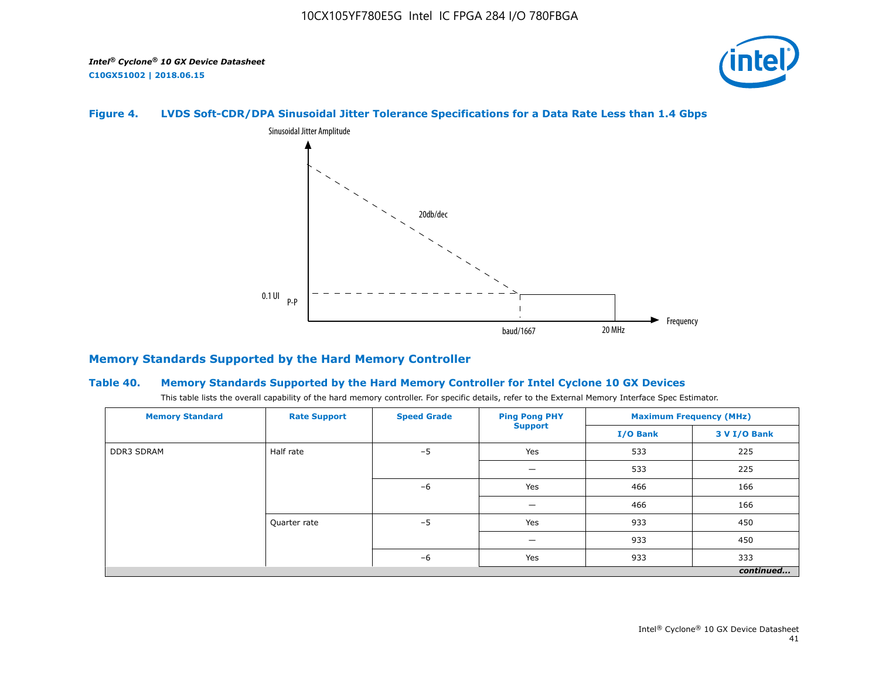**Figure 4. LVDS Soft-CDR/DPA Sinusoidal Jitter Tolerance Specifications for a Data Rate Less than 1.4 Gbps**

## Memory Standards Supported by the Hard Memory Controller

**Table 40. Memory Standards Supported by the Hard Memory Controller for Intel Cyclone 10 GX Devices**

This table lists the overall capability of the hard memory controller. For specific details, refer to the External Memory Interface Spec Estimator.

| Memory Standard | Rate Support | Speed Grade | Ping Pong PHY Support | Maximum Frequency (MHz) | |
|---|---|---|---|---|---|
| | | | | I/O Bank | 3 V I/O Bank |
| DDR3 SDRAM | Half rate | –5 | Yes | 533 | 225 |
| | | | — | 533 | 225 |
| | | –6 | Yes | 466 | 166 |
| | | | — | 466 | 166 |
| | Quarter rate | –5 | Yes | 933 | 450 |
| | | | — | 933 | 450 |
| | | –6 | Yes | 933 | 333 |

*continued...*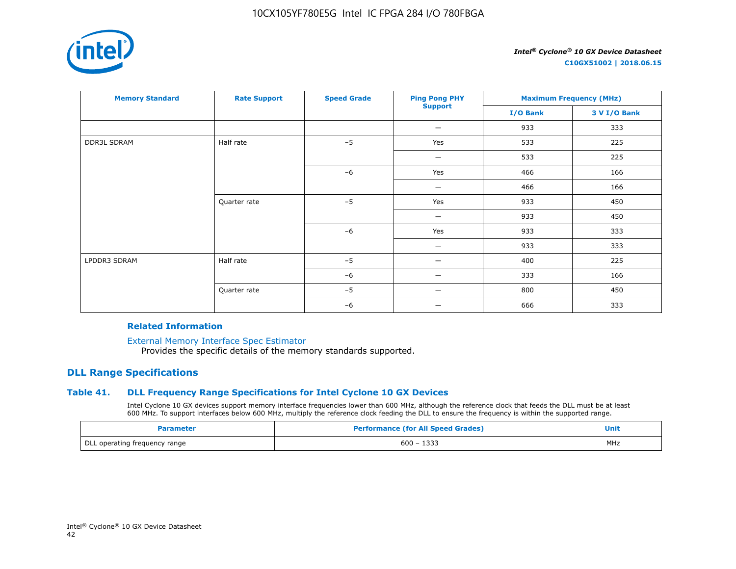| Memory Standard | Rate Support | Speed Grade | Ping Pong PHY Support | Maximum Frequency (MHz) | |
|---|---|---|---|---|---|
| | | | | I/O Bank | 3 V I/O Bank |
| | | | — | 933 | 333 |
| DDR3L SDRAM | Half rate | –5 | Yes | 533 | 225 |
| | | | — | 533 | 225 |
| | | –6 | Yes | 466 | 166 |
| | | | — | 466 | 166 |
| | Quarter rate | –5 | Yes | 933 | 450 |
| | | | — | 933 | 450 |
| | | –6 | Yes | 933 | 333 |
| | | | — | 933 | 333 |
| LPDDR3 SDRAM | Half rate | –5 | — | 400 | 225 |
| | | –6 | — | 333 | 166 |
| | Quarter rate | –5 | — | 800 | 450 |
| | | –6 | — | 666 | 333 |

**Related Information**

External Memory Interface Spec Estimator
Provides the specific details of the memory standards supported.

## DLL Range Specifications

### Table 41. DLL Frequency Range Specifications for Intel Cyclone 10 GX Devices

Intel Cyclone 10 GX devices support memory interface frequencies lower than 600 MHz, although the reference clock that feeds the DLL must be at least 600 MHz. To support interfaces below 600 MHz, multiply the reference clock feeding the DLL to ensure the frequency is within the supported range.

| Parameter | Performance (for All Speed Grades) | Unit |
|---|---|---|
| DLL operating frequency range | 600 – 1333 | MHz |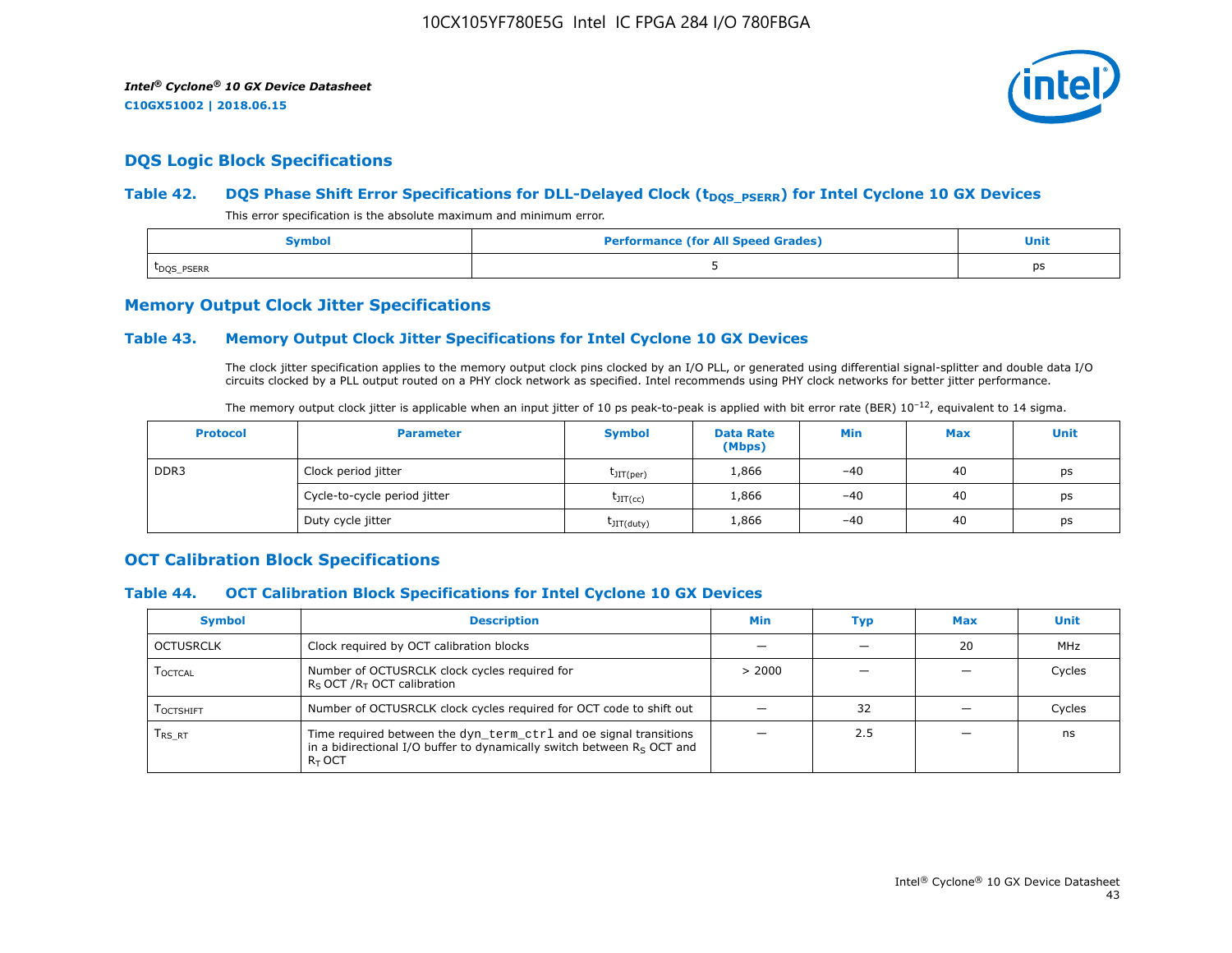## DQS Logic Block Specifications

### Table 42. DQS Phase Shift Error Specifications for DLL-Delayed Clock ($t_{DQS\_PSERR}$) for Intel Cyclone 10 GX Devices

This error specification is the absolute maximum and minimum error.

| Symbol | Performance (for All Speed Grades) | Unit |
|---|---|---|
| $t_{DQS\_PSERR}$ | 5 | ps |

## Memory Output Clock Jitter Specifications

### Table 43. Memory Output Clock Jitter Specifications for Intel Cyclone 10 GX Devices

The clock jitter specification applies to the memory output clock pins clocked by an I/O PLL, or generated using differential signal-splitter and double data I/O circuits clocked by a PLL output routed on a PHY clock network as specified. Intel recommends using PHY clock networks for better jitter performance.

The memory output clock jitter is applicable when an input jitter of 10 ps peak-to-peak is applied with bit error rate (BER) $10^{-12}$, equivalent to 14 sigma.

| Protocol | Parameter | Symbol | Data Rate (Mbps) | Min | Max | Unit |
|---|---|---|---|---|---|---|
| DDR3 | Clock period jitter | $t_{JIT(per)}$ | 1,866 | –40 | 40 | ps |
| | Cycle-to-cycle period jitter | $t_{JIT(cc)}$ | 1,866 | –40 | 40 | ps |
| | Duty cycle jitter | $t_{JIT(duty)}$ | 1,866 | –40 | 40 | ps |

## OCT Calibration Block Specifications

### Table 44. OCT Calibration Block Specifications for Intel Cyclone 10 GX Devices

| Symbol | Description | Min | Typ | Max | Unit |
|---|---|---|---|---|---|
| OCTUSRCLK | Clock required by OCT calibration blocks | — | — | 20 | MHz |
| $T_{OCTCAL}$ | Number of OCTUSRCLK clock cycles required for $R_S$ OCT /$R_T$ OCT calibration | > 2000 | — | — | Cycles |
| $T_{OCTSHIFT}$ | Number of OCTUSRCLK clock cycles required for OCT code to shift out | — | 32 | — | Cycles |
| $T_{RS\_RT}$ | Time required between the `dyn_term_ctrl` and oe signal transitions in a bidirectional I/O buffer to dynamically switch between $R_S$ OCT and $R_T$ OCT | — | 2.5 | — | ns |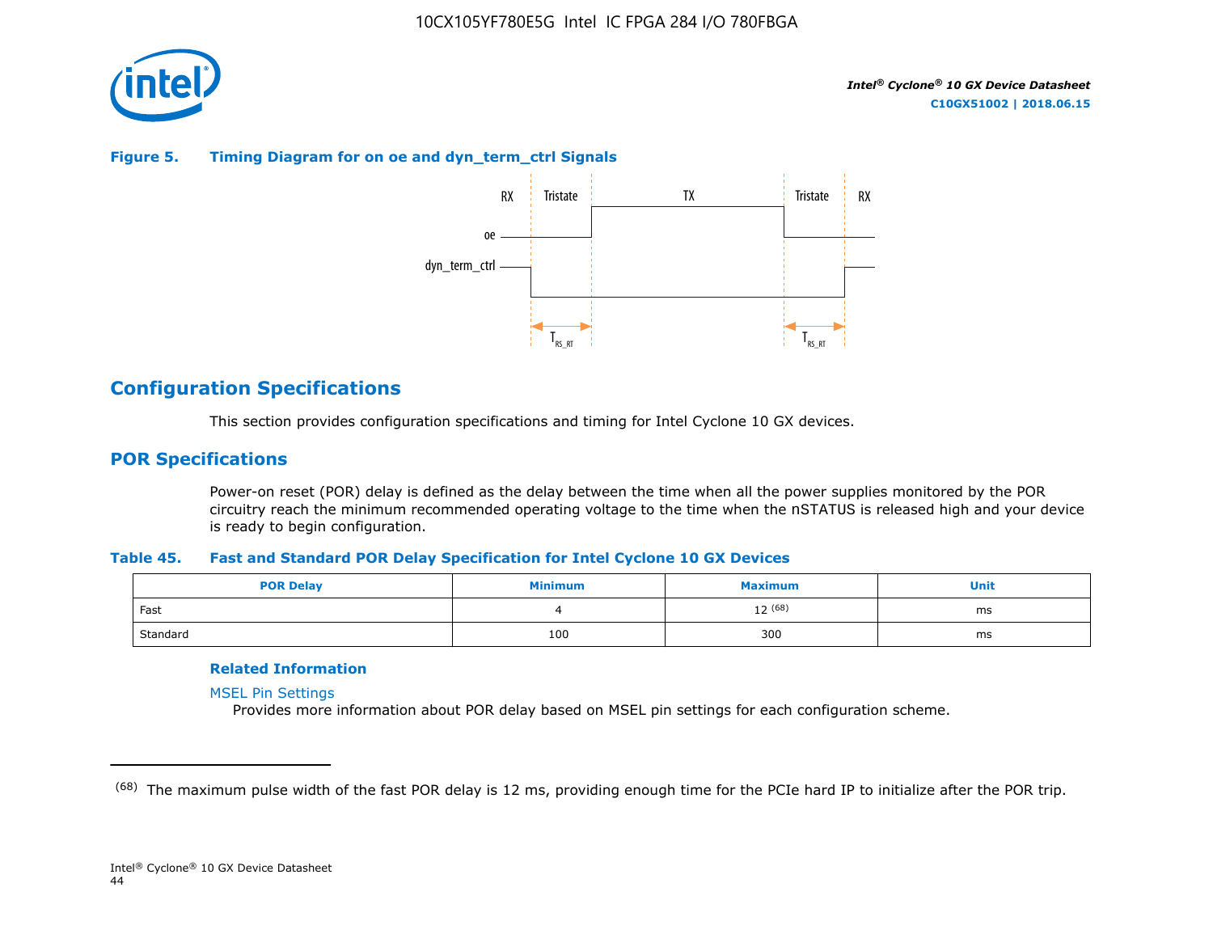**Figure 5. Timing Diagram for on oe and dyn_term_ctrl Signals**

## Configuration Specifications

This section provides configuration specifications and timing for Intel Cyclone 10 GX devices.

## POR Specifications

Power-on reset (POR) delay is defined as the delay between the time when all the power supplies monitored by the POR circuitry reach the minimum recommended operating voltage to the time when the nSTATUS is released high and your device is ready to begin configuration.

**Table 45. Fast and Standard POR Delay Specification for Intel Cyclone 10 GX Devices**

| POR Delay | Minimum | Maximum | Unit |
|---|---|---|---|
| Fast | 4 | 12 [68] | ms |
| Standard | 100 | 300 | ms |

**Related Information**

MSEL Pin Settings
Provides more information about POR delay based on MSEL pin settings for each configuration scheme.

[68] The maximum pulse width of the fast POR delay is 12 ms, providing enough time for the PCIe hard IP to initialize after the POR trip.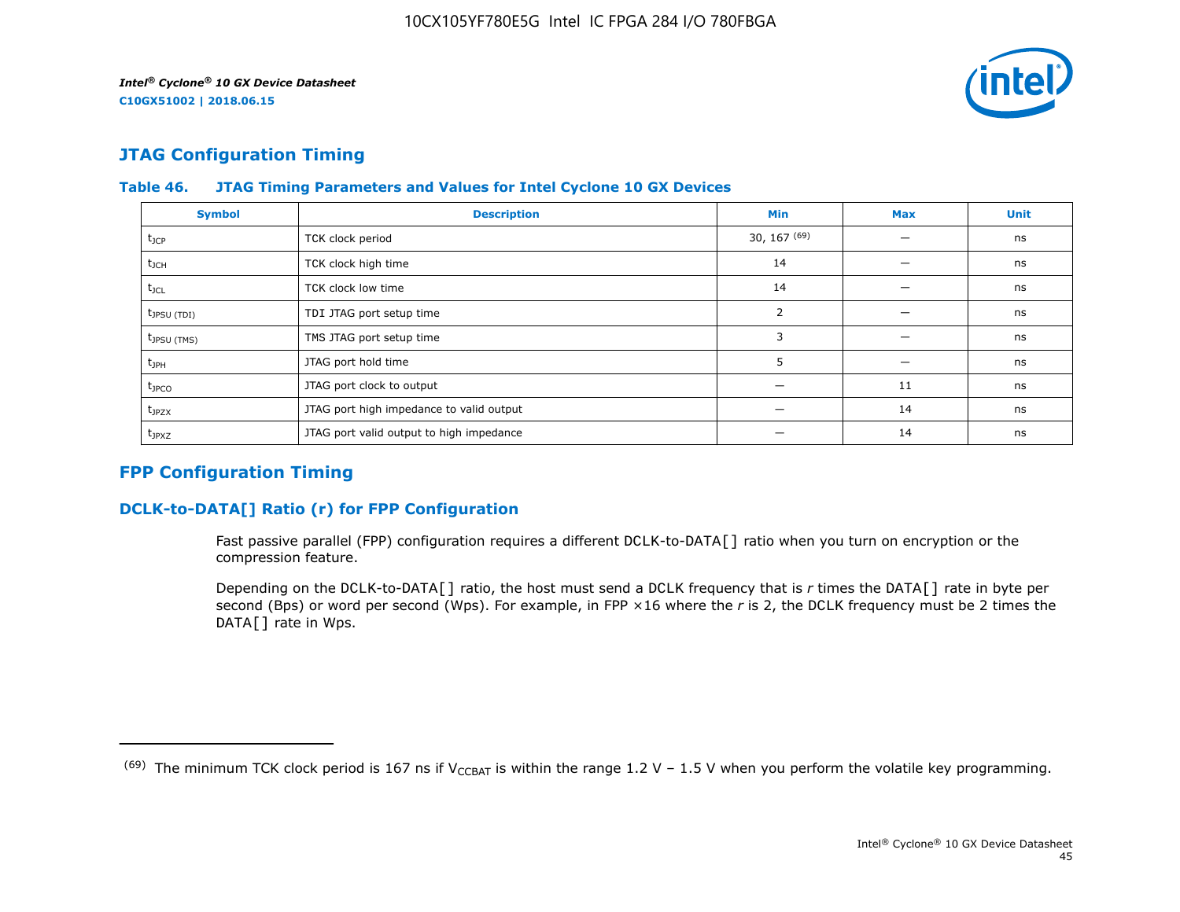## JTAG Configuration Timing

**Table 46. JTAG Timing Parameters and Values for Intel Cyclone 10 GX Devices**

| Symbol | Description | Min | Max | Unit |
|---|---|---|---|---|
| $t_{JCP}$ | TCK clock period | 30, 167 [69] | — | ns |
| $t_{JCH}$ | TCK clock high time | 14 | — | ns |
| $t_{JCL}$ | TCK clock low time | 14 | — | ns |
| $t_{JPSU (TDI)}$ | TDI JTAG port setup time | 2 | — | ns |
| $t_{JPSU (TMS)}$ | TMS JTAG port setup time | 3 | — | ns |
| $t_{JPH}$ | JTAG port hold time | 5 | — | ns |
| $t_{JPCO}$ | JTAG port clock to output | — | 11 | ns |
| $t_{JPZX}$ | JTAG port high impedance to valid output | — | 14 | ns |
| $t_{JPXZ}$ | JTAG port valid output to high impedance | — | 14 | ns |

## FPP Configuration Timing

### DCLK-to-DATA[] Ratio (r) for FPP Configuration

Fast passive parallel (FPP) configuration requires a different DCLK-to-DATA[] ratio when you turn on encryption or the compression feature.

Depending on the DCLK-to-DATA[] ratio, the host must send a DCLK frequency that is *r* times the DATA[] rate in byte per second (Bps) or word per second (Wps). For example, in FPP ×16 where the *r* is 2, the DCLK frequency must be 2 times the DATA[] rate in Wps.

---

(69) The minimum TCK clock period is 167 ns if $V_{CCBAT}$ is within the range 1.2 V – 1.5 V when you perform the volatile key programming.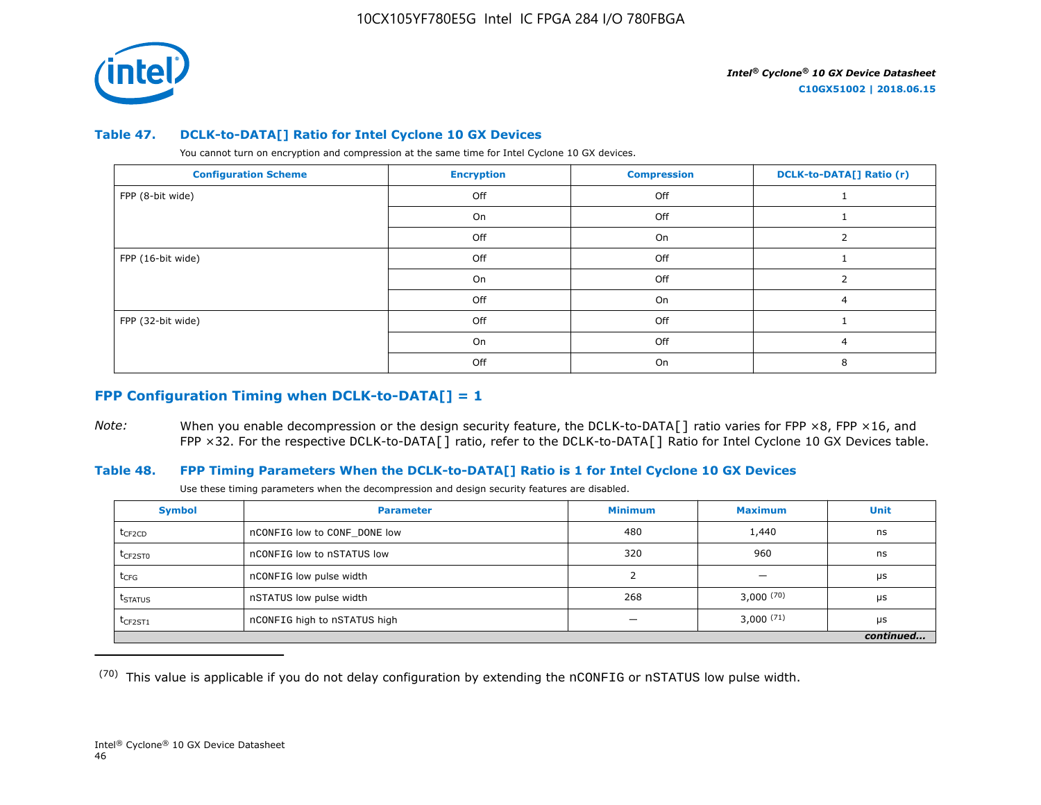## Table 47. DCLK-to-DATA[] Ratio for Intel Cyclone 10 GX Devices

You cannot turn on encryption and compression at the same time for Intel Cyclone 10 GX devices.

| Configuration Scheme | Encryption | Compression | DCLK-to-DATA[] Ratio (r) |
|---|---|---|---|
| FPP (8-bit wide) | Off | Off | 1 |
| | On | Off | 1 |
| | Off | On | 2 |
| FPP (16-bit wide) | Off | Off | 1 |
| | On | Off | 2 |
| | Off | On | 4 |
| FPP (32-bit wide) | Off | Off | 1 |
| | On | Off | 4 |
| | Off | On | 8 |

## FPP Configuration Timing when DCLK-to-DATA[] = 1

*Note:* When you enable decompression or the design security feature, the DCLK-to-DATA[] ratio varies for FPP ×8, FPP ×16, and FPP ×32. For the respective DCLK-to-DATA[] ratio, refer to the DCLK-to-DATA[] Ratio for Intel Cyclone 10 GX Devices table.

## Table 48. FPP Timing Parameters When the DCLK-to-DATA[] Ratio is 1 for Intel Cyclone 10 GX Devices

Use these timing parameters when the decompression and design security features are disabled.

| Symbol | Parameter | Minimum | Maximum | Unit |
|---|---|---|---|---|
| $t_{CF2CD}$ | nCONFIG low to CONF_DONE low | 480 | 1,440 | ns |
| $t_{CF2ST0}$ | nCONFIG low to nSTATUS low | 320 | 960 | ns |
| $t_{CFG}$ | nCONFIG low pulse width | 2 | — | μs |
| $t_{STATUS}$ | nSTATUS low pulse width | 268 | 3,000 (70) | μs |
| $t_{CF2ST1}$ | nCONFIG high to nSTATUS high | — | 3,000 (71) | μs |

*continued...*

(70) This value is applicable if you do not delay configuration by extending the nCONFIG or nSTATUS low pulse width.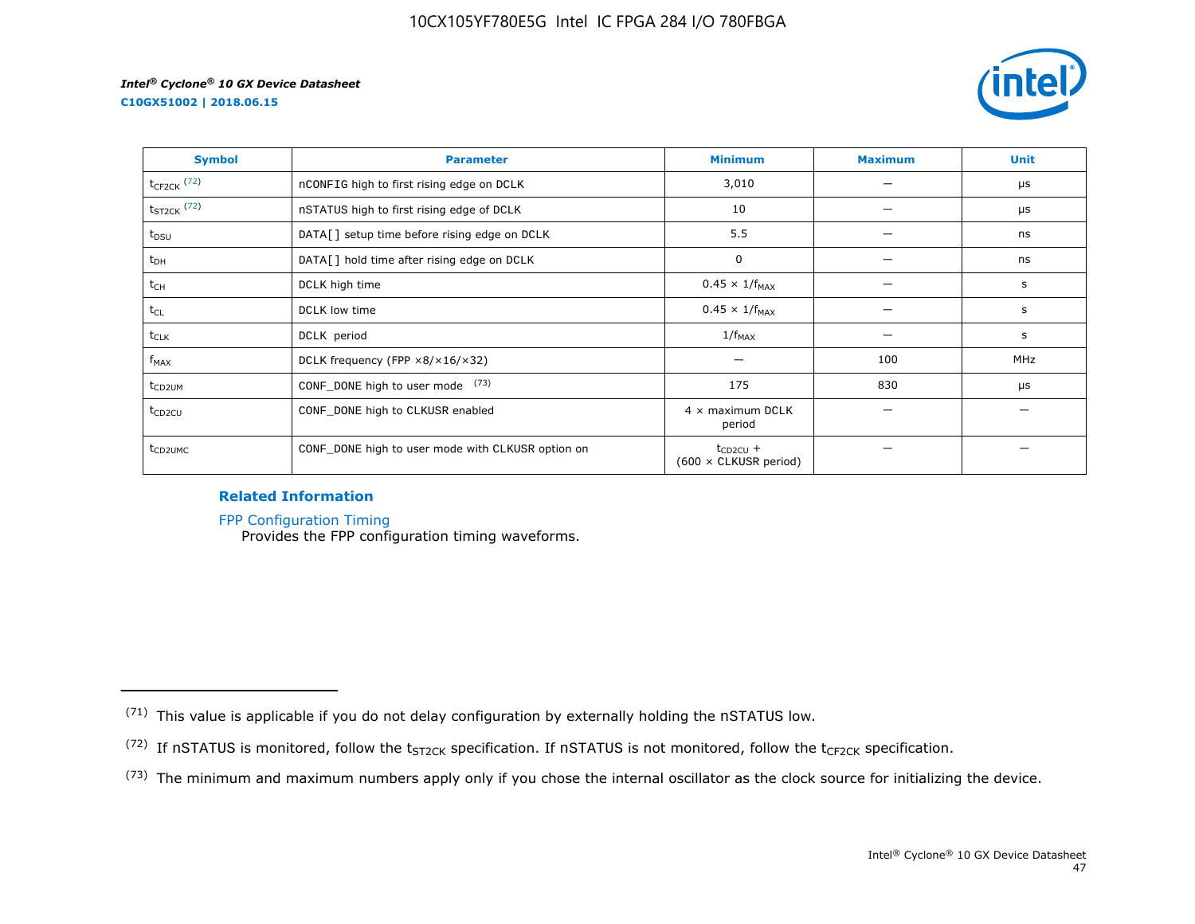| Symbol | Parameter | Minimum | Maximum | Unit |
|---|---|---|---|---|
| $t_{CF2CK}$ [72] | nCONFIG high to first rising edge on DCLK | 3,010 | — | µs |
| $t_{ST2CK}$ [72] | nSTATUS high to first rising edge of DCLK | 10 | — | µs |
| $t_{DSU}$ | DATA[] setup time before rising edge on DCLK | 5.5 | — | ns |
| $t_{DH}$ | DATA[] hold time after rising edge on DCLK | 0 | — | ns |
| $t_{CH}$ | DCLK high time | $0.45 \times 1/f_{MAX}$ | — | s |
| $t_{CL}$ | DCLK low time | $0.45 \times 1/f_{MAX}$ | — | s |
| $t_{CLK}$ | DCLK period | $1/f_{MAX}$ | — | s |
| $f_{MAX}$ | DCLK frequency (FPP ×8/×16/×32) | — | 100 | MHz |
| $t_{CD2UM}$ | CONF_DONE high to user mode [73] | 175 | 830 | µs |
| $t_{CD2CU}$ | CONF_DONE high to CLKUSR enabled | 4 × maximum DCLK period | — | — |
| $t_{CD2UMC}$ | CONF_DONE high to user mode with CLKUSR option on | $t_{CD2CU}$ + (600 × CLKUSR period) | — | — |

**Related Information**

FPP Configuration Timing
Provides the FPP configuration timing waveforms.

---

(71) This value is applicable if you do not delay configuration by externally holding the nSTATUS low.

(72) If nSTATUS is monitored, follow the $t_{ST2CK}$ specification. If nSTATUS is not monitored, follow the $t_{CF2CK}$ specification.

(73) The minimum and maximum numbers apply only if you chose the internal oscillator as the clock source for initializing the device.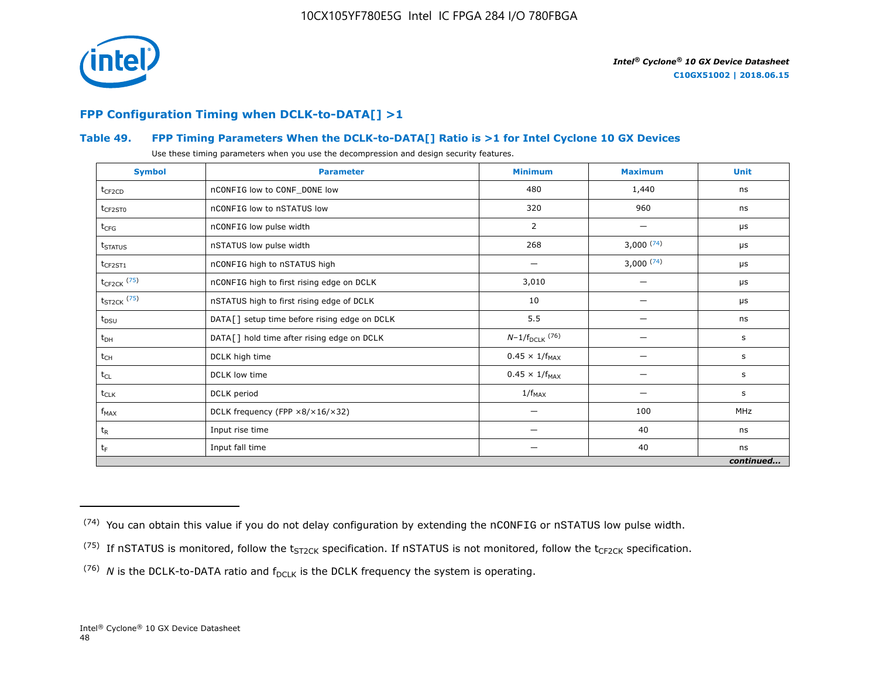## FPP Configuration Timing when DCLK-to-DATA[] >1

### Table 49. FPP Timing Parameters When the DCLK-to-DATA[] Ratio is >1 for Intel Cyclone 10 GX Devices

Use these timing parameters when you use the decompression and design security features.

| Symbol | Parameter | Minimum | Maximum | Unit |
|---|---|---|---|---|
| $t_{CF2CD}$ | nCONFIG low to CONF_DONE low | 480 | 1,440 | ns |
| $t_{CF2ST0}$ | nCONFIG low to nSTATUS low | 320 | 960 | ns |
| $t_{CFG}$ | nCONFIG low pulse width | 2 | — | μs |
| $t_{STATUS}$ | nSTATUS low pulse width | 268 | 3,000 [74] | μs |
| $t_{CF2ST1}$ | nCONFIG high to nSTATUS high | — | 3,000 [74] | μs |
| $t_{CF2CK}$ [75] | nCONFIG high to first rising edge on DCLK | 3,010 | — | μs |
| $t_{ST2CK}$ [75] | nSTATUS high to first rising edge of DCLK | 10 | — | μs |
| $t_{DSU}$ | DATA[] setup time before rising edge on DCLK | 5.5 | — | ns |
| $t_{DH}$ | DATA[] hold time after rising edge on DCLK | $N–1/f_{DCLK}$ [76] | — | s |
| $t_{CH}$ | DCLK high time | $0.45 \times 1/f_{MAX}$ | — | s |
| $t_{CL}$ | DCLK low time | $0.45 \times 1/f_{MAX}$ | — | s |
| $t_{CLK}$ | DCLK period | $1/f_{MAX}$ | — | s |
| $f_{MAX}$ | DCLK frequency (FPP ×8/×16/×32) | — | 100 | MHz |
| $t_R$ | Input rise time | — | 40 | ns |
| $t_F$ | Input fall time | — | 40 | ns |

*continued...*

---

(74) You can obtain this value if you do not delay configuration by extending the nCONFIG or nSTATUS low pulse width.

(75) If nSTATUS is monitored, follow the $t_{ST2CK}$ specification. If nSTATUS is not monitored, follow the $t_{CF2CK}$ specification.

(76) $N$ is the DCLK-to-DATA ratio and $f_{DCLK}$ is the DCLK frequency the system is operating.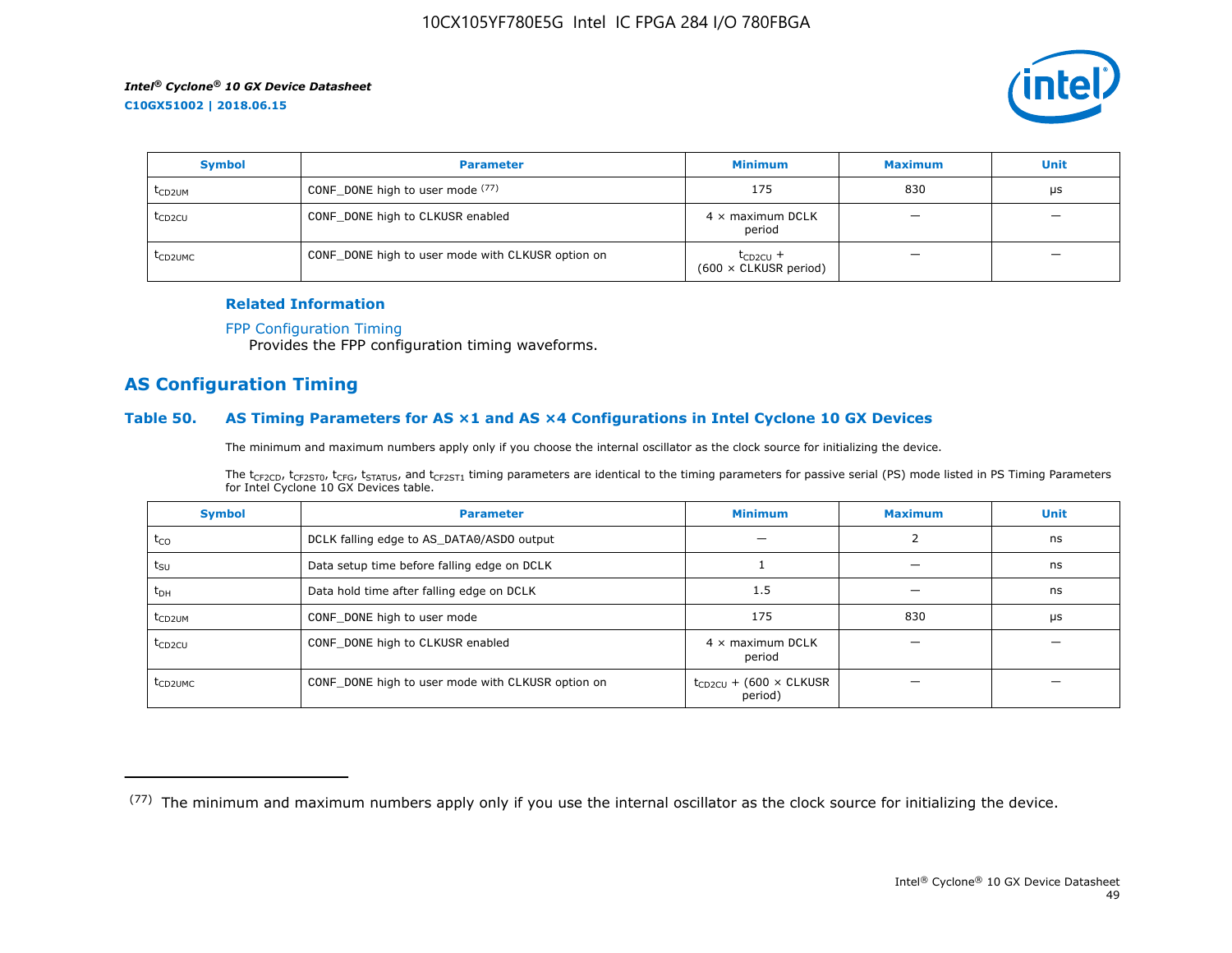| Symbol | Parameter | Minimum | Maximum | Unit |
|---|---|---|---|---|
| $t_{CD2UM}$ | CONF_DONE high to user mode [77] | 175 | 830 | µs |
| $t_{CD2CU}$ | CONF_DONE high to CLKUSR enabled | 4 × maximum DCLK period | — | — |
| $t_{CD2UMC}$ | CONF_DONE high to user mode with CLKUSR option on | $t_{CD2CU}$ + (600 × CLKUSR period) | — | — |

**Related Information**

FPP Configuration Timing
Provides the FPP configuration timing waveforms.

## AS Configuration Timing

### Table 50. AS Timing Parameters for AS ×1 and AS ×4 Configurations in Intel Cyclone 10 GX Devices

The minimum and maximum numbers apply only if you choose the internal oscillator as the clock source for initializing the device.

The $t_{CF2CD}$, $t_{CF2ST0}$, $t_{CFG}$, $t_{STATUS}$, and $t_{CF2ST1}$ timing parameters are identical to the timing parameters for passive serial (PS) mode listed in PS Timing Parameters for Intel Cyclone 10 GX Devices table.

| Symbol | Parameter | Minimum | Maximum | Unit |
|---|---|---|---|---|
| $t_{CO}$ | DCLK falling edge to AS_DATA0/ASDO output | — | 2 | ns |
| $t_{SU}$ | Data setup time before falling edge on DCLK | 1 | — | ns |
| $t_{DH}$ | Data hold time after falling edge on DCLK | 1.5 | — | ns |
| $t_{CD2UM}$ | CONF_DONE high to user mode | 175 | 830 | µs |
| $t_{CD2CU}$ | CONF_DONE high to CLKUSR enabled | 4 × maximum DCLK period | — | — |
| $t_{CD2UMC}$ | CONF_DONE high to user mode with CLKUSR option on | $t_{CD2CU}$ + (600 × CLKUSR period) | — | — |

[77] The minimum and maximum numbers apply only if you use the internal oscillator as the clock source for initializing the device.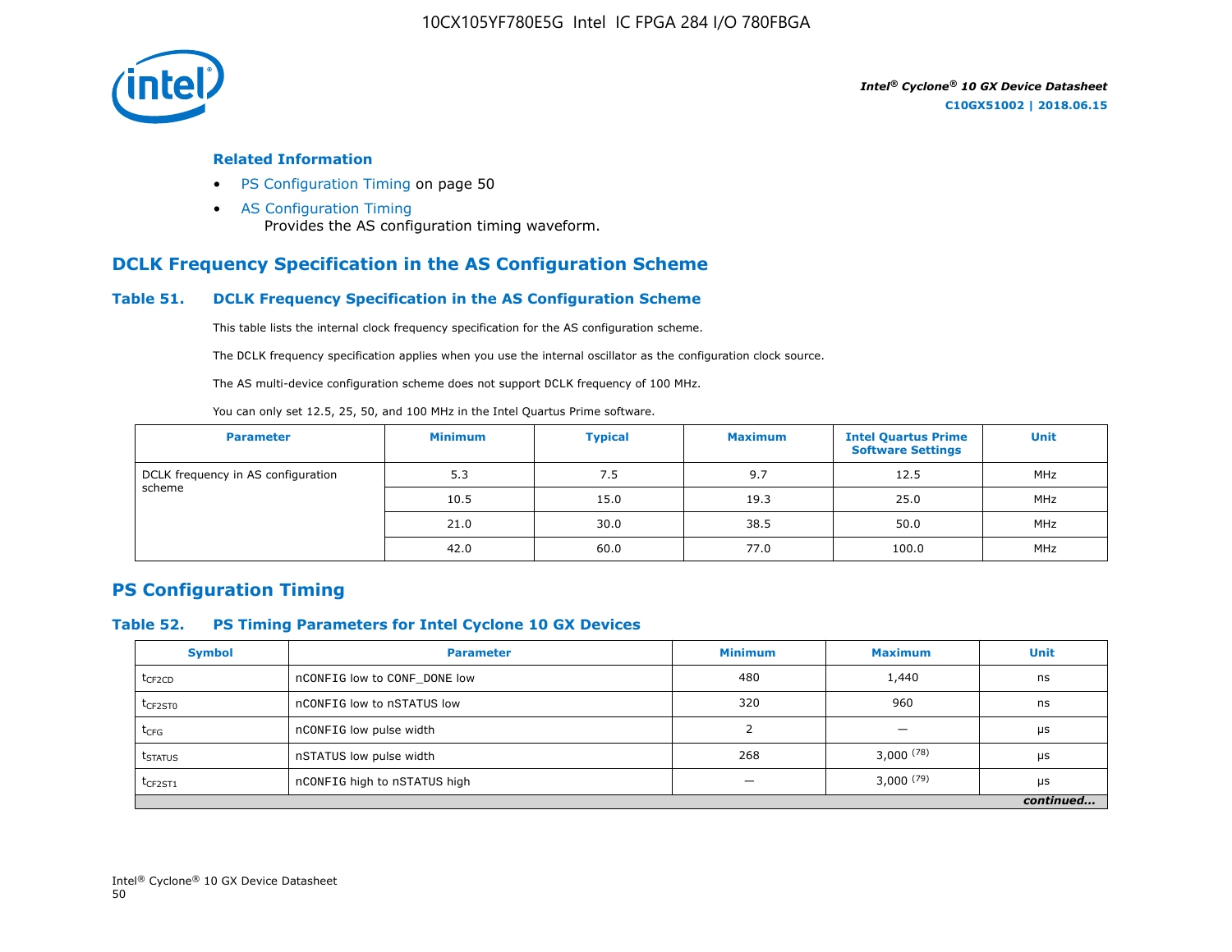### Related Information

- PS Configuration Timing on page 50
- AS Configuration Timing
  Provides the AS configuration timing waveform.

## DCLK Frequency Specification in the AS Configuration Scheme

### Table 51. DCLK Frequency Specification in the AS Configuration Scheme

This table lists the internal clock frequency specification for the AS configuration scheme.

The DCLK frequency specification applies when you use the internal oscillator as the configuration clock source.

The AS multi-device configuration scheme does not support DCLK frequency of 100 MHz.

You can only set 12.5, 25, 50, and 100 MHz in the Intel Quartus Prime software.

| Parameter | Minimum | Typical | Maximum | Intel Quartus Prime Software Settings | Unit |
|---|---|---|---|---|---|
| DCLK frequency in AS configuration scheme | 5.3 | 7.5 | 9.7 | 12.5 | MHz |
| | 10.5 | 15.0 | 19.3 | 25.0 | MHz |
| | 21.0 | 30.0 | 38.5 | 50.0 | MHz |
| | 42.0 | 60.0 | 77.0 | 100.0 | MHz |

## PS Configuration Timing

### Table 52. PS Timing Parameters for Intel Cyclone 10 GX Devices

| Symbol | Parameter | Minimum | Maximum | Unit |
|---|---|---|---|---|
| $t_{CF2CD}$ | nCONFIG low to CONF_DONE low | 480 | 1,440 | ns |
| $t_{CF2ST0}$ | nCONFIG low to nSTATUS low | 320 | 960 | ns |
| $t_{CFG}$ | nCONFIG low pulse width | 2 | — | μs |
| $t_{STATUS}$ | nSTATUS low pulse width | 268 | 3,000 (78) | μs |
| $t_{CF2ST1}$ | nCONFIG high to nSTATUS high | — | 3,000 (79) | μs |

*continued...*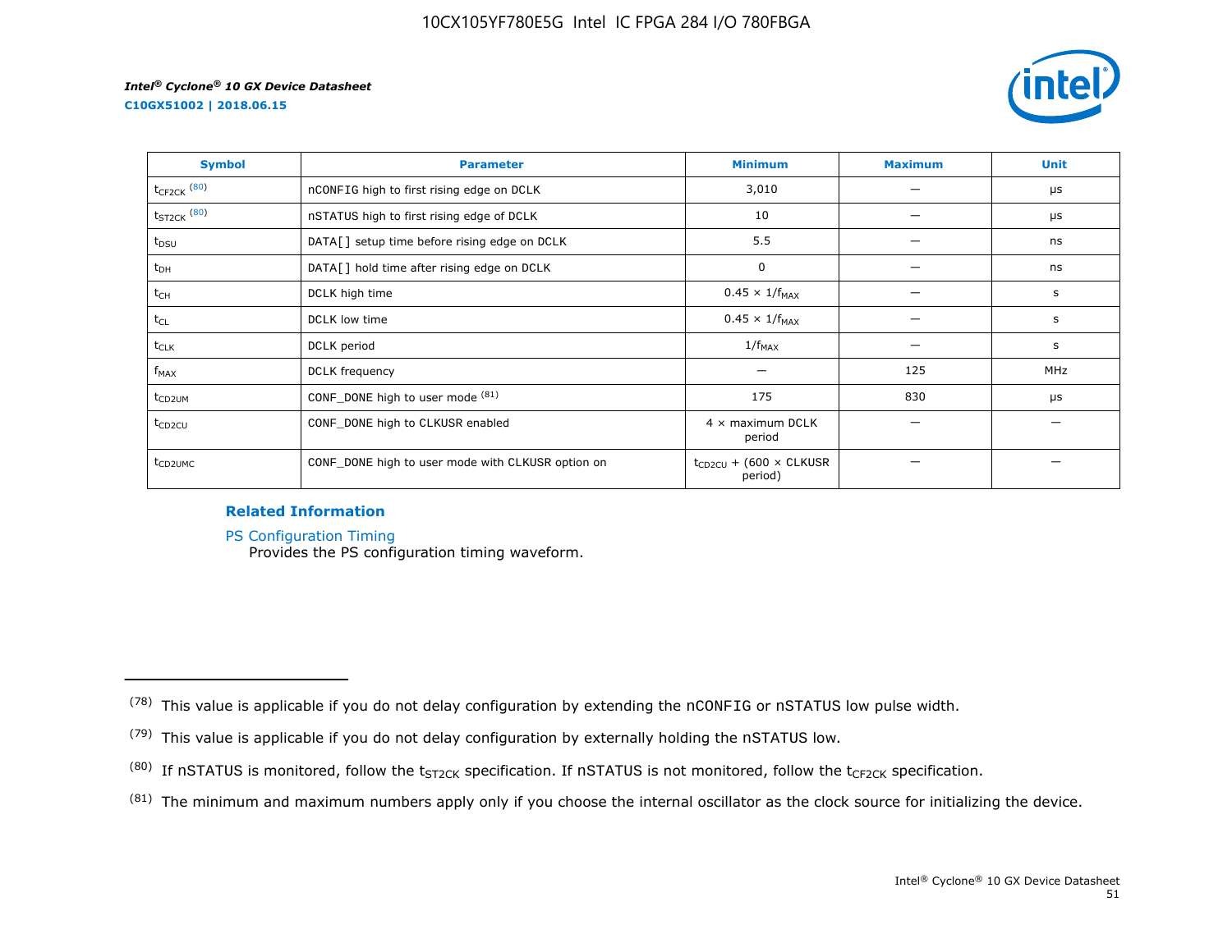| Symbol | Parameter | Minimum | Maximum | Unit |
|---|---|---|---|---|
| $t_{CF2CK}$ [80] | nCONFIG high to first rising edge on DCLK | 3,010 | — | µs |
| $t_{ST2CK}$ [80] | nSTATUS high to first rising edge of DCLK | 10 | — | µs |
| $t_{DSU}$ | DATA[] setup time before rising edge on DCLK | 5.5 | — | ns |
| $t_{DH}$ | DATA[] hold time after rising edge on DCLK | 0 | — | ns |
| $t_{CH}$ | DCLK high time | $0.45 \times 1/f_{MAX}$ | — | s |
| $t_{CL}$ | DCLK low time | $0.45 \times 1/f_{MAX}$ | — | s |
| $t_{CLK}$ | DCLK period | $1/f_{MAX}$ | — | s |
| $f_{MAX}$ | DCLK frequency | — | 125 | MHz |
| $t_{CD2UM}$ | CONF_DONE high to user mode [81] | 175 | 830 | µs |
| $t_{CD2CU}$ | CONF_DONE high to CLKUSR enabled | 4 × maximum DCLK period | — | — |
| $t_{CD2UMC}$ | CONF_DONE high to user mode with CLKUSR option on | $t_{CD2CU}$ + (600 × CLKUSR period) | — | — |

**Related Information**

PS Configuration Timing
Provides the PS configuration timing waveform.

---

(78) This value is applicable if you do not delay configuration by extending the nCONFIG or nSTATUS low pulse width.

(79) This value is applicable if you do not delay configuration by externally holding the nSTATUS low.

(80) If nSTATUS is monitored, follow the $t_{ST2CK}$ specification. If nSTATUS is not monitored, follow the $t_{CF2CK}$ specification.

(81) The minimum and maximum numbers apply only if you choose the internal oscillator as the clock source for initializing the device.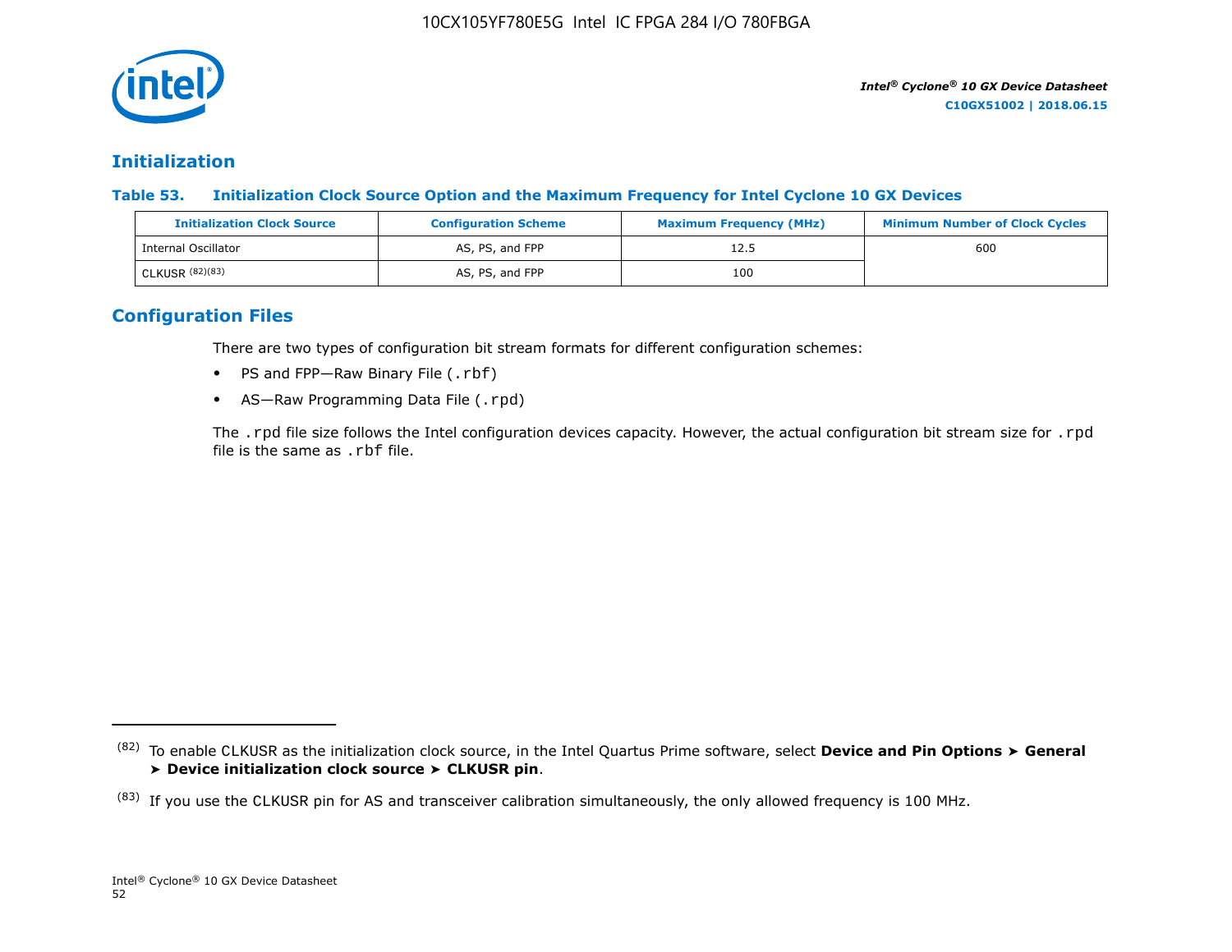## Initialization

**Table 53. Initialization Clock Source Option and the Maximum Frequency for Intel Cyclone 10 GX Devices**

| Initialization Clock Source | Configuration Scheme | Maximum Frequency (MHz) | Minimum Number of Clock Cycles |
|---|---|---|---|
| Internal Oscillator | AS, PS, and FPP | 12.5 | 600 |
| CLKUSR [82][83] | AS, PS, and FPP | 100 | |

## Configuration Files

There are two types of configuration bit stream formats for different configuration schemes:

- PS and FPP—Raw Binary File (.rbf)
- AS—Raw Programming Data File (.rpd)

The .rpd file size follows the Intel configuration devices capacity. However, the actual configuration bit stream size for .rpd file is the same as .rbf file.

---

[82] To enable CLKUSR as the initialization clock source, in the Intel Quartus Prime software, select **Device and Pin Options ➤ General ➤ Device initialization clock source ➤ CLKUSR pin**.

[83] If you use the CLKUSR pin for AS and transceiver calibration simultaneously, the only allowed frequency is 100 MHz.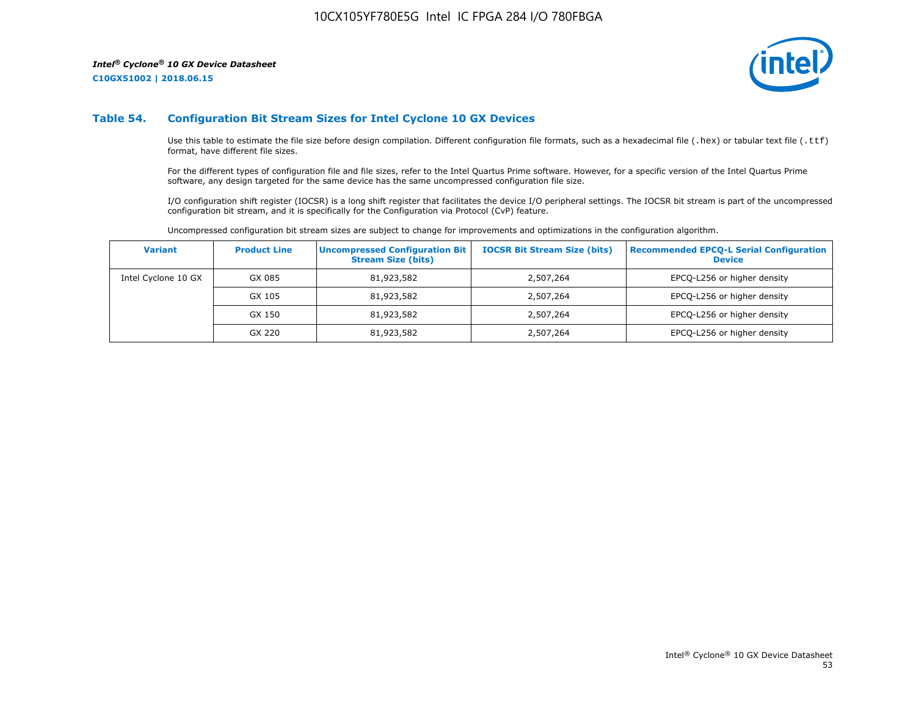## Table 54. Configuration Bit Stream Sizes for Intel Cyclone 10 GX Devices

Use this table to estimate the file size before design compilation. Different configuration file formats, such as a hexadecimal file (.hex) or tabular text file (.ttf) format, have different file sizes.

For the different types of configuration file and file sizes, refer to the Intel Quartus Prime software. However, for a specific version of the Intel Quartus Prime software, any design targeted for the same device has the same uncompressed configuration file size.

I/O configuration shift register (IOCSR) is a long shift register that facilitates the device I/O peripheral settings. The IOCSR bit stream is part of the uncompressed configuration bit stream, and it is specifically for the Configuration via Protocol (CvP) feature.

Uncompressed configuration bit stream sizes are subject to change for improvements and optimizations in the configuration algorithm.

| Variant | Product Line | Uncompressed Configuration Bit Stream Size (bits) | IOCSR Bit Stream Size (bits) | Recommended EPCQ-L Serial Configuration Device |
|---|---|---|---|---|
| Intel Cyclone 10 GX | GX 085 | 81,923,582 | 2,507,264 | EPCQ-L256 or higher density |
| | GX 105 | 81,923,582 | 2,507,264 | EPCQ-L256 or higher density |
| | GX 150 | 81,923,582 | 2,507,264 | EPCQ-L256 or higher density |
| | GX 220 | 81,923,582 | 2,507,264 | EPCQ-L256 or higher density |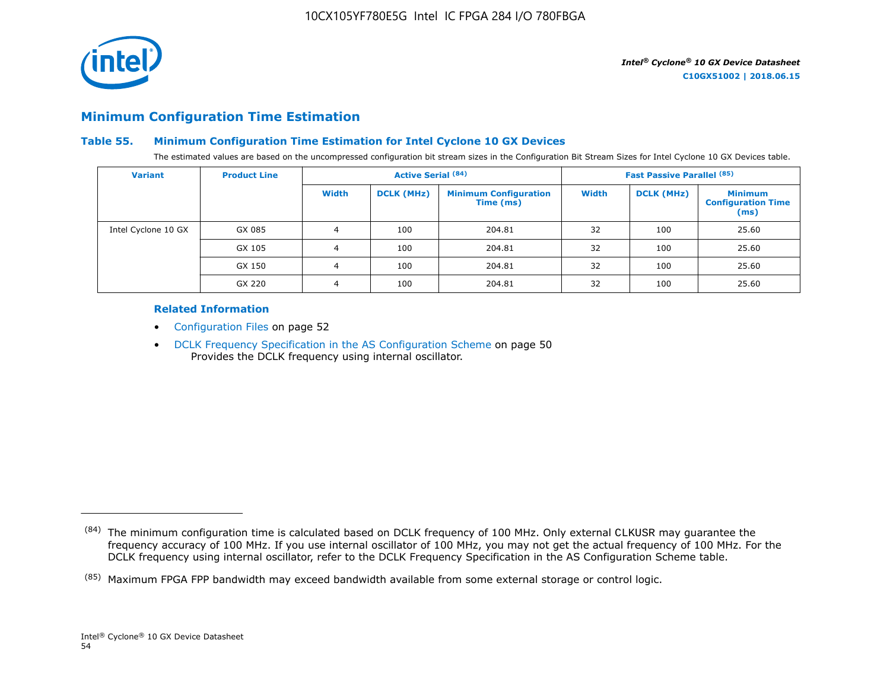## Minimum Configuration Time Estimation

### Table 55. Minimum Configuration Time Estimation for Intel Cyclone 10 GX Devices

The estimated values are based on the uncompressed configuration bit stream sizes in the Configuration Bit Stream Sizes for Intel Cyclone 10 GX Devices table.

| Variant | Product Line | Active Serial [84] | | | Fast Passive Parallel [85] | | |
|---|---|---|---|---|---|---|---|
| | | Width | DCLK (MHz) | Minimum Configuration Time (ms) | Width | DCLK (MHz) | Minimum Configuration Time (ms) |
| Intel Cyclone 10 GX | GX 085 | 4 | 100 | 204.81 | 32 | 100 | 25.60 |
| | GX 105 | 4 | 100 | 204.81 | 32 | 100 | 25.60 |
| | GX 150 | 4 | 100 | 204.81 | 32 | 100 | 25.60 |
| | GX 220 | 4 | 100 | 204.81 | 32 | 100 | 25.60 |

#### Related Information

- Configuration Files on page 52
- DCLK Frequency Specification in the AS Configuration Scheme on page 50
  Provides the DCLK frequency using internal oscillator.

---

(84) The minimum configuration time is calculated based on DCLK frequency of 100 MHz. Only external CLKUSR may guarantee the frequency accuracy of 100 MHz. If you use internal oscillator of 100 MHz, you may not get the actual frequency of 100 MHz. For the DCLK frequency using internal oscillator, refer to the DCLK Frequency Specification in the AS Configuration Scheme table.

(85) Maximum FPGA FPP bandwidth may exceed bandwidth available from some external storage or control logic.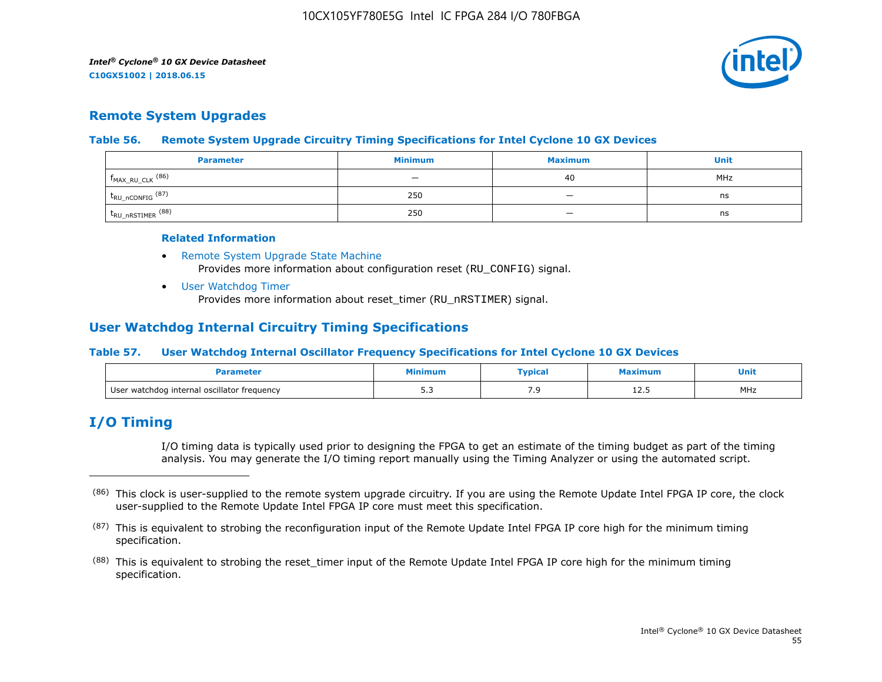## Remote System Upgrades

### Table 56. Remote System Upgrade Circuitry Timing Specifications for Intel Cyclone 10 GX Devices

| Parameter | Minimum | Maximum | Unit |
|---|---|---|---|
| $f_{MAX\_RU\_CLK}$ (86) | — | 40 | MHz |
| $t_{RU\_nCONFIG}$ (87) | 250 | — | ns |
| $t_{RU\_nRSTIMER}$ (88) | 250 | — | ns |

**Related Information**

- Remote System Upgrade State Machine
  Provides more information about configuration reset (RU_CONFIG) signal.
- User Watchdog Timer
  Provides more information about reset_timer (RU_nRSTIMER) signal.

## User Watchdog Internal Circuitry Timing Specifications

### Table 57. User Watchdog Internal Oscillator Frequency Specifications for Intel Cyclone 10 GX Devices

| Parameter | Minimum | Typical | Maximum | Unit |
|---|---|---|---|---|
| User watchdog internal oscillator frequency | 5.3 | 7.9 | 12.5 | MHz |

# I/O Timing

I/O timing data is typically used prior to designing the FPGA to get an estimate of the timing budget as part of the timing analysis. You may generate the I/O timing report manually using the Timing Analyzer or using the automated script.

---

(86) This clock is user-supplied to the remote system upgrade circuitry. If you are using the Remote Update Intel FPGA IP core, the clock user-supplied to the Remote Update Intel FPGA IP core must meet this specification.

(87) This is equivalent to strobing the reconfiguration input of the Remote Update Intel FPGA IP core high for the minimum timing specification.

(88) This is equivalent to strobing the reset_timer input of the Remote Update Intel FPGA IP core high for the minimum timing specification.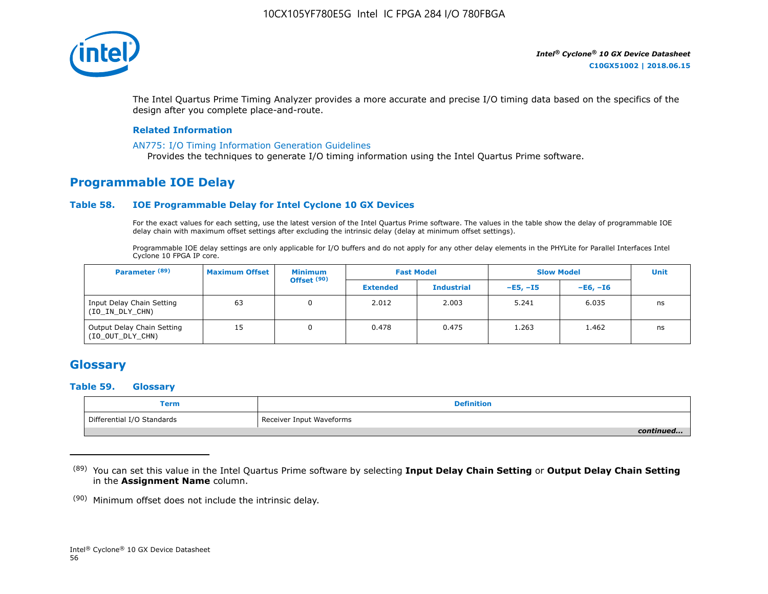The Intel Quartus Prime Timing Analyzer provides a more accurate and precise I/O timing data based on the specifics of the design after you complete place-and-route.

**Related Information**

AN775: I/O Timing Information Generation Guidelines
Provides the techniques to generate I/O timing information using the Intel Quartus Prime software.

## Programmable IOE Delay

### Table 58. IOE Programmable Delay for Intel Cyclone 10 GX Devices

For the exact values for each setting, use the latest version of the Intel Quartus Prime software. The values in the table show the delay of programmable IOE delay chain with maximum offset settings after excluding the intrinsic delay (delay at minimum offset settings).

Programmable IOE delay settings are only applicable for I/O buffers and do not apply for any other delay elements in the PHYLite for Parallel Interfaces Intel Cyclone 10 FPGA IP core.

| Parameter [89] | Maximum Offset | Minimum Offset [90] | Fast Model | | Slow Model | | Unit |
|---|---|---|---|---|---|---|---|
| | | | Extended | Industrial | –E5, –I5 | –E6, –I6 | |
| Input Delay Chain Setting (IO_IN_DLY_CHN) | 63 | 0 | 2.012 | 2.003 | 5.241 | 6.035 | ns |
| Output Delay Chain Setting (IO_OUT_DLY_CHN) | 15 | 0 | 0.478 | 0.475 | 1.263 | 1.462 | ns |

## Glossary

### Table 59. Glossary

| Term | Definition |
|---|---|
| Differential I/O Standards | Receiver Input Waveforms |

*continued...*

---

[89] You can set this value in the Intel Quartus Prime software by selecting **Input Delay Chain Setting** or **Output Delay Chain Setting** in the **Assignment Name** column.

[90] Minimum offset does not include the intrinsic delay.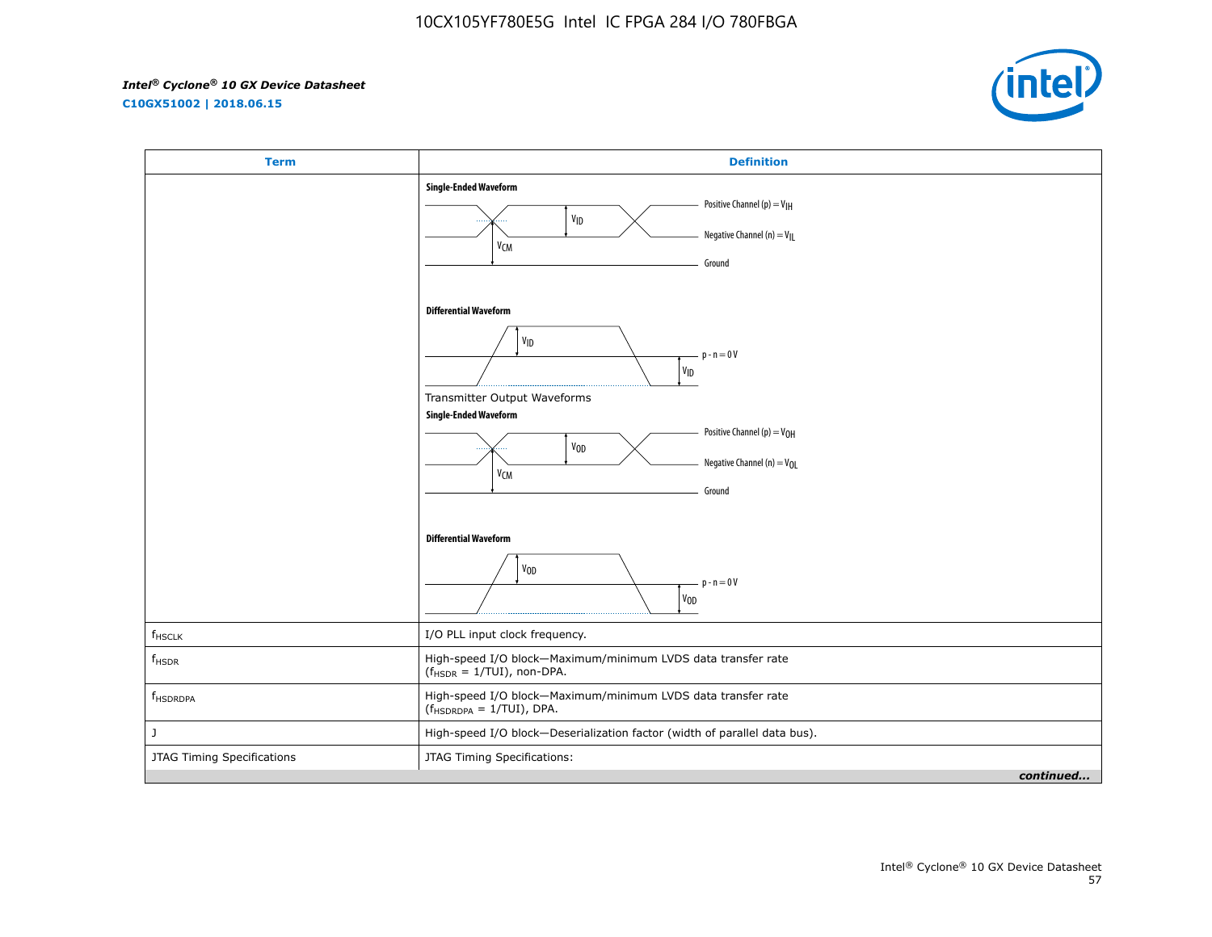| Term | Definition |
| --- | --- |
| | **Single-Ended Waveform**<br>Positive Channel (p) = $V_{IH}$<br>$V_{ID}$<br>$V_{CM}$<br>Negative Channel (n) = $V_{IL}$<br>Ground<br><br>**Differential Waveform**<br>$V_{ID}$<br>p - n = 0 V<br>$V_{ID}$<br><br>Transmitter Output Waveforms<br>**Single-Ended Waveform**<br>Positive Channel (p) = $V_{OH}$<br>$V_{OD}$<br>$V_{CM}$<br>Negative Channel (n) = $V_{OL}$<br>Ground<br><br>**Differential Waveform**<br>$V_{OD}$<br>p - n = 0 V<br>$V_{OD}$ |
| $f_{HSCLK}$ | I/O PLL input clock frequency. |
| $f_{HSDR}$ | High-speed I/O block—Maximum/minimum LVDS data transfer rate ($f_{HSDR}$ = 1/TUI), non-DPA. |
| $f_{HSDRDPA}$ | High-speed I/O block—Maximum/minimum LVDS data transfer rate ($f_{HSDRDPA}$ = 1/TUI), DPA. |
| J | High-speed I/O block—Deserialization factor (width of parallel data bus). |
| JTAG Timing Specifications | JTAG Timing Specifications: |

*continued...*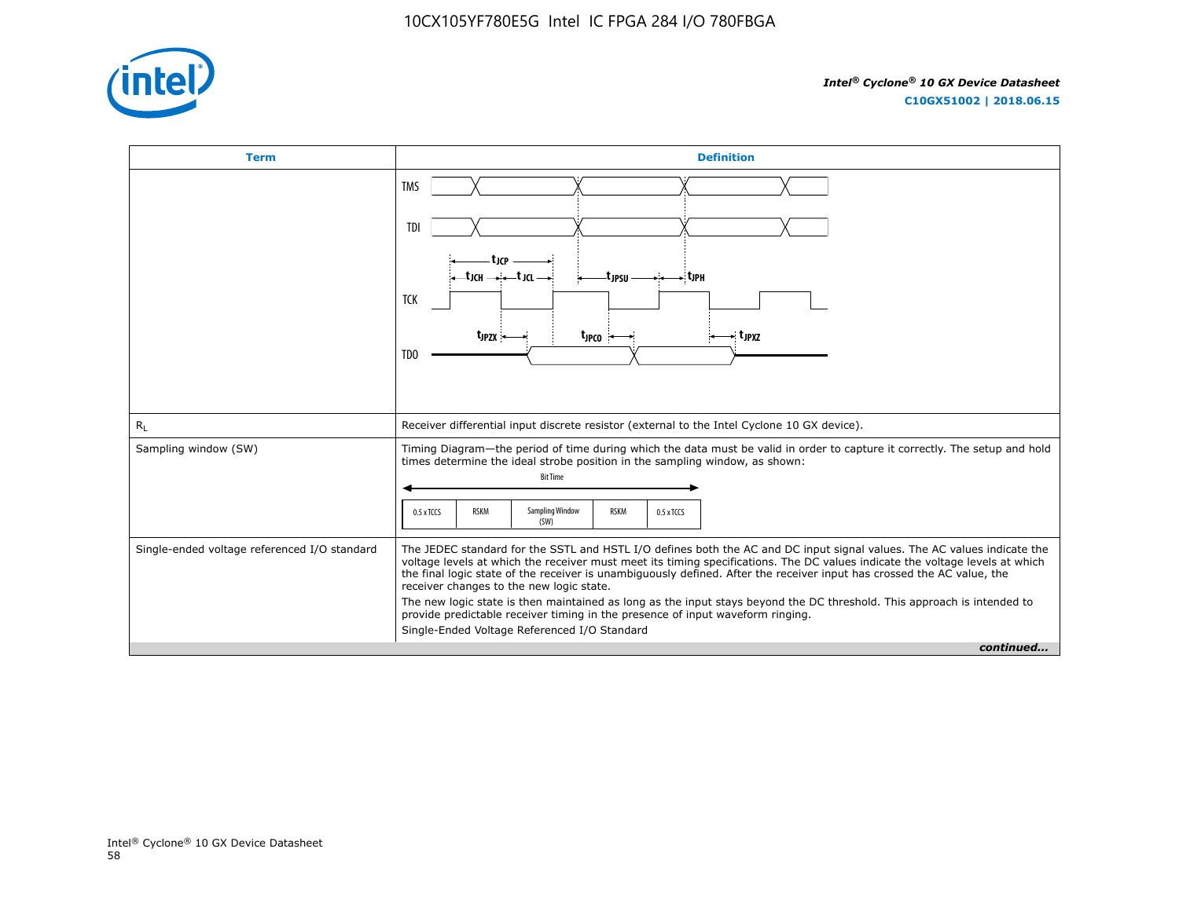| Term | Definition |
|---|---|
| | TMS<br>TDI<br>$t_{JCP}$<br>$t_{JCH}$ $t_{JCL}$ $t_{JPSU}$ $t_{JPH}$<br>TCK<br>$t_{JPZX}$ $t_{JPCO}$ $t_{JPXZ}$<br>TDO |
| $R_L$ | Receiver differential input discrete resistor (external to the Intel Cyclone 10 GX device). |
| Sampling window (SW) | Timing Diagram—the period of time during which the data must be valid in order to capture it correctly. The setup and hold times determine the ideal strobe position in the sampling window, as shown:<br>Bit Time<br>0.5 x TCCS \| RSKM \| Sampling Window (SW) \| RSKM \| 0.5 x TCCS |
| Single-ended voltage referenced I/O standard | The JEDEC standard for the SSTL and HSTL I/O defines both the AC and DC input signal values. The AC values indicate the voltage levels at which the receiver must meet its timing specifications. The DC values indicate the voltage levels at which the final logic state of the receiver is unambiguously defined. After the receiver input has crossed the AC value, the receiver changes to the new logic state.<br>The new logic state is then maintained as long as the input stays beyond the DC threshold. This approach is intended to provide predictable receiver timing in the presence of input waveform ringing.<br>Single-Ended Voltage Referenced I/O Standard |

*continued...*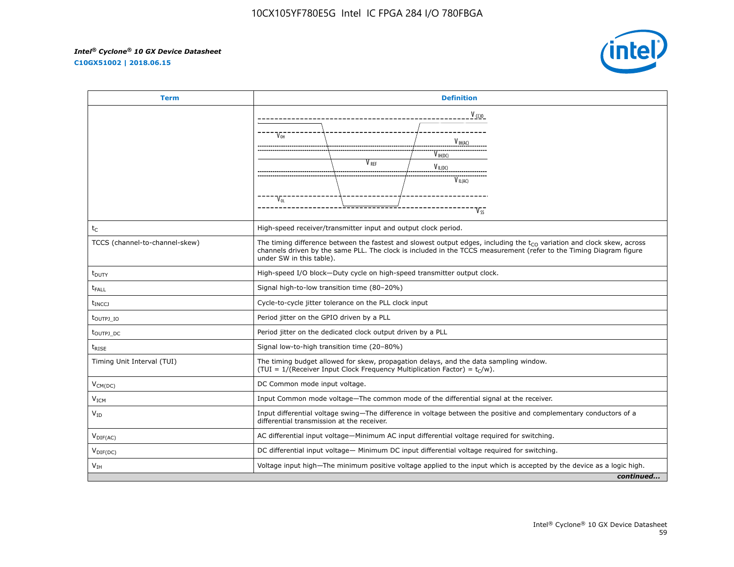| Term | Definition |
|---|---|
| | $V_{CCIO}$, $V_{OH}$, $V_{IH(AC)}$, $V_{IH(DC)}$, $V_{REF}$, $V_{IL(DC)}$, $V_{IL(AC)}$, $V_{OL}$, $V_{SS}$ |
| $t_C$ | High-speed receiver/transmitter input and output clock period. |
| TCCS (channel-to-channel-skew) | The timing difference between the fastest and slowest output edges, including the $t_{CO}$ variation and clock skew, across channels driven by the same PLL. The clock is included in the TCCS measurement (refer to the Timing Diagram figure under SW in this table). |
| $t_{DUTY}$ | High-speed I/O block—Duty cycle on high-speed transmitter output clock. |
| $t_{FALL}$ | Signal high-to-low transition time (80–20%) |
| $t_{INCCJ}$ | Cycle-to-cycle jitter tolerance on the PLL clock input |
| $t_{OUTPJ\_IO}$ | Period jitter on the GPIO driven by a PLL |
| $t_{OUTPJ\_DC}$ | Period jitter on the dedicated clock output driven by a PLL |
| $t_{RISE}$ | Signal low-to-high transition time (20–80%) |
| Timing Unit Interval (TUI) | The timing budget allowed for skew, propagation delays, and the data sampling window. (TUI = 1/(Receiver Input Clock Frequency Multiplication Factor) = $t_C/w$). |
| $V_{CM(DC)}$ | DC Common mode input voltage. |
| $V_{ICM}$ | Input Common mode voltage—The common mode of the differential signal at the receiver. |
| $V_{ID}$ | Input differential voltage swing—The difference in voltage between the positive and complementary conductors of a differential transmission at the receiver. |
| $V_{DIF(AC)}$ | AC differential input voltage—Minimum AC input differential voltage required for switching. |
| $V_{DIF(DC)}$ | DC differential input voltage— Minimum DC input differential voltage required for switching. |
| $V_{IH}$ | Voltage input high—The minimum positive voltage applied to the input which is accepted by the device as a logic high. |

*continued...*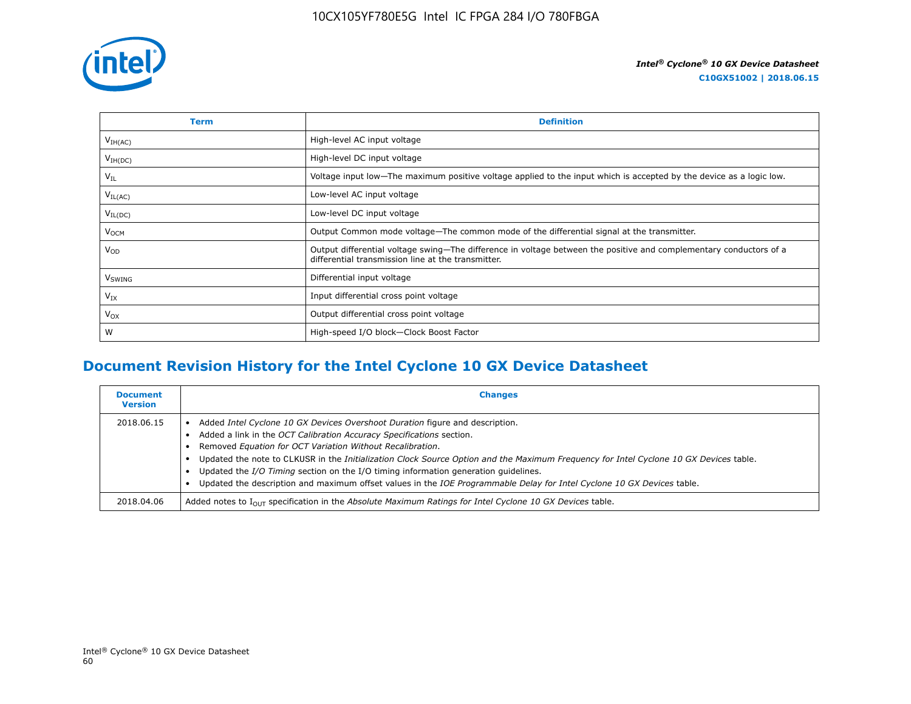| Term | Definition |
| --- | --- |
| $V_{IH(AC)}$ | High-level AC input voltage |
| $V_{IH(DC)}$ | High-level DC input voltage |
| $V_{IL}$ | Voltage input low—The maximum positive voltage applied to the input which is accepted by the device as a logic low. |
| $V_{IL(AC)}$ | Low-level AC input voltage |
| $V_{IL(DC)}$ | Low-level DC input voltage |
| $V_{OCM}$ | Output Common mode voltage—The common mode of the differential signal at the transmitter. |
| $V_{OD}$ | Output differential voltage swing—The difference in voltage between the positive and complementary conductors of a differential transmission line at the transmitter. |
| $V_{SWING}$ | Differential input voltage |
| $V_{IX}$ | Input differential cross point voltage |
| $V_{OX}$ | Output differential cross point voltage |
| W | High-speed I/O block—Clock Boost Factor |

## Document Revision History for the Intel Cyclone 10 GX Device Datasheet

| Document Version | Changes |
| --- | --- |
| 2018.06.15 | • Added *Intel Cyclone 10 GX Devices Overshoot Duration* figure and description.<br>• Added a link in the *OCT Calibration Accuracy Specifications* section.<br>• Removed *Equation for OCT Variation Without Recalibration*.<br>• Updated the note to CLKUSR in the *Initialization Clock Source Option and the Maximum Frequency for Intel Cyclone 10 GX Devices* table.<br>• Updated the *I/O Timing* section on the I/O timing information generation guidelines.<br>• Updated the description and maximum offset values in the *IOE Programmable Delay for Intel Cyclone 10 GX Devices* table. |
| 2018.04.06 | Added notes to $I_{OUT}$ specification in the *Absolute Maximum Ratings for Intel Cyclone 10 GX Devices* table. |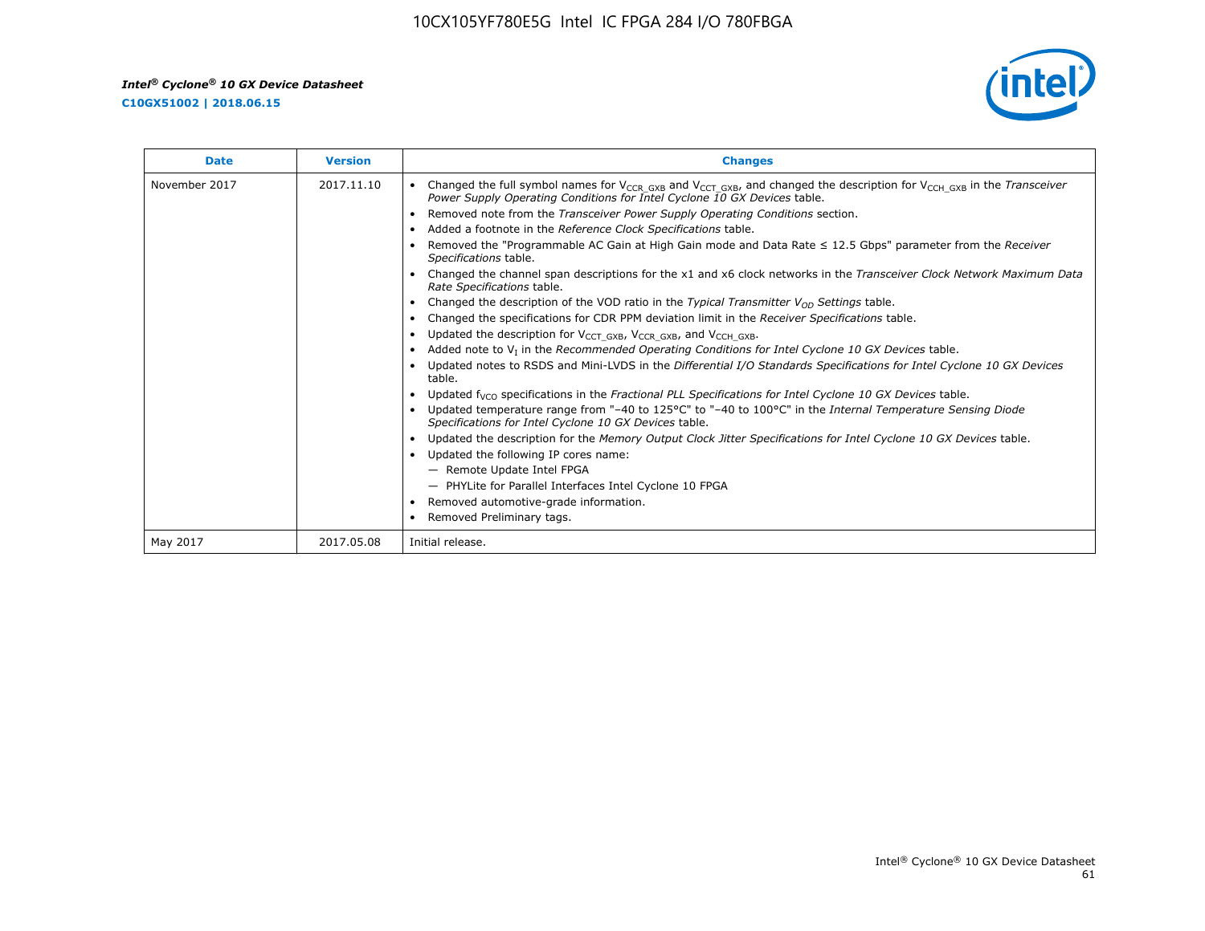| Date | Version | Changes |
| --- | --- | --- |
| November 2017 | 2017.11.10 | • Changed the full symbol names for $V_{CCR\_GXB}$ and $V_{CCT\_GXB}$, and changed the description for $V_{CCH\_GXB}$ in the *Transceiver Power Supply Operating Conditions for Intel Cyclone 10 GX Devices* table.<br>• Removed note from the *Transceiver Power Supply Operating Conditions* section.<br>• Added a footnote in the *Reference Clock Specifications* table.<br>• Removed the "Programmable AC Gain at High Gain mode and Data Rate ≤ 12.5 Gbps" parameter from the *Receiver Specifications* table.<br>• Changed the channel span descriptions for the x1 and x6 clock networks in the *Transceiver Clock Network Maximum Data Rate Specifications* table.<br>• Changed the description of the VOD ratio in the *Typical Transmitter $V_{OD}$ Settings* table.<br>• Changed the specifications for CDR PPM deviation limit in the *Receiver Specifications* table.<br>• Updated the description for $V_{CCT\_GXB}$, $V_{CCR\_GXB}$, and $V_{CCH\_GXB}$.<br>• Added note to $V_I$ in the *Recommended Operating Conditions for Intel Cyclone 10 GX Devices* table.<br>• Updated notes to RSDS and Mini-LVDS in the *Differential I/O Standards Specifications for Intel Cyclone 10 GX Devices* table.<br>• Updated $f_{VCO}$ specifications in the *Fractional PLL Specifications for Intel Cyclone 10 GX Devices* table.<br>• Updated temperature range from "–40 to 125°C" to "–40 to 100°C" in the *Internal Temperature Sensing Diode Specifications for Intel Cyclone 10 GX Devices* table.<br>• Updated the description for the *Memory Output Clock Jitter Specifications for Intel Cyclone 10 GX Devices* table.<br>• Updated the following IP cores name:<br>— Remote Update Intel FPGA<br>— PHYLite for Parallel Interfaces Intel Cyclone 10 FPGA<br>• Removed automotive-grade information.<br>• Removed Preliminary tags. |
| May 2017 | 2017.05.08 | Initial release. |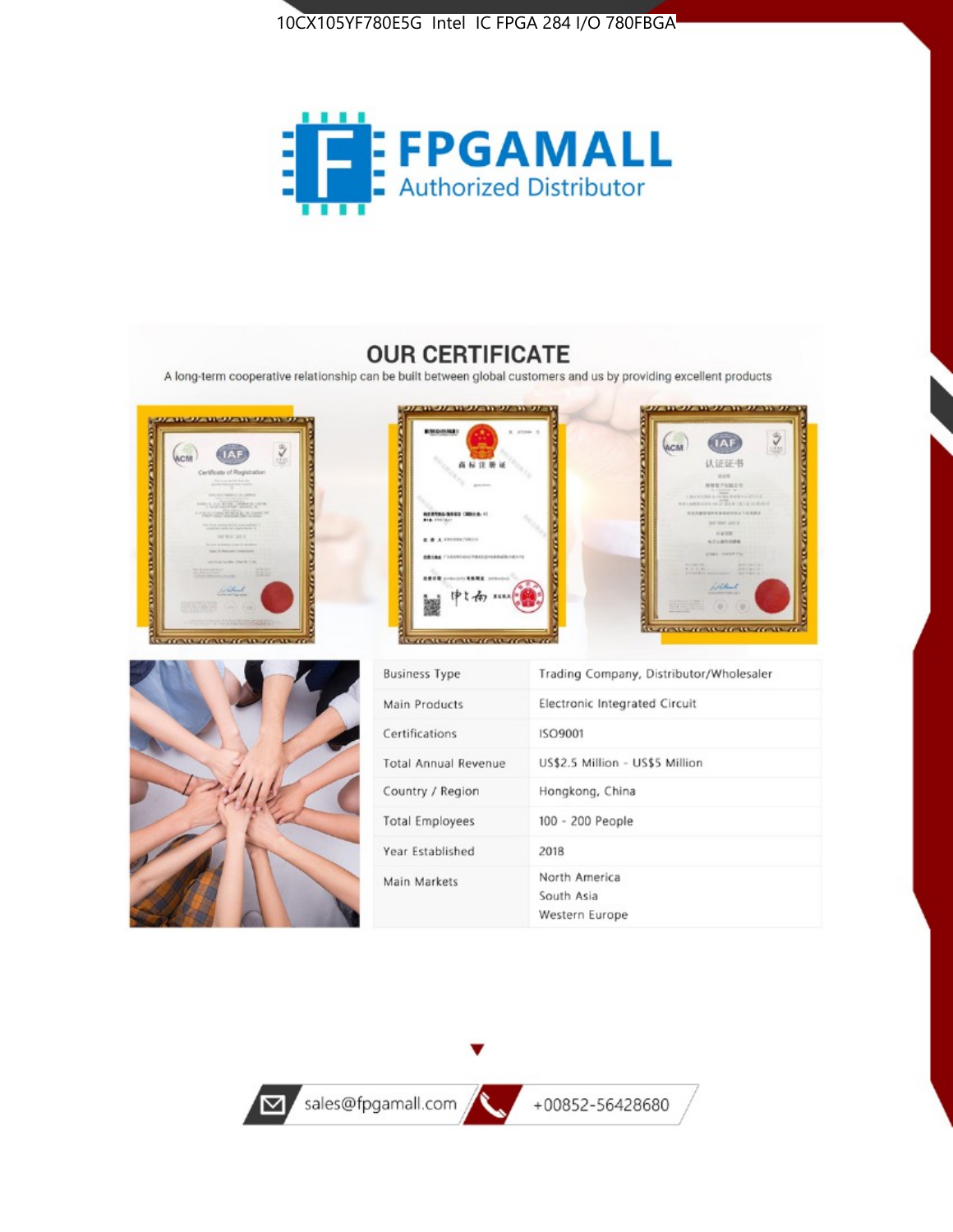FPGAMALL
Authorized Distributor

## OUR CERTIFICATE

A long-term cooperative relationship can be built between global customers and us by providing excellent products

| | |
|---|---|
| Business Type | Trading Company, Distributor/Wholesaler |
| Main Products | Electronic Integrated Circuit |
| Certifications | ISO9001 |
| Total Annual Revenue | US$2.5 Million - US$5 Million |
| Country / Region | Hongkong, China |
| Total Employees | 100 - 200 People |
| Year Established | 2018 |
| Main Markets | North America<br>South Asia<br>Western Europe |

sales@fpgamall.com

+00852-56428680